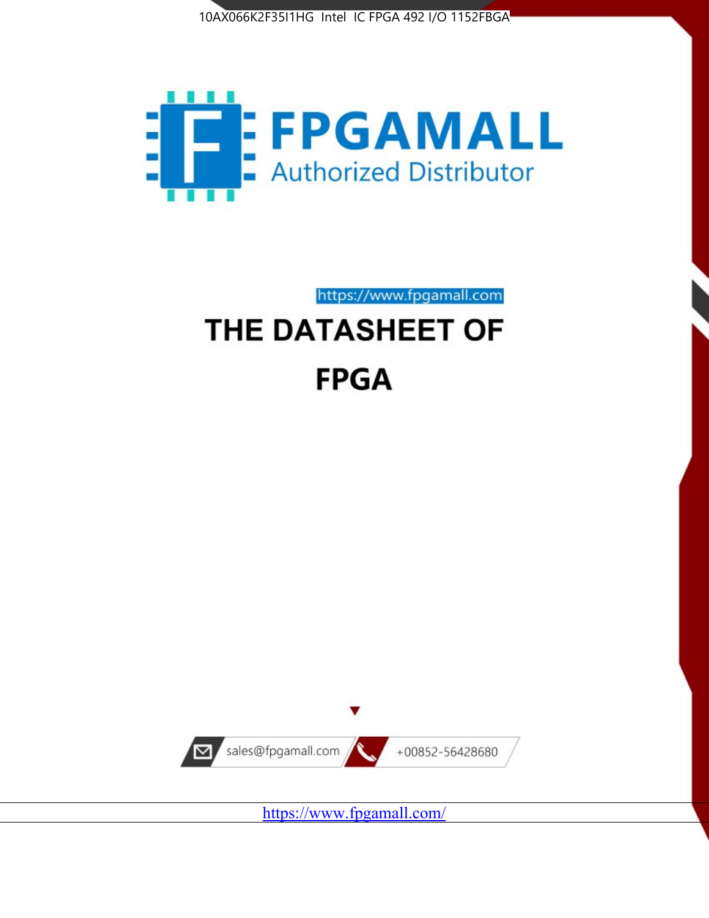10AX066K2F35I1HG Intel IC FPGA 492 I/O 1152FBGA

FPGAMALL

Authorized Distributor

https://www.fpgamall.com

# THE DATASHEET OF

# FPGA

sales@fpgamall.com

+00852-56428680

https://www.fpgamall.com/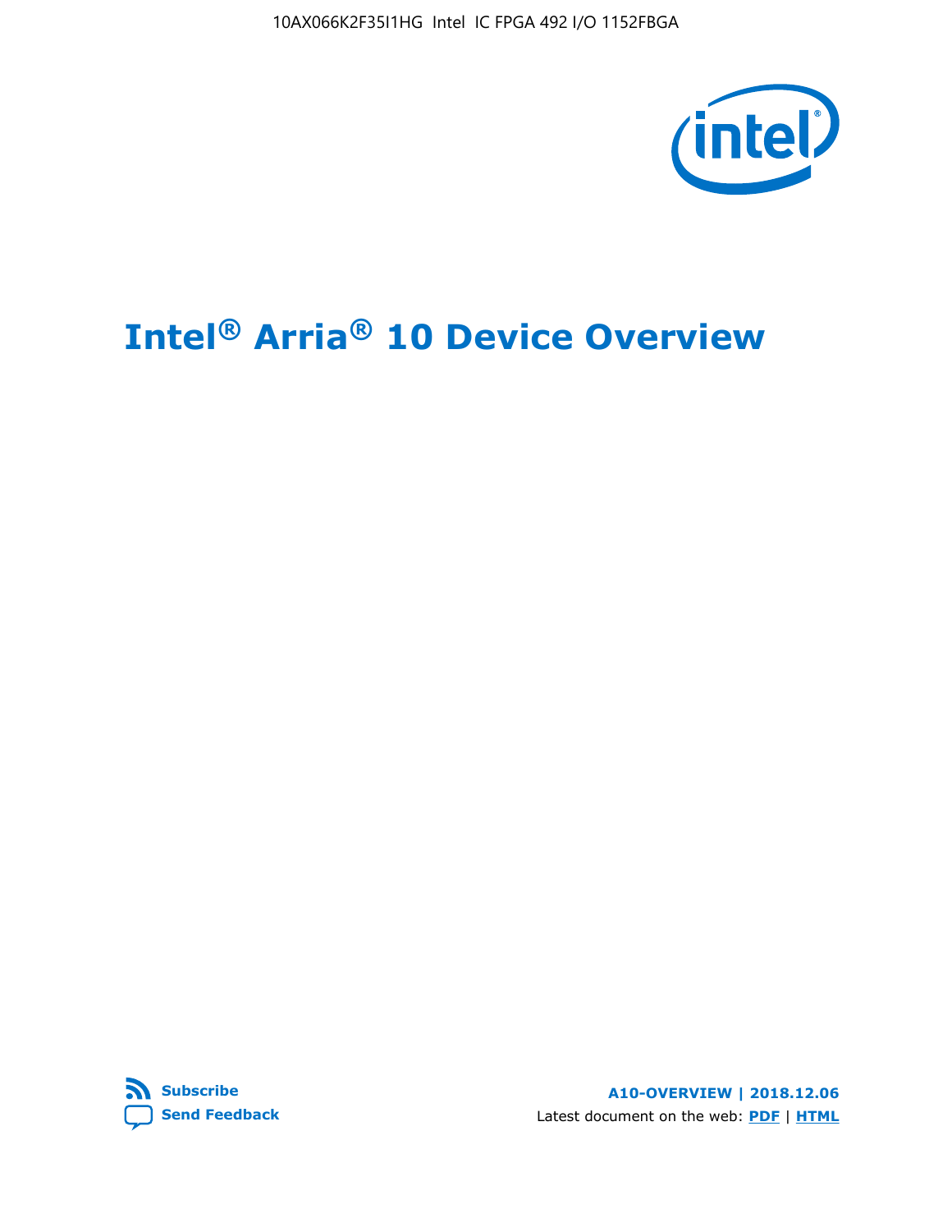# Intel® Arria® 10 Device Overview

A10-OVERVIEW | 2018.12.06

Subscribe

Send Feedback

Latest document on the web: PDF | HTML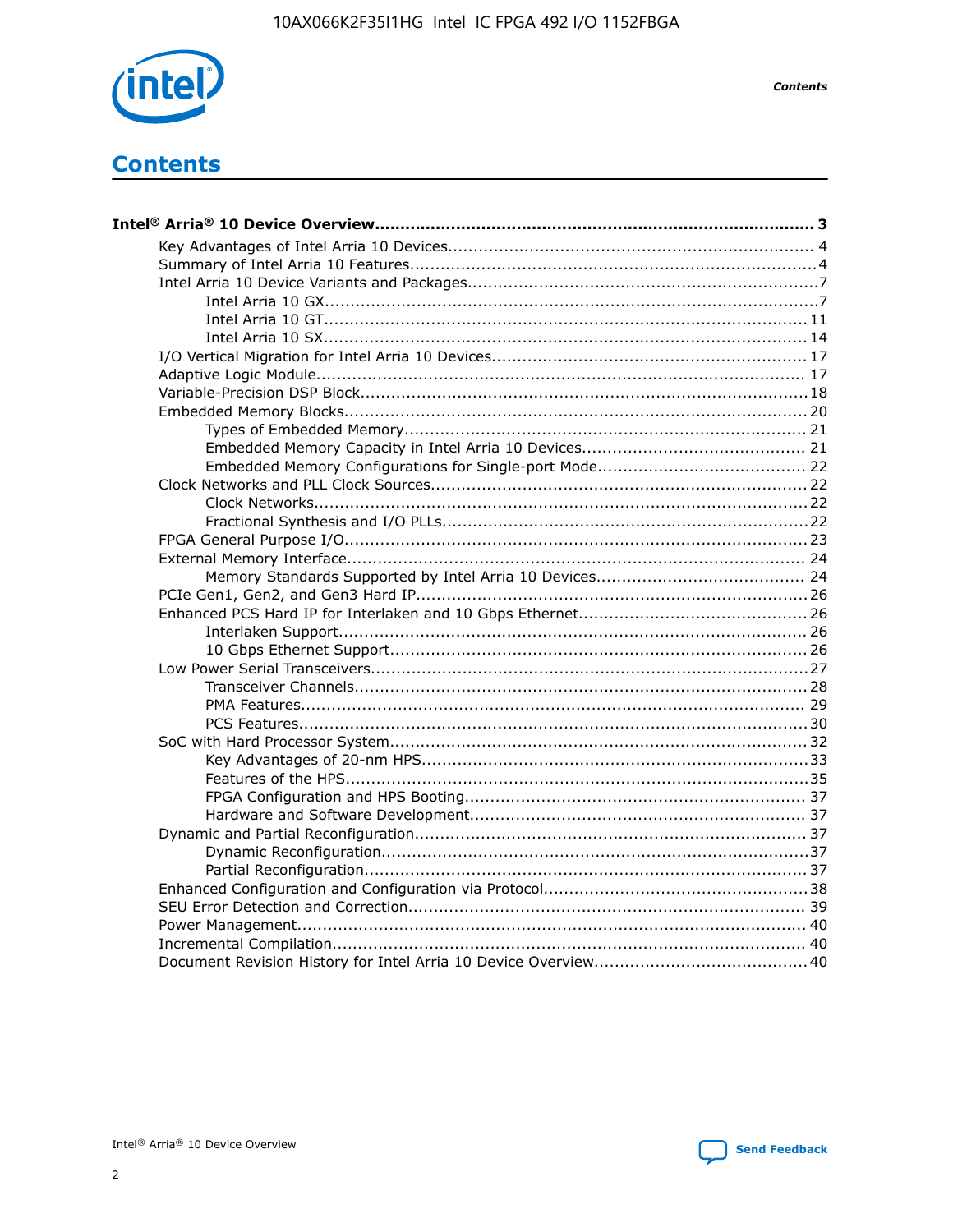# Contents

**Intel® Arria® 10 Device Overview....................................................................................... 3**

- Key Advantages of Intel Arria 10 Devices........................................................................ 4
- Summary of Intel Arria 10 Features................................................................................4
- Intel Arria 10 Device Variants and Packages.....................................................................7
  - Intel Arria 10 GX.................................................................................................7
  - Intel Arria 10 GT............................................................................................... 11
  - Intel Arria 10 SX............................................................................................... 14
- I/O Vertical Migration for Intel Arria 10 Devices.............................................................. 17
- Adaptive Logic Module................................................................................................ 17
- Variable-Precision DSP Block........................................................................................18
- Embedded Memory Blocks........................................................................................... 20
  - Types of Embedded Memory............................................................................... 21
  - Embedded Memory Capacity in Intel Arria 10 Devices............................................ 21
  - Embedded Memory Configurations for Single-port Mode......................................... 22
- Clock Networks and PLL Clock Sources.......................................................................... 22
  - Clock Networks.................................................................................................22
  - Fractional Synthesis and I/O PLLs........................................................................22
- FPGA General Purpose I/O.......................................................................................... 23
- External Memory Interface.......................................................................................... 24
  - Memory Standards Supported by Intel Arria 10 Devices......................................... 24
- PCIe Gen1, Gen2, and Gen3 Hard IP.............................................................................26
- Enhanced PCS Hard IP for Interlaken and 10 Gbps Ethernet.............................................26
  - Interlaken Support............................................................................................ 26
  - 10 Gbps Ethernet Support.................................................................................. 26
- Low Power Serial Transceivers......................................................................................27
  - Transceiver Channels.........................................................................................28
  - PMA Features................................................................................................... 29
  - PCS Features....................................................................................................30
- SoC with Hard Processor System.................................................................................. 32
  - Key Advantages of 20-nm HPS............................................................................33
  - Features of the HPS...........................................................................................35
  - FPGA Configuration and HPS Booting................................................................... 37
  - Hardware and Software Development.................................................................. 37
- Dynamic and Partial Reconfiguration.............................................................................37
  - Dynamic Reconfiguration...................................................................................37
  - Partial Reconfiguration.......................................................................................37
- Enhanced Configuration and Configuration via Protocol....................................................38
- SEU Error Detection and Correction.............................................................................. 39
- Power Management.................................................................................................... 40
- Incremental Compilation............................................................................................. 40
- Document Revision History for Intel Arria 10 Device Overview..........................................40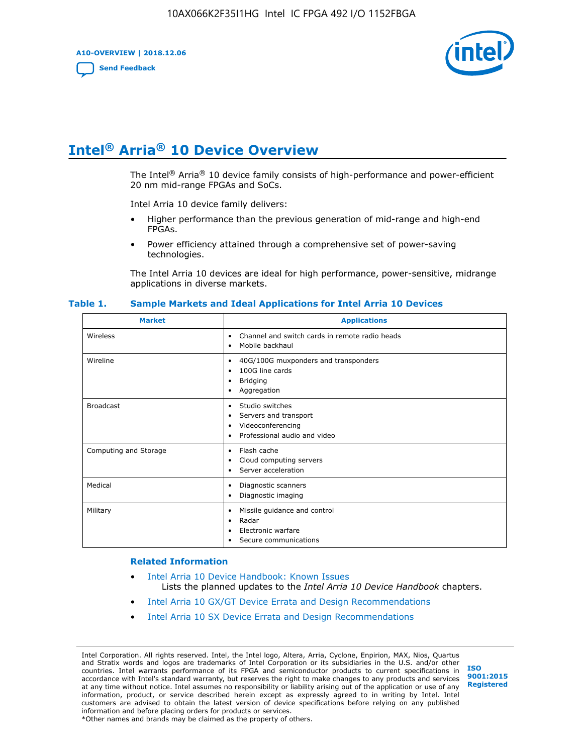# Intel® Arria® 10 Device Overview

The Intel® Arria® 10 device family consists of high-performance and power-efficient 20 nm mid-range FPGAs and SoCs.

Intel Arria 10 device family delivers:

- Higher performance than the previous generation of mid-range and high-end FPGAs.
- Power efficiency attained through a comprehensive set of power-saving technologies.

The Intel Arria 10 devices are ideal for high performance, power-sensitive, midrange applications in diverse markets.

**Table 1. Sample Markets and Ideal Applications for Intel Arria 10 Devices**

| Market | Applications |
|---|---|
| Wireless | • Channel and switch cards in remote radio heads<br>• Mobile backhaul |
| Wireline | • 40G/100G muxponders and transponders<br>• 100G line cards<br>• Bridging<br>• Aggregation |
| Broadcast | • Studio switches<br>• Servers and transport<br>• Videoconferencing<br>• Professional audio and video |
| Computing and Storage | • Flash cache<br>• Cloud computing servers<br>• Server acceleration |
| Medical | • Diagnostic scanners<br>• Diagnostic imaging |
| Military | • Missile guidance and control<br>• Radar<br>• Electronic warfare<br>• Secure communications |

## Related Information

- Intel Arria 10 Device Handbook: Known Issues
  Lists the planned updates to the *Intel Arria 10 Device Handbook* chapters.
- Intel Arria 10 GX/GT Device Errata and Design Recommendations
- Intel Arria 10 SX Device Errata and Design Recommendations

Intel Corporation. All rights reserved. Intel, the Intel logo, Altera, Arria, Cyclone, Enpirion, MAX, Nios, Quartus and Stratix words and logos are trademarks of Intel Corporation or its subsidiaries in the U.S. and/or other countries. Intel warrants performance of its FPGA and semiconductor products to current specifications in accordance with Intel's standard warranty, but reserves the right to make changes to any products and services at any time without notice. Intel assumes no responsibility or liability arising out of the application or use of any information, product, or service described herein except as expressly agreed to in writing by Intel. Intel customers are advised to obtain the latest version of device specifications before relying on any published information and before placing orders for products or services.
*Other names and brands may be claimed as the property of others.

ISO 9001:2015 Registered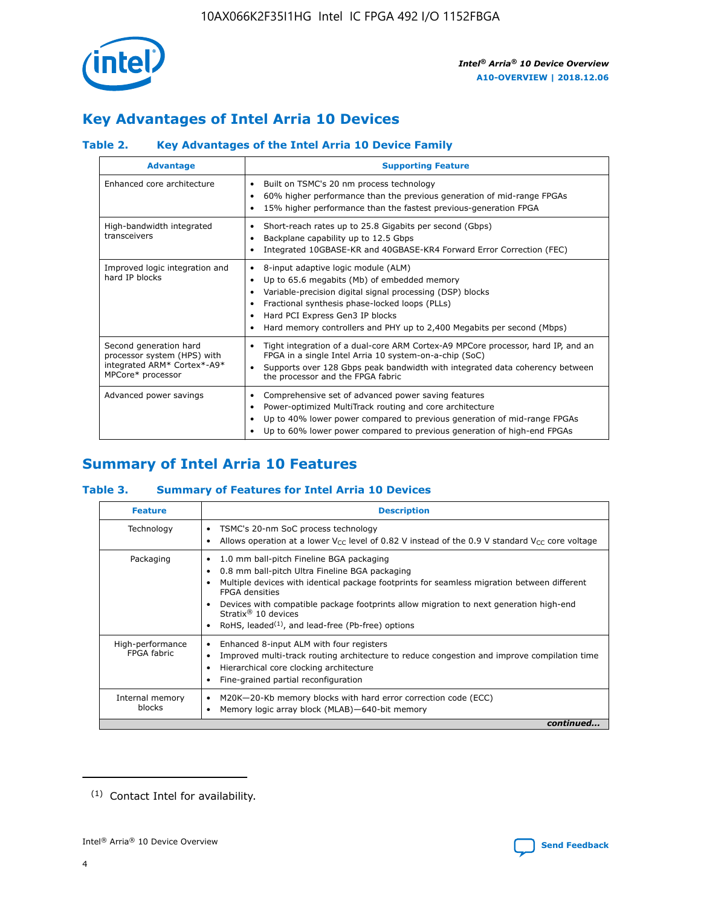# Key Advantages of Intel Arria 10 Devices

### Table 2. Key Advantages of the Intel Arria 10 Device Family

| Advantage | Supporting Feature |
|---|---|
| Enhanced core architecture | • Built on TSMC's 20 nm process technology<br>• 60% higher performance than the previous generation of mid-range FPGAs<br>• 15% higher performance than the fastest previous-generation FPGA |
| High-bandwidth integrated transceivers | • Short-reach rates up to 25.8 Gigabits per second (Gbps)<br>• Backplane capability up to 12.5 Gbps<br>• Integrated 10GBASE-KR and 40GBASE-KR4 Forward Error Correction (FEC) |
| Improved logic integration and hard IP blocks | • 8-input adaptive logic module (ALM)<br>• Up to 65.6 megabits (Mb) of embedded memory<br>• Variable-precision digital signal processing (DSP) blocks<br>• Fractional synthesis phase-locked loops (PLLs)<br>• Hard PCI Express Gen3 IP blocks<br>• Hard memory controllers and PHY up to 2,400 Megabits per second (Mbps) |
| Second generation hard processor system (HPS) with integrated ARM* Cortex*-A9* MPCore* processor | • Tight integration of a dual-core ARM Cortex-A9 MPCore processor, hard IP, and an FPGA in a single Intel Arria 10 system-on-a-chip (SoC)<br>• Supports over 128 Gbps peak bandwidth with integrated data coherency between the processor and the FPGA fabric |
| Advanced power savings | • Comprehensive set of advanced power saving features<br>• Power-optimized MultiTrack routing and core architecture<br>• Up to 40% lower power compared to previous generation of mid-range FPGAs<br>• Up to 60% lower power compared to previous generation of high-end FPGAs |

# Summary of Intel Arria 10 Features

### Table 3. Summary of Features for Intel Arria 10 Devices

| Feature | Description |
|---|---|
| Technology | • TSMC's 20-nm SoC process technology<br>• Allows operation at a lower $V_{CC}$ level of 0.82 V instead of the 0.9 V standard $V_{CC}$ core voltage |
| Packaging | • 1.0 mm ball-pitch Fineline BGA packaging<br>• 0.8 mm ball-pitch Ultra Fineline BGA packaging<br>• Multiple devices with identical package footprints for seamless migration between different FPGA densities<br>• Devices with compatible package footprints allow migration to next generation high-end Stratix® 10 devices<br>• RoHS, leaded[(1)], and lead-free (Pb-free) options |
| High-performance FPGA fabric | • Enhanced 8-input ALM with four registers<br>• Improved multi-track routing architecture to reduce congestion and improve compilation time<br>• Hierarchical core clocking architecture<br>• Fine-grained partial reconfiguration |
| Internal memory blocks | • M20K—20-Kb memory blocks with hard error correction code (ECC)<br>• Memory logic array block (MLAB)—640-bit memory |

*continued...*

(1) Contact Intel for availability.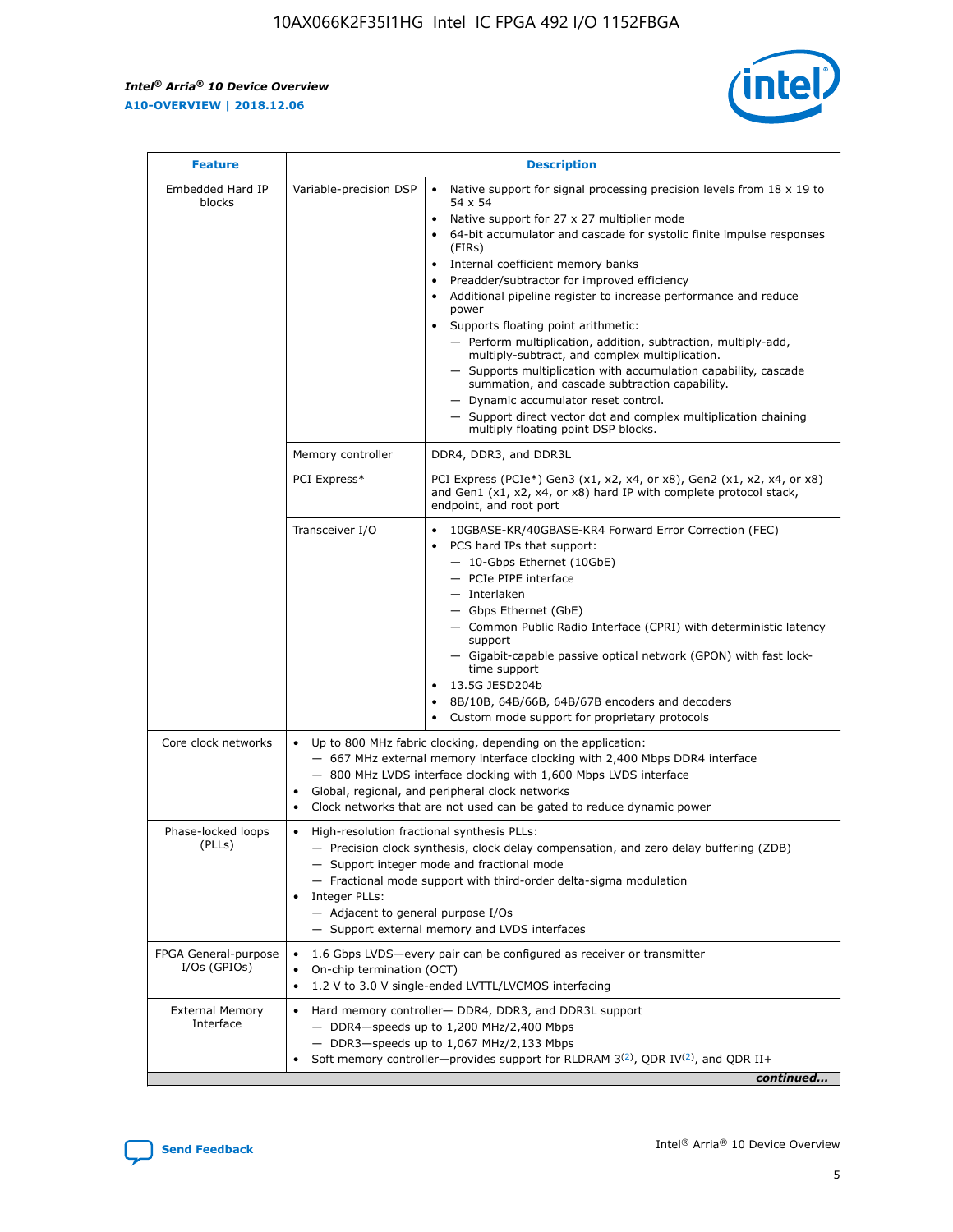| Feature | | Description |
|---|---|---|
| Embedded Hard IP blocks | Variable-precision DSP | • Native support for signal processing precision levels from 18 x 19 to 54 x 54<br>• Native support for 27 x 27 multiplier mode<br>• 64-bit accumulator and cascade for systolic finite impulse responses (FIRs)<br>• Internal coefficient memory banks<br>• Preadder/subtractor for improved efficiency<br>• Additional pipeline register to increase performance and reduce power<br>• Supports floating point arithmetic:<br>— Perform multiplication, addition, subtraction, multiply-add, multiply-subtract, and complex multiplication.<br>— Supports multiplication with accumulation capability, cascade summation, and cascade subtraction capability.<br>— Dynamic accumulator reset control.<br>— Support direct vector dot and complex multiplication chaining multiply floating point DSP blocks. |
| | Memory controller | DDR4, DDR3, and DDR3L |
| | PCI Express* | PCI Express (PCIe*) Gen3 (x1, x2, x4, or x8), Gen2 (x1, x2, x4, or x8) and Gen1 (x1, x2, x4, or x8) hard IP with complete protocol stack, endpoint, and root port |
| | Transceiver I/O | • 10GBASE-KR/40GBASE-KR4 Forward Error Correction (FEC)<br>• PCS hard IPs that support:<br>— 10-Gbps Ethernet (10GbE)<br>— PCIe PIPE interface<br>— Interlaken<br>— Gbps Ethernet (GbE)<br>— Common Public Radio Interface (CPRI) with deterministic latency support<br>— Gigabit-capable passive optical network (GPON) with fast lock-time support<br>• 13.5G JESD204b<br>• 8B/10B, 64B/66B, 64B/67B encoders and decoders<br>• Custom mode support for proprietary protocols |
| Core clock networks | | • Up to 800 MHz fabric clocking, depending on the application:<br>— 667 MHz external memory interface clocking with 2,400 Mbps DDR4 interface<br>— 800 MHz LVDS interface clocking with 1,600 Mbps LVDS interface<br>• Global, regional, and peripheral clock networks<br>• Clock networks that are not used can be gated to reduce dynamic power |
| Phase-locked loops (PLLs) | | • High-resolution fractional synthesis PLLs:<br>— Precision clock synthesis, clock delay compensation, and zero delay buffering (ZDB)<br>— Support integer mode and fractional mode<br>— Fractional mode support with third-order delta-sigma modulation<br>• Integer PLLs:<br>— Adjacent to general purpose I/Os<br>— Support external memory and LVDS interfaces |
| FPGA General-purpose I/Os (GPIOs) | | • 1.6 Gbps LVDS—every pair can be configured as receiver or transmitter<br>• On-chip termination (OCT)<br>• 1.2 V to 3.0 V single-ended LVTTL/LVCMOS interfacing |
| External Memory Interface | | • Hard memory controller— DDR4, DDR3, and DDR3L support<br>— DDR4—speeds up to 1,200 MHz/2,400 Mbps<br>— DDR3—speeds up to 1,067 MHz/2,133 Mbps<br>• Soft memory controller—provides support for RLDRAM 3[(2)], QDR IV[(2)], and QDR II+ |

*continued...*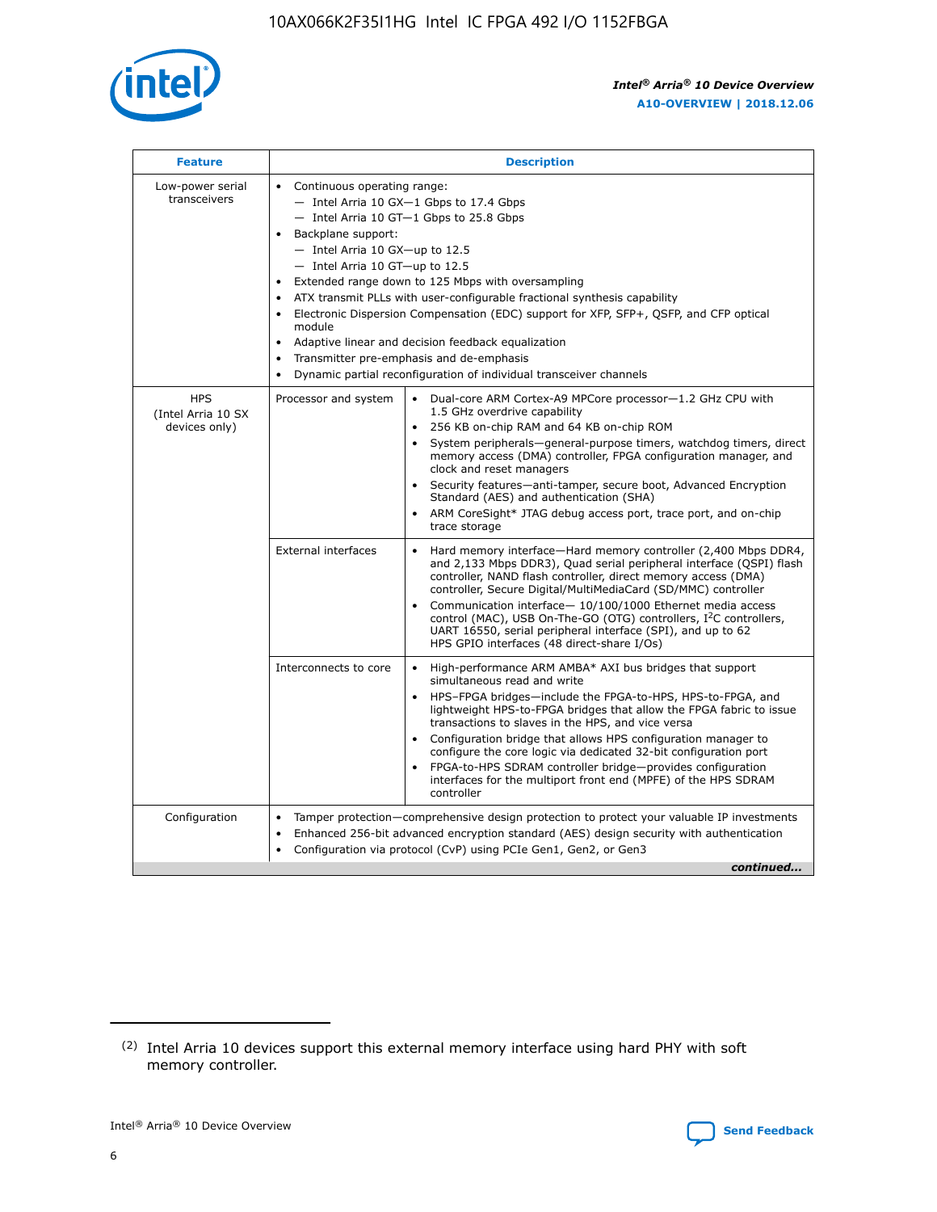| Feature | Description | |
|---|---|---|
| Low-power serial transceivers | • Continuous operating range:<br>— Intel Arria 10 GX—1 Gbps to 17.4 Gbps<br>— Intel Arria 10 GT—1 Gbps to 25.8 Gbps<br>• Backplane support:<br>— Intel Arria 10 GX—up to 12.5<br>— Intel Arria 10 GT—up to 12.5<br>• Extended range down to 125 Mbps with oversampling<br>• ATX transmit PLLs with user-configurable fractional synthesis capability<br>• Electronic Dispersion Compensation (EDC) support for XFP, SFP+, QSFP, and CFP optical module<br>• Adaptive linear and decision feedback equalization<br>• Transmitter pre-emphasis and de-emphasis<br>• Dynamic partial reconfiguration of individual transceiver channels | |
| HPS (Intel Arria 10 SX devices only) | Processor and system | • Dual-core ARM Cortex-A9 MPCore processor—1.2 GHz CPU with 1.5 GHz overdrive capability<br>• 256 KB on-chip RAM and 64 KB on-chip ROM<br>• System peripherals—general-purpose timers, watchdog timers, direct memory access (DMA) controller, FPGA configuration manager, and clock and reset managers<br>• Security features—anti-tamper, secure boot, Advanced Encryption Standard (AES) and authentication (SHA)<br>• ARM CoreSight* JTAG debug access port, trace port, and on-chip trace storage |
| | External interfaces | • Hard memory interface—Hard memory controller (2,400 Mbps DDR4, and 2,133 Mbps DDR3), Quad serial peripheral interface (QSPI) flash controller, NAND flash controller, direct memory access (DMA) controller, Secure Digital/MultiMediaCard (SD/MMC) controller<br>• Communication interface— 10/100/1000 Ethernet media access control (MAC), USB On-The-GO (OTG) controllers, I²C controllers, UART 16550, serial peripheral interface (SPI), and up to 62 HPS GPIO interfaces (48 direct-share I/Os) |
| | Interconnects to core | • High-performance ARM AMBA* AXI bus bridges that support simultaneous read and write<br>• HPS–FPGA bridges—include the FPGA-to-HPS, HPS-to-FPGA, and lightweight HPS-to-FPGA bridges that allow the FPGA fabric to issue transactions to slaves in the HPS, and vice versa<br>• Configuration bridge that allows HPS configuration manager to configure the core logic via dedicated 32-bit configuration port<br>• FPGA-to-HPS SDRAM controller bridge—provides configuration interfaces for the multiport front end (MPFE) of the HPS SDRAM controller |
| Configuration | • Tamper protection—comprehensive design protection to protect your valuable IP investments<br>• Enhanced 256-bit advanced encryption standard (AES) design security with authentication<br>• Configuration via protocol (CvP) using PCIe Gen1, Gen2, or Gen3 | |

*continued...*

(2) Intel Arria 10 devices support this external memory interface using hard PHY with soft memory controller.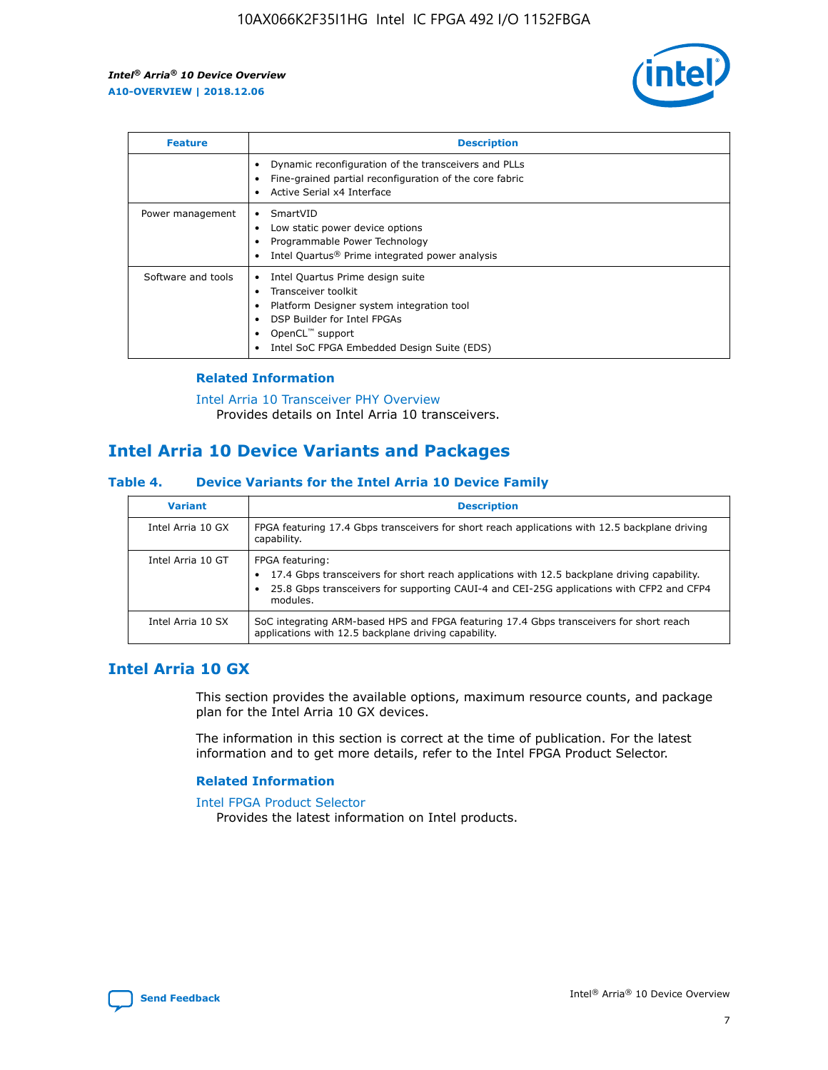| Feature | Description |
| --- | --- |
|  | • Dynamic reconfiguration of the transceivers and PLLs<br>• Fine-grained partial reconfiguration of the core fabric<br>• Active Serial x4 Interface |
| Power management | • SmartVID<br>• Low static power device options<br>• Programmable Power Technology<br>• Intel Quartus® Prime integrated power analysis |
| Software and tools | • Intel Quartus Prime design suite<br>• Transceiver toolkit<br>• Platform Designer system integration tool<br>• DSP Builder for Intel FPGAs<br>• OpenCL™ support<br>• Intel SoC FPGA Embedded Design Suite (EDS) |

### Related Information

Intel Arria 10 Transceiver PHY Overview
Provides details on Intel Arria 10 transceivers.

## Intel Arria 10 Device Variants and Packages

### Table 4. Device Variants for the Intel Arria 10 Device Family

| Variant | Description |
| --- | --- |
| Intel Arria 10 GX | FPGA featuring 17.4 Gbps transceivers for short reach applications with 12.5 backplane driving capability. |
| Intel Arria 10 GT | FPGA featuring:<br>• 17.4 Gbps transceivers for short reach applications with 12.5 backplane driving capability.<br>• 25.8 Gbps transceivers for supporting CAUI-4 and CEI-25G applications with CFP2 and CFP4 modules. |
| Intel Arria 10 SX | SoC integrating ARM-based HPS and FPGA featuring 17.4 Gbps transceivers for short reach applications with 12.5 backplane driving capability. |

## Intel Arria 10 GX

This section provides the available options, maximum resource counts, and package plan for the Intel Arria 10 GX devices.

The information in this section is correct at the time of publication. For the latest information and to get more details, refer to the Intel FPGA Product Selector.

### Related Information

Intel FPGA Product Selector
Provides the latest information on Intel products.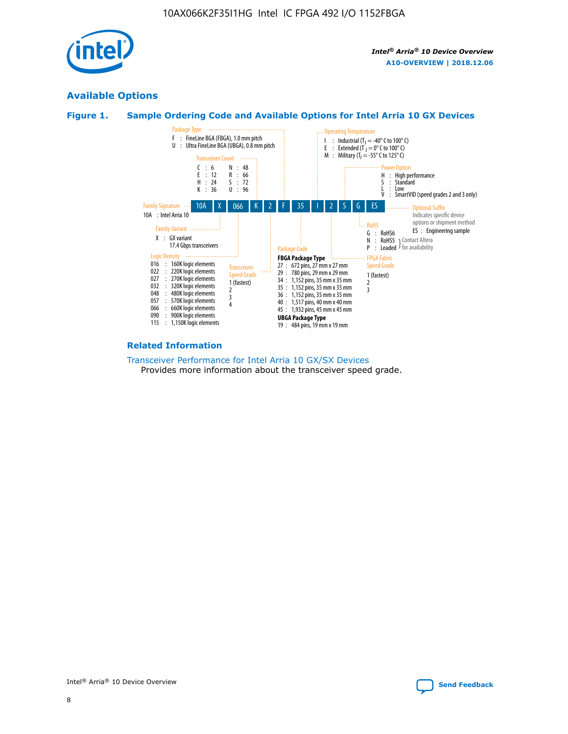## Available Options

### Figure 1. Sample Ordering Code and Available Options for Intel Arria 10 GX Devices

Sample ordering code: 10A X 066 K 2 F 35 I 2 S G ES

**Family Signature**
- 10A : Intel Arria 10

**Family Variant**
- X : GX variant 17.4 Gbps transceivers

**Logic Density**
- 016 : 160K logic elements
- 022 : 220K logic elements
- 027 : 270K logic elements
- 032 : 320K logic elements
- 048 : 480K logic elements
- 057 : 570K logic elements
- 066 : 660K logic elements
- 090 : 900K logic elements
- 115 : 1,150K logic elements

**Transceiver Count**
- C : 6
- E : 12
- H : 24
- K : 36
- N : 48
- R : 66
- S : 72
- U : 96

**Transceiver Speed Grade**
- 1 (fastest)
- 2
- 3
- 4

**Package Type**
- F : FineLine BGA (FBGA), 1.0 mm pitch
- U : Ultra FineLine BGA (UBGA), 0.8 mm pitch

**Package Code**

FBGA Package Type
- 27 : 672 pins, 27 mm x 27 mm
- 29 : 780 pins, 29 mm x 29 mm
- 34 : 1,152 pins, 35 mm x 35 mm
- 35 : 1,152 pins, 35 mm x 35 mm
- 36 : 1,152 pins, 35 mm x 35 mm
- 40 : 1,517 pins, 40 mm x 40 mm
- 45 : 1,932 pins, 45 mm x 45 mm

UBGA Package Type
- 19 : 484 pins, 19 mm x 19 mm

**Operating Temperature**
- I : Industrial ($T_J$ = -40° C to 100° C)
- E : Extended ($T_J$ = 0° C to 100° C)
- M : Military ($T_J$ = -55° C to 125° C)

**FPGA Fabric Speed Grade**
- 1 (fastest)
- 2
- 3

**Power Option**
- H : High performance
- S : Standard
- L : Low
- V : SmartVID (speed grades 2 and 3 only)

**RoHS**
- G : RoHS6
- N : RoHS5 (Contact Altera for availability)
- P : Leaded (Contact Altera for availability)

**Optional Suffix**

Indicates specific device options or shipment method
- ES : Engineering sample

### Related Information

Transceiver Performance for Intel Arria 10 GX/SX Devices

Provides more information about the transceiver speed grade.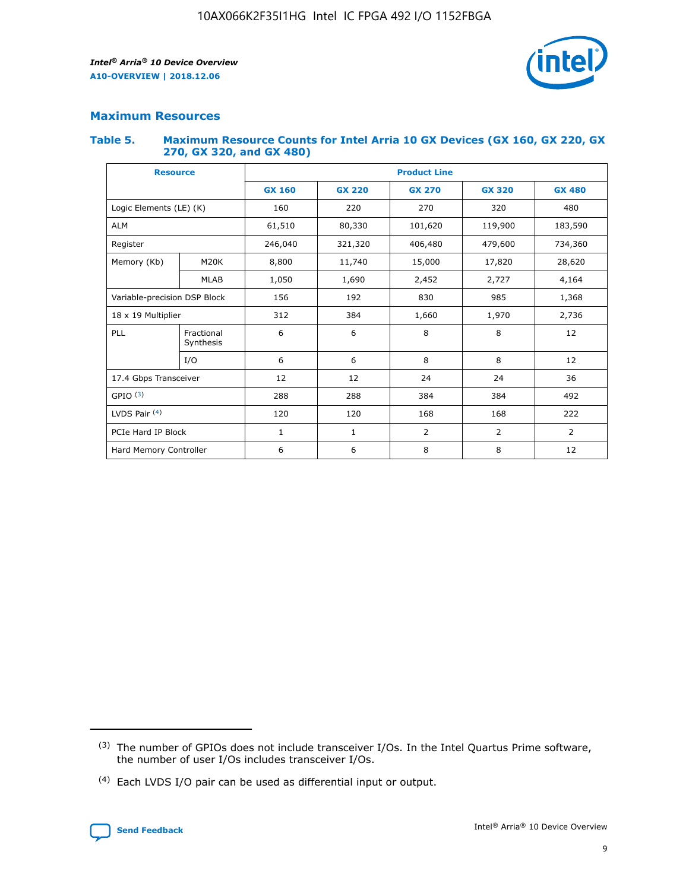## Maximum Resources

### Table 5. Maximum Resource Counts for Intel Arria 10 GX Devices (GX 160, GX 220, GX 270, GX 320, and GX 480)

| Resource | | Product Line | | | | |
|---|---|---|---|---|---|---|
| | | GX 160 | GX 220 | GX 270 | GX 320 | GX 480 |
| Logic Elements (LE) (K) | | 160 | 220 | 270 | 320 | 480 |
| ALM | | 61,510 | 80,330 | 101,620 | 119,900 | 183,590 |
| Register | | 246,040 | 321,320 | 406,480 | 479,600 | 734,360 |
| Memory (Kb) | M20K | 8,800 | 11,740 | 15,000 | 17,820 | 28,620 |
| | MLAB | 1,050 | 1,690 | 2,452 | 2,727 | 4,164 |
| Variable-precision DSP Block | | 156 | 192 | 830 | 985 | 1,368 |
| 18 x 19 Multiplier | | 312 | 384 | 1,660 | 1,970 | 2,736 |
| PLL | Fractional Synthesis | 6 | 6 | 8 | 8 | 12 |
| | I/O | 6 | 6 | 8 | 8 | 12 |
| 17.4 Gbps Transceiver | | 12 | 12 | 24 | 24 | 36 |
| GPIO (3) | | 288 | 288 | 384 | 384 | 492 |
| LVDS Pair (4) | | 120 | 120 | 168 | 168 | 222 |
| PCIe Hard IP Block | | 1 | 1 | 2 | 2 | 2 |
| Hard Memory Controller | | 6 | 6 | 8 | 8 | 12 |

(3) The number of GPIOs does not include transceiver I/Os. In the Intel Quartus Prime software, the number of user I/Os includes transceiver I/Os.

(4) Each LVDS I/O pair can be used as differential input or output.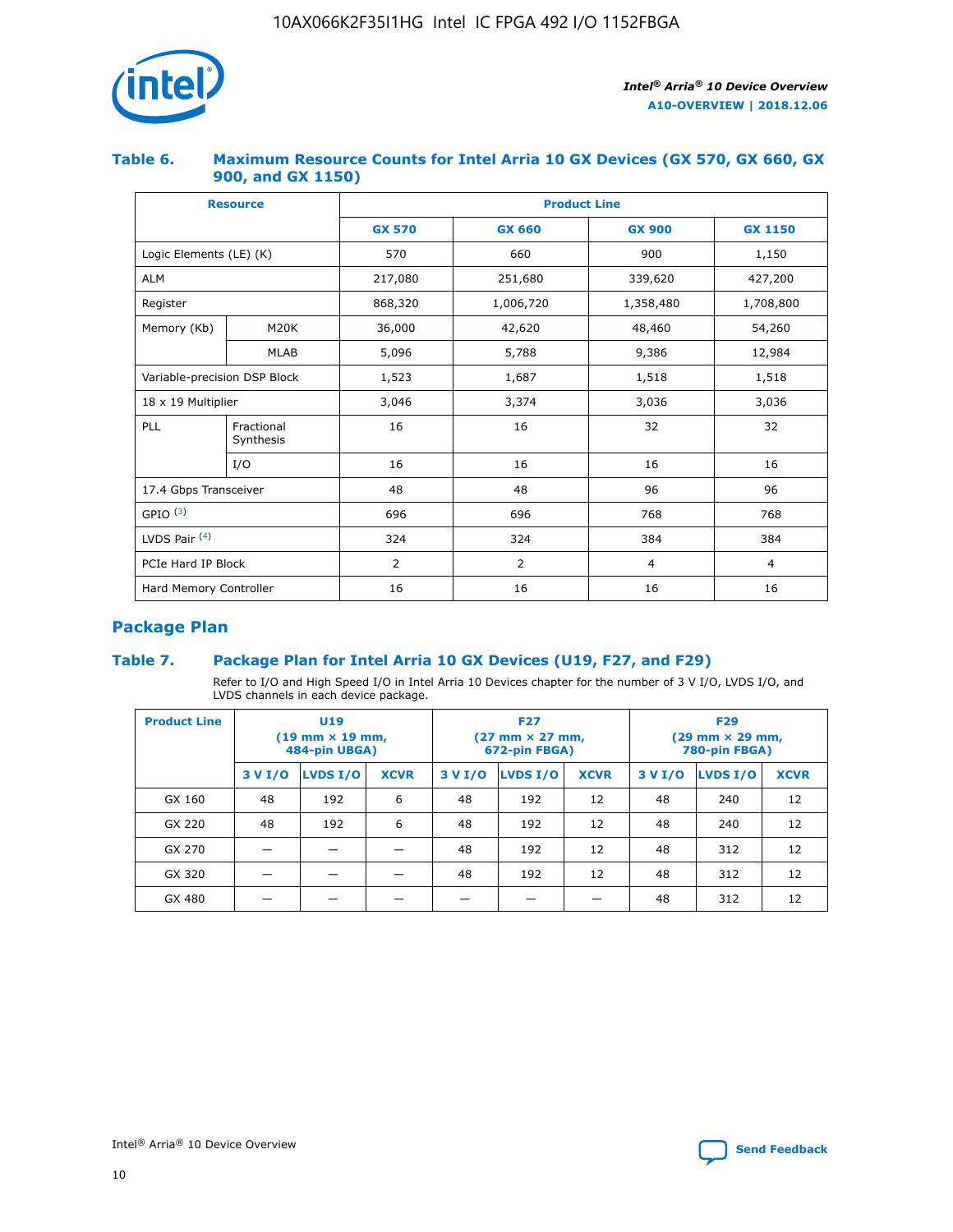#### Table 6. Maximum Resource Counts for Intel Arria 10 GX Devices (GX 570, GX 660, GX 900, and GX 1150)

| Resource | | Product Line | | | |
|---|---|---|---|---|---|
| | | GX 570 | GX 660 | GX 900 | GX 1150 |
| Logic Elements (LE) (K) | | 570 | 660 | 900 | 1,150 |
| ALM | | 217,080 | 251,680 | 339,620 | 427,200 |
| Register | | 868,320 | 1,006,720 | 1,358,480 | 1,708,800 |
| Memory (Kb) | M20K | 36,000 | 42,620 | 48,460 | 54,260 |
| | MLAB | 5,096 | 5,788 | 9,386 | 12,984 |
| Variable-precision DSP Block | | 1,523 | 1,687 | 1,518 | 1,518 |
| 18 x 19 Multiplier | | 3,046 | 3,374 | 3,036 | 3,036 |
| PLL | Fractional Synthesis | 16 | 16 | 32 | 32 |
| | I/O | 16 | 16 | 16 | 16 |
| 17.4 Gbps Transceiver | | 48 | 48 | 96 | 96 |
| GPIO [(3)] | | 696 | 696 | 768 | 768 |
| LVDS Pair [(4)] | | 324 | 324 | 384 | 384 |
| PCIe Hard IP Block | | 2 | 2 | 4 | 4 |
| Hard Memory Controller | | 16 | 16 | 16 | 16 |

## Package Plan

#### Table 7. Package Plan for Intel Arria 10 GX Devices (U19, F27, and F29)

Refer to I/O and High Speed I/O in Intel Arria 10 Devices chapter for the number of 3 V I/O, LVDS I/O, and LVDS channels in each device package.

| Product Line | U19 (19 mm × 19 mm, 484-pin UBGA) | | | F27 (27 mm × 27 mm, 672-pin FBGA) | | | F29 (29 mm × 29 mm, 780-pin FBGA) | | |
|---|---|---|---|---|---|---|---|---|---|
| | 3 V I/O | LVDS I/O | XCVR | 3 V I/O | LVDS I/O | XCVR | 3 V I/O | LVDS I/O | XCVR |
| GX 160 | 48 | 192 | 6 | 48 | 192 | 12 | 48 | 240 | 12 |
| GX 220 | 48 | 192 | 6 | 48 | 192 | 12 | 48 | 240 | 12 |
| GX 270 | — | — | — | 48 | 192 | 12 | 48 | 312 | 12 |
| GX 320 | — | — | — | 48 | 192 | 12 | 48 | 312 | 12 |
| GX 480 | — | — | — | — | — | — | 48 | 312 | 12 |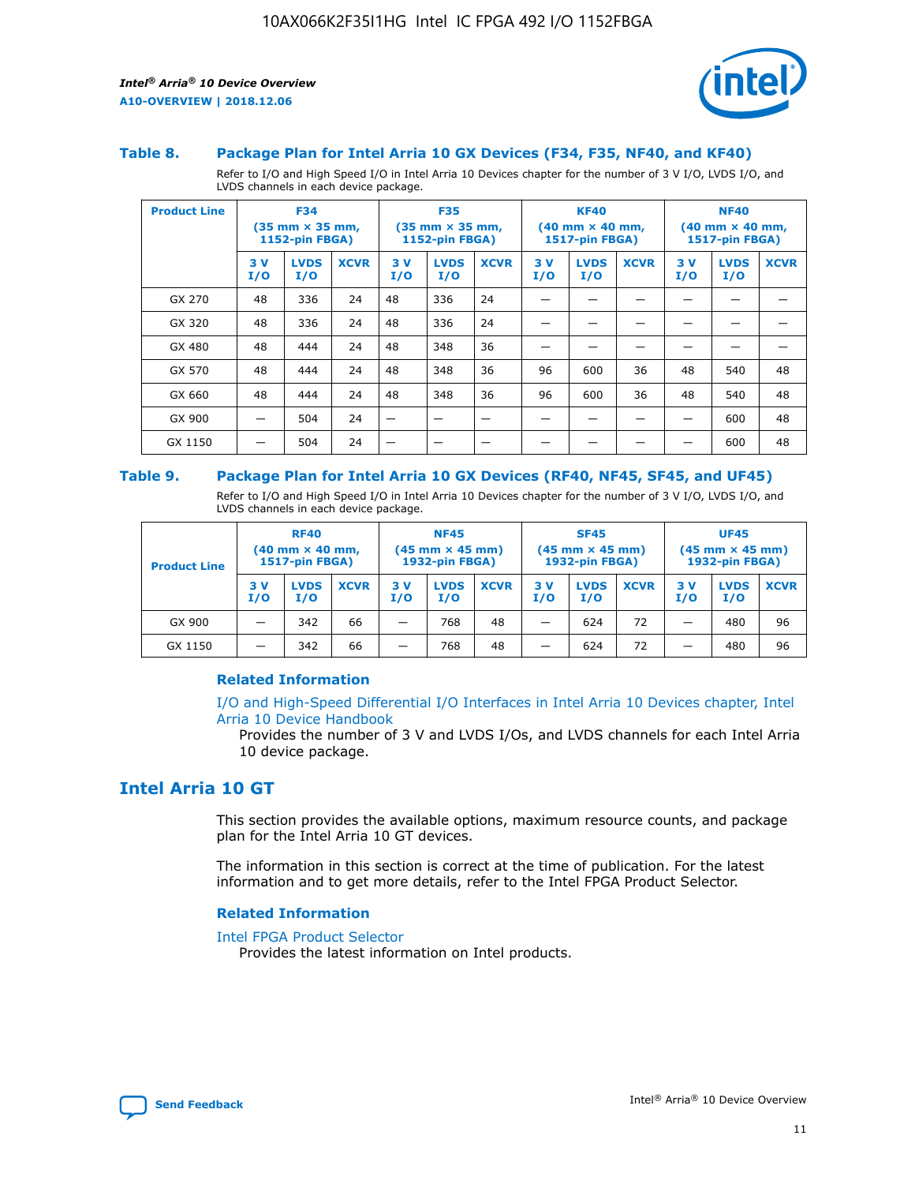### Table 8. Package Plan for Intel Arria 10 GX Devices (F34, F35, NF40, and KF40)

Refer to I/O and High Speed I/O in Intel Arria 10 Devices chapter for the number of 3 V I/O, LVDS I/O, and LVDS channels in each device package.

| Product Line | F34 (35 mm × 35 mm, 1152-pin FBGA) | | | F35 (35 mm × 35 mm, 1152-pin FBGA) | | | KF40 (40 mm × 40 mm, 1517-pin FBGA) | | | NF40 (40 mm × 40 mm, 1517-pin FBGA) | | |
|---|---|---|---|---|---|---|---|---|---|---|---|---|
| | 3 V I/O | LVDS I/O | XCVR | 3 V I/O | LVDS I/O | XCVR | 3 V I/O | LVDS I/O | XCVR | 3 V I/O | LVDS I/O | XCVR |
| GX 270 | 48 | 336 | 24 | 48 | 336 | 24 | — | — | — | — | — | — |
| GX 320 | 48 | 336 | 24 | 48 | 336 | 24 | — | — | — | — | — | — |
| GX 480 | 48 | 444 | 24 | 48 | 348 | 36 | — | — | — | — | — | — |
| GX 570 | 48 | 444 | 24 | 48 | 348 | 36 | 96 | 600 | 36 | 48 | 540 | 48 |
| GX 660 | 48 | 444 | 24 | 48 | 348 | 36 | 96 | 600 | 36 | 48 | 540 | 48 |
| GX 900 | — | 504 | 24 | — | — | — | — | — | — | — | 600 | 48 |
| GX 1150 | — | 504 | 24 | — | — | — | — | — | — | — | 600 | 48 |

### Table 9. Package Plan for Intel Arria 10 GX Devices (RF40, NF45, SF45, and UF45)

Refer to I/O and High Speed I/O in Intel Arria 10 Devices chapter for the number of 3 V I/O, LVDS I/O, and LVDS channels in each device package.

| Product Line | RF40 (40 mm × 40 mm, 1517-pin FBGA) | | | NF45 (45 mm × 45 mm) 1932-pin FBGA) | | | SF45 (45 mm × 45 mm) 1932-pin FBGA) | | | UF45 (45 mm × 45 mm) 1932-pin FBGA) | | |
|---|---|---|---|---|---|---|---|---|---|---|---|---|
| | 3 V I/O | LVDS I/O | XCVR | 3 V I/O | LVDS I/O | XCVR | 3 V I/O | LVDS I/O | XCVR | 3 V I/O | LVDS I/O | XCVR |
| GX 900 | — | 342 | 66 | — | 768 | 48 | — | 624 | 72 | — | 480 | 96 |
| GX 1150 | — | 342 | 66 | — | 768 | 48 | — | 624 | 72 | — | 480 | 96 |

#### Related Information

I/O and High-Speed Differential I/O Interfaces in Intel Arria 10 Devices chapter, Intel Arria 10 Device Handbook

Provides the number of 3 V and LVDS I/Os, and LVDS channels for each Intel Arria 10 device package.

## Intel Arria 10 GT

This section provides the available options, maximum resource counts, and package plan for the Intel Arria 10 GT devices.

The information in this section is correct at the time of publication. For the latest information and to get more details, refer to the Intel FPGA Product Selector.

#### Related Information

Intel FPGA Product Selector

Provides the latest information on Intel products.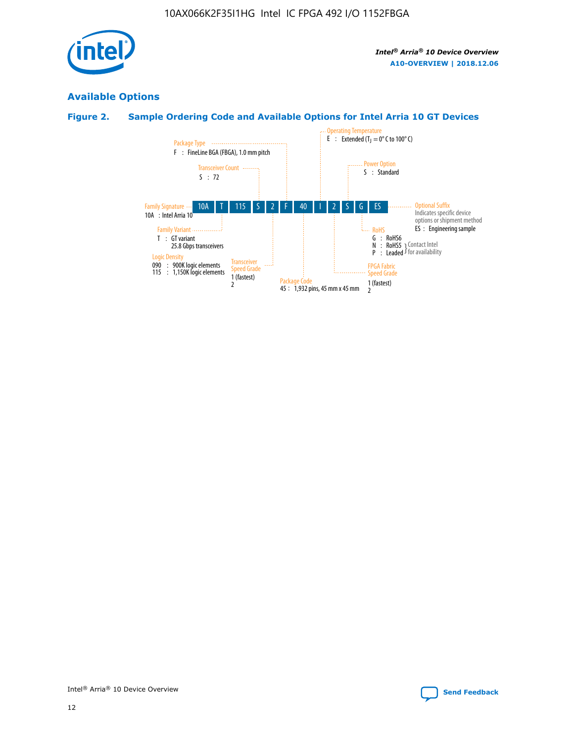## Available Options

### Figure 2. Sample Ordering Code and Available Options for Intel Arria 10 GT Devices

| 10A | T | 115 | S | 2 | F | 40 | I | 2 | S | G | ES |
|---|---|---|---|---|---|---|---|---|---|---|---|

**Family Signature**
10A : Intel Arria 10

**Family Variant**
T : GT variant
25.8 Gbps transceivers

**Logic Density**
090 : 900K logic elements
115 : 1,150K logic elements

**Transceiver Count**
S : 72

**Transceiver Speed Grade**
1 (fastest)
2

**Package Type**
F : FineLine BGA (FBGA), 1.0 mm pitch

**Package Code**
45 : 1,932 pins, 45 mm x 45 mm

**Operating Temperature**
E : Extended ($T_J$ = 0° C to 100° C)

**FPGA Fabric Speed Grade**
1 (fastest)
2

**Power Option**
S : Standard

**RoHS**
G : RoHS6
N : RoHS5 (Contact Intel for availability)
P : Leaded (Contact Intel for availability)

**Optional Suffix**
Indicates specific device options or shipment method
ES : Engineering sample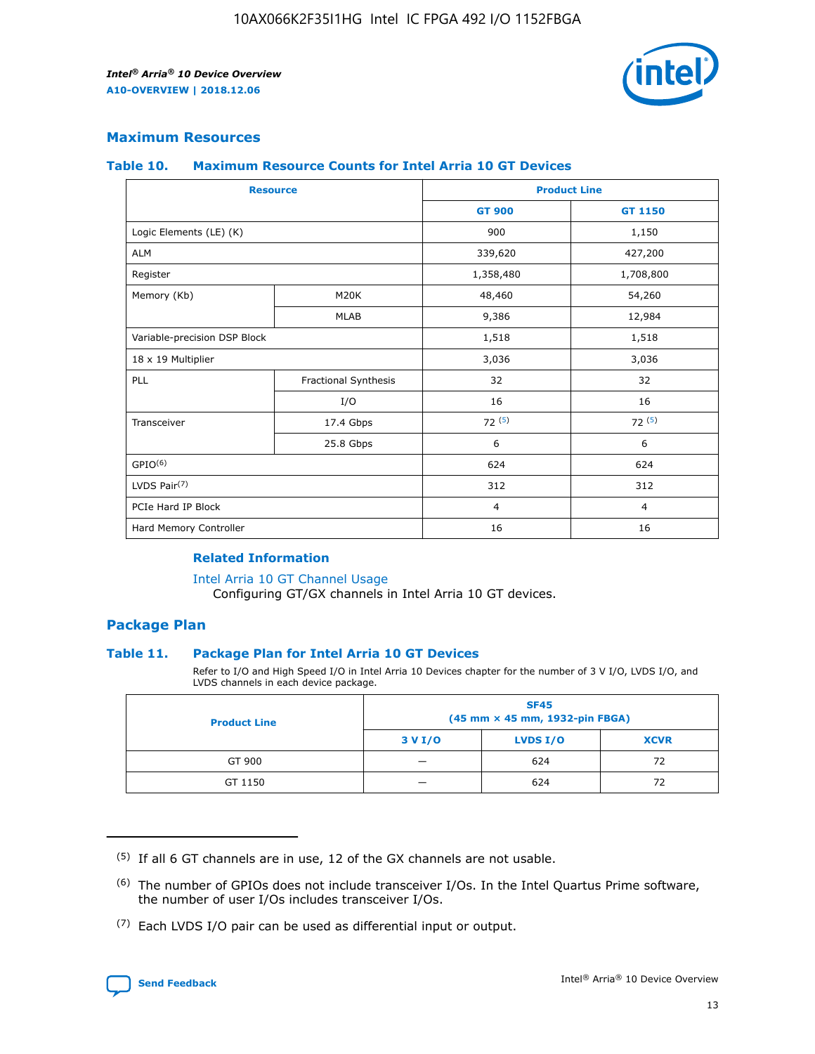## Maximum Resources

### Table 10. Maximum Resource Counts for Intel Arria 10 GT Devices

| Resource | | Product Line | |
|---|---|---|---|
| | | GT 900 | GT 1150 |
| Logic Elements (LE) (K) | | 900 | 1,150 |
| ALM | | 339,620 | 427,200 |
| Register | | 1,358,480 | 1,708,800 |
| Memory (Kb) | M20K | 48,460 | 54,260 |
| | MLAB | 9,386 | 12,984 |
| Variable-precision DSP Block | | 1,518 | 1,518 |
| 18 x 19 Multiplier | | 3,036 | 3,036 |
| PLL | Fractional Synthesis | 32 | 32 |
| | I/O | 16 | 16 |
| Transceiver | 17.4 Gbps | 72 [5] | 72 [5] |
| | 25.8 Gbps | 6 | 6 |
| GPIO[6] | | 624 | 624 |
| LVDS Pair[7] | | 312 | 312 |
| PCIe Hard IP Block | | 4 | 4 |
| Hard Memory Controller | | 16 | 16 |

#### Related Information

Intel Arria 10 GT Channel Usage
Configuring GT/GX channels in Intel Arria 10 GT devices.

## Package Plan

### Table 11. Package Plan for Intel Arria 10 GT Devices

Refer to I/O and High Speed I/O in Intel Arria 10 Devices chapter for the number of 3 V I/O, LVDS I/O, and LVDS channels in each device package.

| Product Line | SF45 (45 mm × 45 mm, 1932-pin FBGA) | | |
|---|---|---|---|
| | 3 V I/O | LVDS I/O | XCVR |
| GT 900 | — | 624 | 72 |
| GT 1150 | — | 624 | 72 |

(5) If all 6 GT channels are in use, 12 of the GX channels are not usable.

(6) The number of GPIOs does not include transceiver I/Os. In the Intel Quartus Prime software, the number of user I/Os includes transceiver I/Os.

(7) Each LVDS I/O pair can be used as differential input or output.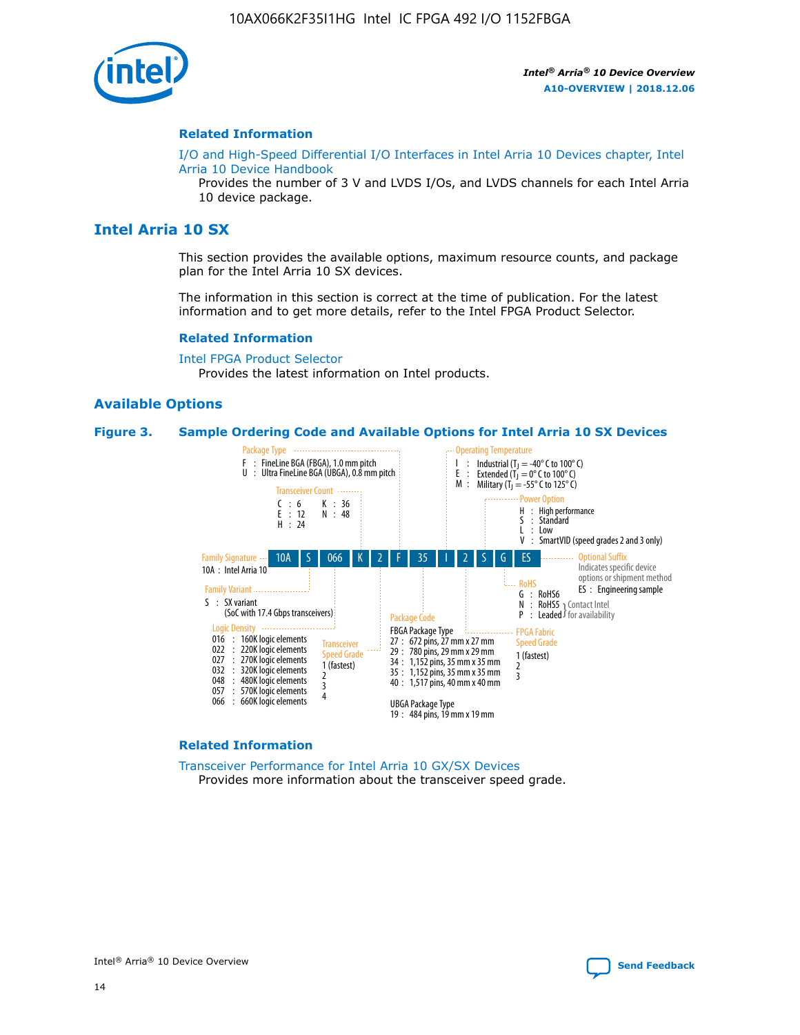### Related Information

I/O and High-Speed Differential I/O Interfaces in Intel Arria 10 Devices chapter, Intel Arria 10 Device Handbook

Provides the number of 3 V and LVDS I/Os, and LVDS channels for each Intel Arria 10 device package.

## Intel Arria 10 SX

This section provides the available options, maximum resource counts, and package plan for the Intel Arria 10 SX devices.

The information in this section is correct at the time of publication. For the latest information and to get more details, refer to the Intel FPGA Product Selector.

### Related Information

Intel FPGA Product Selector

Provides the latest information on Intel products.

### Available Options

**Figure 3. Sample Ordering Code and Available Options for Intel Arria 10 SX Devices**

10A | S | 066 | K | 2 | F | 35 | I | 2 | S | G | ES

- **Family Signature**
  - 10A : Intel Arria 10
- **Family Variant**
  - S : SX variant (SoC with 17.4 Gbps transceivers)
- **Logic Density**
  - 016 : 160K logic elements
  - 022 : 220K logic elements
  - 027 : 270K logic elements
  - 032 : 320K logic elements
  - 048 : 480K logic elements
  - 057 : 570K logic elements
  - 066 : 660K logic elements
- **Transceiver Count**
  - C : 6
  - E : 12
  - H : 24
  - K : 36
  - N : 48
- **Transceiver Speed Grade**
  - 1 (fastest)
  - 2
  - 3
  - 4
- **Package Type**
  - F : FineLine BGA (FBGA), 1.0 mm pitch
  - U : Ultra FineLine BGA (UBGA), 0.8 mm pitch
- **Package Code**
  - FBGA Package Type
    - 27 : 672 pins, 27 mm x 27 mm
    - 29 : 780 pins, 29 mm x 29 mm
    - 34 : 1,152 pins, 35 mm x 35 mm
    - 35 : 1,152 pins, 35 mm x 35 mm
    - 40 : 1,517 pins, 40 mm x 40 mm
  - UBGA Package Type
    - 19 : 484 pins, 19 mm x 19 mm
- **Operating Temperature**
  - I : Industrial ($T_J$ = -40° C to 100° C)
  - E : Extended ($T_J$ = 0° C to 100° C)
  - M : Military ($T_J$ = -55° C to 125° C)
- **FPGA Fabric Speed Grade**
  - 1 (fastest)
  - 2
  - 3
- **Power Option**
  - H : High performance
  - S : Standard
  - L : Low
  - V : SmartVID (speed grades 2 and 3 only)
- **RoHS**
  - G : RoHS6
  - N : RoHS5 (Contact Intel for availability)
  - P : Leaded (Contact Intel for availability)
- **Optional Suffix**
  - Indicates specific device options or shipment method
  - ES : Engineering sample

### Related Information

Transceiver Performance for Intel Arria 10 GX/SX Devices

Provides more information about the transceiver speed grade.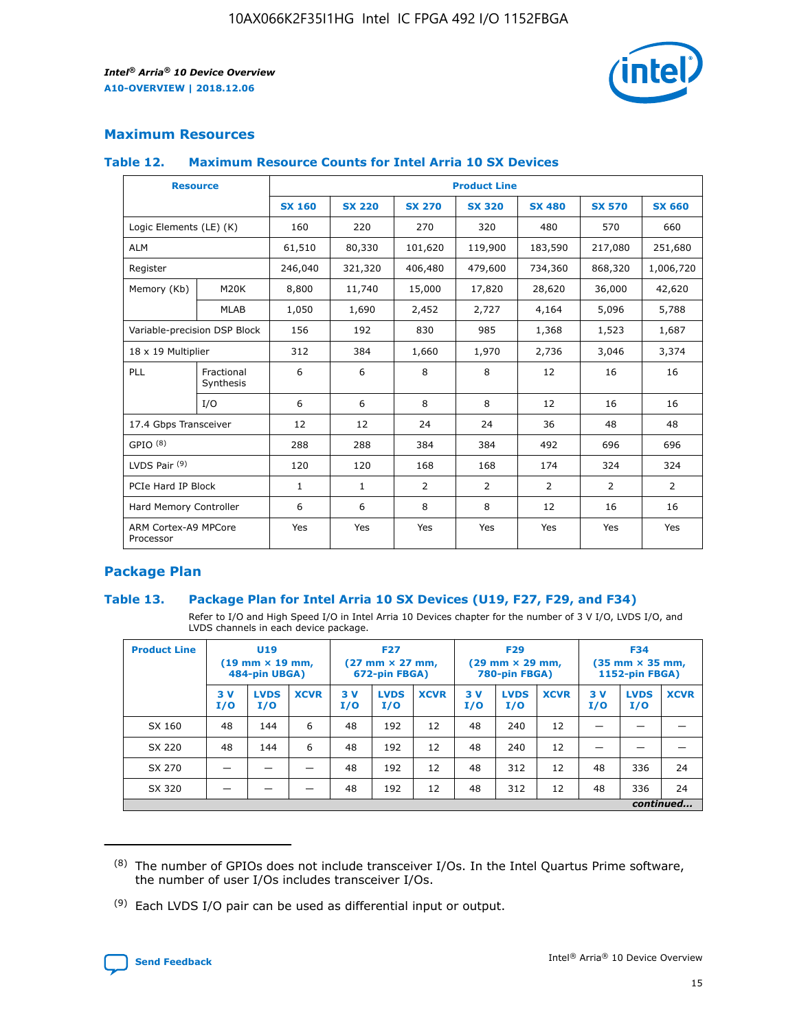## Maximum Resources

### Table 12. Maximum Resource Counts for Intel Arria 10 SX Devices

| Resource | | Product Line | | | | | | |
|---|---|---|---|---|---|---|---|---|
| | | SX 160 | SX 220 | SX 270 | SX 320 | SX 480 | SX 570 | SX 660 |
| Logic Elements (LE) (K) | | 160 | 220 | 270 | 320 | 480 | 570 | 660 |
| ALM | | 61,510 | 80,330 | 101,620 | 119,900 | 183,590 | 217,080 | 251,680 |
| Register | | 246,040 | 321,320 | 406,480 | 479,600 | 734,360 | 868,320 | 1,006,720 |
| Memory (Kb) | M20K | 8,800 | 11,740 | 15,000 | 17,820 | 28,620 | 36,000 | 42,620 |
| | MLAB | 1,050 | 1,690 | 2,452 | 2,727 | 4,164 | 5,096 | 5,788 |
| Variable-precision DSP Block | | 156 | 192 | 830 | 985 | 1,368 | 1,523 | 1,687 |
| 18 x 19 Multiplier | | 312 | 384 | 1,660 | 1,970 | 2,736 | 3,046 | 3,374 |
| PLL | Fractional Synthesis | 6 | 6 | 8 | 8 | 12 | 16 | 16 |
| | I/O | 6 | 6 | 8 | 8 | 12 | 16 | 16 |
| 17.4 Gbps Transceiver | | 12 | 12 | 24 | 24 | 36 | 48 | 48 |
| GPIO [8] | | 288 | 288 | 384 | 384 | 492 | 696 | 696 |
| LVDS Pair [9] | | 120 | 120 | 168 | 168 | 174 | 324 | 324 |
| PCIe Hard IP Block | | 1 | 1 | 2 | 2 | 2 | 2 | 2 |
| Hard Memory Controller | | 6 | 6 | 8 | 8 | 12 | 16 | 16 |
| ARM Cortex-A9 MPCore Processor | | Yes | Yes | Yes | Yes | Yes | Yes | Yes |

## Package Plan

### Table 13. Package Plan for Intel Arria 10 SX Devices (U19, F27, F29, and F34)

Refer to I/O and High Speed I/O in Intel Arria 10 Devices chapter for the number of 3 V I/O, LVDS I/O, and LVDS channels in each device package.

| Product Line | U19 (19 mm × 19 mm, 484-pin UBGA) | | | F27 (27 mm × 27 mm, 672-pin FBGA) | | | F29 (29 mm × 29 mm, 780-pin FBGA) | | | F34 (35 mm × 35 mm, 1152-pin FBGA) | | |
|---|---|---|---|---|---|---|---|---|---|---|---|---|
| | 3 V I/O | LVDS I/O | XCVR | 3 V I/O | LVDS I/O | XCVR | 3 V I/O | LVDS I/O | XCVR | 3 V I/O | LVDS I/O | XCVR |
| SX 160 | 48 | 144 | 6 | 48 | 192 | 12 | 48 | 240 | 12 | — | — | — |
| SX 220 | 48 | 144 | 6 | 48 | 192 | 12 | 48 | 240 | 12 | — | — | — |
| SX 270 | — | — | — | 48 | 192 | 12 | 48 | 312 | 12 | 48 | 336 | 24 |
| SX 320 | — | — | — | 48 | 192 | 12 | 48 | 312 | 12 | 48 | 336 | 24 |

*continued...*

(8) The number of GPIOs does not include transceiver I/Os. In the Intel Quartus Prime software, the number of user I/Os includes transceiver I/Os.

(9) Each LVDS I/O pair can be used as differential input or output.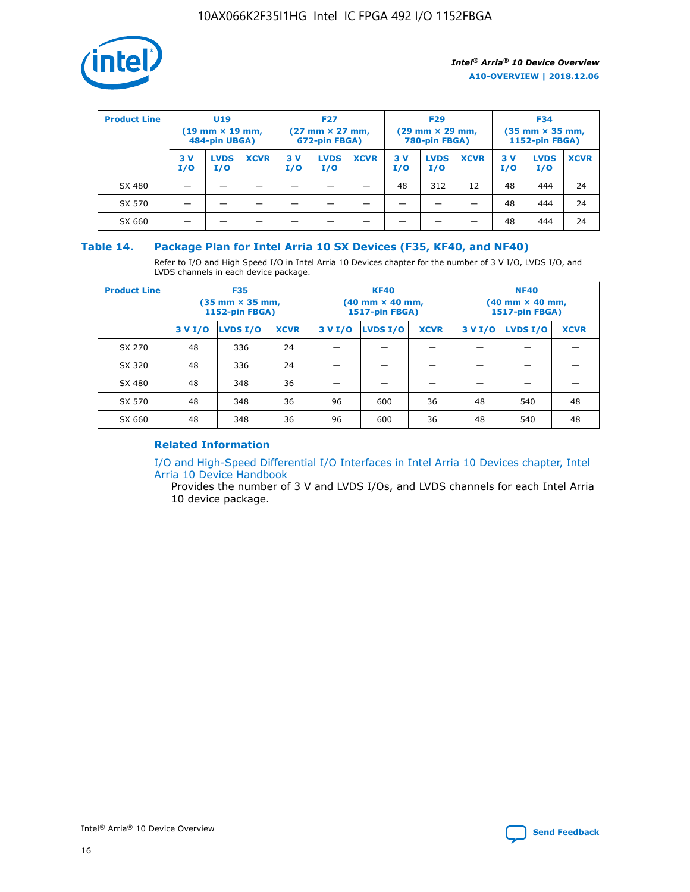| Product Line | U19 (19 mm × 19 mm, 484-pin UBGA) | | | F27 (27 mm × 27 mm, 672-pin FBGA) | | | F29 (29 mm × 29 mm, 780-pin FBGA) | | | F34 (35 mm × 35 mm, 1152-pin FBGA) | | |
|---|---|---|---|---|---|---|---|---|---|---|---|---|
| | 3 V I/O | LVDS I/O | XCVR | 3 V I/O | LVDS I/O | XCVR | 3 V I/O | LVDS I/O | XCVR | 3 V I/O | LVDS I/O | XCVR |
| SX 480 | — | — | — | — | — | — | 48 | 312 | 12 | 48 | 444 | 24 |
| SX 570 | — | — | — | — | — | — | — | — | — | 48 | 444 | 24 |
| SX 660 | — | — | — | — | — | — | — | — | — | 48 | 444 | 24 |

## Table 14. Package Plan for Intel Arria 10 SX Devices (F35, KF40, and NF40)

Refer to I/O and High Speed I/O in Intel Arria 10 Devices chapter for the number of 3 V I/O, LVDS I/O, and LVDS channels in each device package.

| Product Line | F35 (35 mm × 35 mm, 1152-pin FBGA) | | | KF40 (40 mm × 40 mm, 1517-pin FBGA) | | | NF40 (40 mm × 40 mm, 1517-pin FBGA) | | |
|---|---|---|---|---|---|---|---|---|---|
| | 3 V I/O | LVDS I/O | XCVR | 3 V I/O | LVDS I/O | XCVR | 3 V I/O | LVDS I/O | XCVR |
| SX 270 | 48 | 336 | 24 | — | — | — | — | — | — |
| SX 320 | 48 | 336 | 24 | — | — | — | — | — | — |
| SX 480 | 48 | 348 | 36 | — | — | — | — | — | — |
| SX 570 | 48 | 348 | 36 | 96 | 600 | 36 | 48 | 540 | 48 |
| SX 660 | 48 | 348 | 36 | 96 | 600 | 36 | 48 | 540 | 48 |

### Related Information

I/O and High-Speed Differential I/O Interfaces in Intel Arria 10 Devices chapter, Intel Arria 10 Device Handbook

Provides the number of 3 V and LVDS I/Os, and LVDS channels for each Intel Arria 10 device package.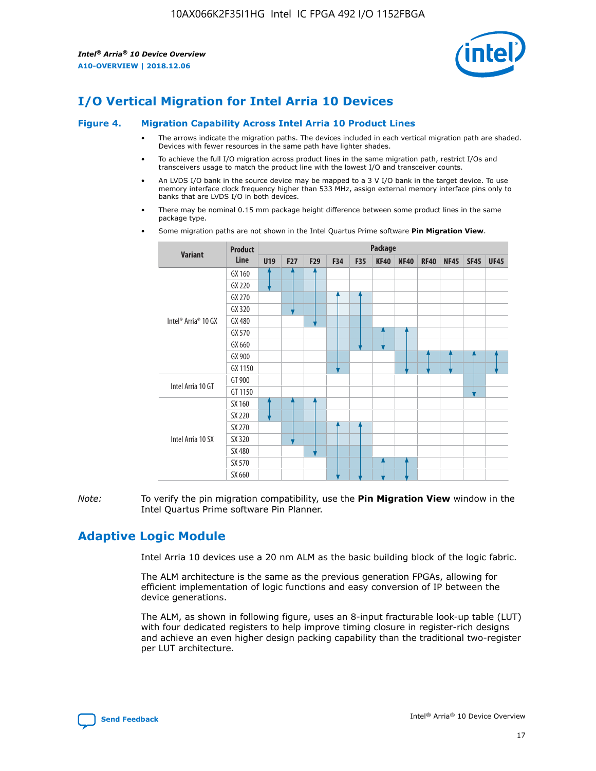# I/O Vertical Migration for Intel Arria 10 Devices

**Figure 4. Migration Capability Across Intel Arria 10 Product Lines**

- The arrows indicate the migration paths. The devices included in each vertical migration path are shaded. Devices with fewer resources in the same path have lighter shades.
- To achieve the full I/O migration across product lines in the same migration path, restrict I/Os and transceivers usage to match the product line with the lowest I/O and transceiver counts.
- An LVDS I/O bank in the source device may be mapped to a 3 V I/O bank in the target device. To use memory interface clock frequency higher than 533 MHz, assign external memory interface pins only to banks that are LVDS I/O in both devices.
- There may be nominal 0.15 mm package height difference between some product lines in the same package type.
- Some migration paths are not shown in the Intel Quartus Prime software **Pin Migration View**.

| Variant | Product Line | Package | | | | | | | | | | |
|---|---|---|---|---|---|---|---|---|---|---|---|---|
| | | U19 | F27 | F29 | F34 | F35 | KF40 | NF40 | RF40 | NF45 | SF45 | UF45 |
| Intel® Arria® 10 GX | GX 160 | | | | | | | | | | | |
| | GX 220 | | | | | | | | | | | |
| | GX 270 | | | | | | | | | | | |
| | GX 320 | | | | | | | | | | | |
| | GX 480 | | | | | | | | | | | |
| | GX 570 | | | | | | | | | | | |
| | GX 660 | | | | | | | | | | | |
| | GX 900 | | | | | | | | | | | |
| | GX 1150 | | | | | | | | | | | |
| Intel Arria 10 GT | GT 900 | | | | | | | | | | | |
| | GT 1150 | | | | | | | | | | | |
| Intel Arria 10 SX | SX 160 | | | | | | | | | | | |
| | SX 220 | | | | | | | | | | | |
| | SX 270 | | | | | | | | | | | |
| | SX 320 | | | | | | | | | | | |
| | SX 480 | | | | | | | | | | | |
| | SX 570 | | | | | | | | | | | |
| | SX 660 | | | | | | | | | | | |

*Note:* To verify the pin migration compatibility, use the **Pin Migration View** window in the Intel Quartus Prime software Pin Planner.

# Adaptive Logic Module

Intel Arria 10 devices use a 20 nm ALM as the basic building block of the logic fabric.

The ALM architecture is the same as the previous generation FPGAs, allowing for efficient implementation of logic functions and easy conversion of IP between the device generations.

The ALM, as shown in following figure, uses an 8-input fracturable look-up table (LUT) with four dedicated registers to help improve timing closure in register-rich designs and achieve an even higher design packing capability than the traditional two-register per LUT architecture.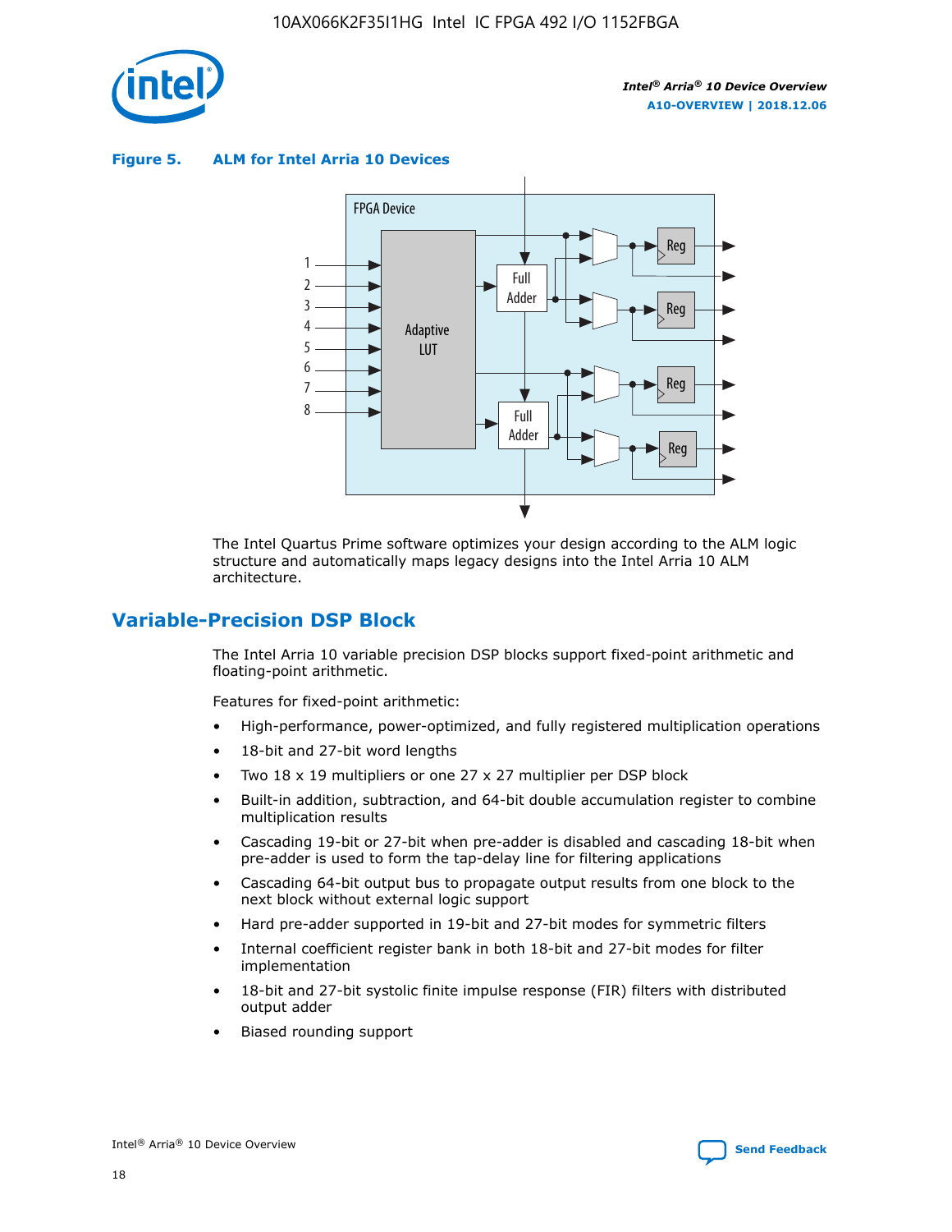**Figure 5. ALM for Intel Arria 10 Devices**

The Intel Quartus Prime software optimizes your design according to the ALM logic structure and automatically maps legacy designs into the Intel Arria 10 ALM architecture.

## Variable-Precision DSP Block

The Intel Arria 10 variable precision DSP blocks support fixed-point arithmetic and floating-point arithmetic.

Features for fixed-point arithmetic:

- High-performance, power-optimized, and fully registered multiplication operations
- 18-bit and 27-bit word lengths
- Two 18 x 19 multipliers or one 27 x 27 multiplier per DSP block
- Built-in addition, subtraction, and 64-bit double accumulation register to combine multiplication results
- Cascading 19-bit or 27-bit when pre-adder is disabled and cascading 18-bit when pre-adder is used to form the tap-delay line for filtering applications
- Cascading 64-bit output bus to propagate output results from one block to the next block without external logic support
- Hard pre-adder supported in 19-bit and 27-bit modes for symmetric filters
- Internal coefficient register bank in both 18-bit and 27-bit modes for filter implementation
- 18-bit and 27-bit systolic finite impulse response (FIR) filters with distributed output adder
- Biased rounding support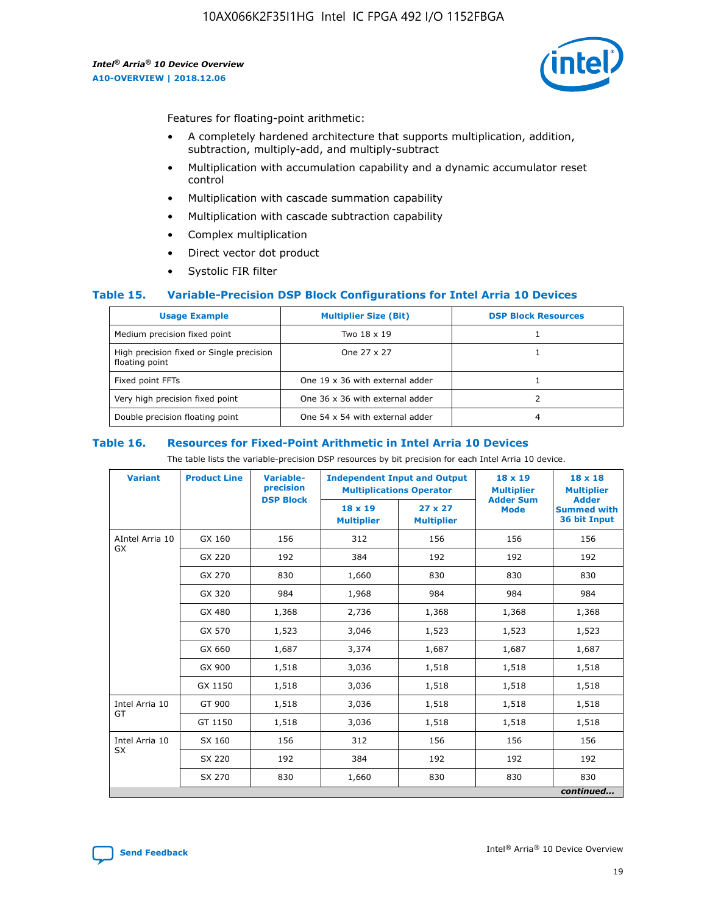Features for floating-point arithmetic:

- A completely hardened architecture that supports multiplication, addition, subtraction, multiply-add, and multiply-subtract
- Multiplication with accumulation capability and a dynamic accumulator reset control
- Multiplication with cascade summation capability
- Multiplication with cascade subtraction capability
- Complex multiplication
- Direct vector dot product
- Systolic FIR filter

### Table 15. Variable-Precision DSP Block Configurations for Intel Arria 10 Devices

| Usage Example | Multiplier Size (Bit) | DSP Block Resources |
|---|---|---|
| Medium precision fixed point | Two 18 x 19 | 1 |
| High precision fixed or Single precision floating point | One 27 x 27 | 1 |
| Fixed point FFTs | One 19 x 36 with external adder | 1 |
| Very high precision fixed point | One 36 x 36 with external adder | 2 |
| Double precision floating point | One 54 x 54 with external adder | 4 |

### Table 16. Resources for Fixed-Point Arithmetic in Intel Arria 10 Devices

The table lists the variable-precision DSP resources by bit precision for each Intel Arria 10 device.

| Variant | Product Line | Variable-precision DSP Block | Independent Input and Output Multiplications Operator | | 18 x 19 Multiplier Adder Sum Mode | 18 x 18 Multiplier Adder Summed with 36 bit Input |
|---|---|---|---|---|---|---|
| | | | 18 x 19 Multiplier | 27 x 27 Multiplier | | |
| AIntel Arria 10 GX | GX 160 | 156 | 312 | 156 | 156 | 156 |
| | GX 220 | 192 | 384 | 192 | 192 | 192 |
| | GX 270 | 830 | 1,660 | 830 | 830 | 830 |
| | GX 320 | 984 | 1,968 | 984 | 984 | 984 |
| | GX 480 | 1,368 | 2,736 | 1,368 | 1,368 | 1,368 |
| | GX 570 | 1,523 | 3,046 | 1,523 | 1,523 | 1,523 |
| | GX 660 | 1,687 | 3,374 | 1,687 | 1,687 | 1,687 |
| | GX 900 | 1,518 | 3,036 | 1,518 | 1,518 | 1,518 |
| | GX 1150 | 1,518 | 3,036 | 1,518 | 1,518 | 1,518 |
| Intel Arria 10 GT | GT 900 | 1,518 | 3,036 | 1,518 | 1,518 | 1,518 |
| | GT 1150 | 1,518 | 3,036 | 1,518 | 1,518 | 1,518 |
| Intel Arria 10 SX | SX 160 | 156 | 312 | 156 | 156 | 156 |
| | SX 220 | 192 | 384 | 192 | 192 | 192 |
| | SX 270 | 830 | 1,660 | 830 | 830 | 830 |

*continued...*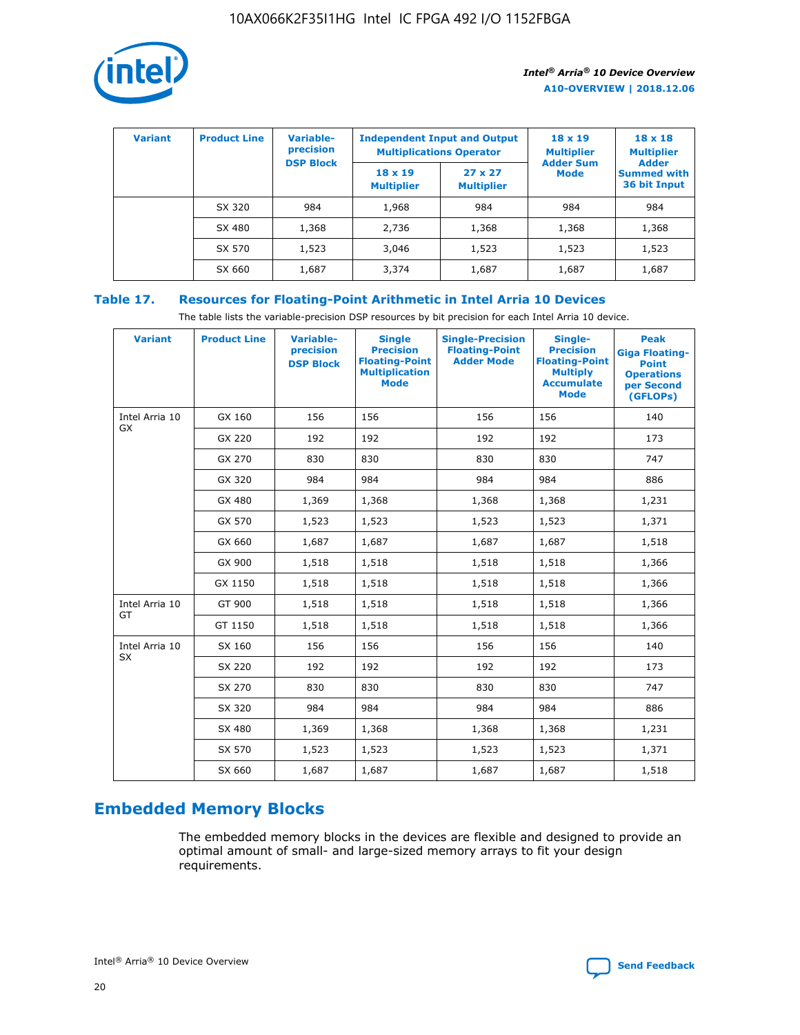| Variant | Product Line | Variable-precision DSP Block | Independent Input and Output Multiplications Operator | | 18 x 19 Multiplier Adder Sum Mode | 18 x 18 Multiplier Adder Summed with 36 bit Input |
|---|---|---|---|---|---|---|
| | | | 18 x 19 Multiplier | 27 x 27 Multiplier | | |
| | SX 320 | 984 | 1,968 | 984 | 984 | 984 |
| | SX 480 | 1,368 | 2,736 | 1,368 | 1,368 | 1,368 |
| | SX 570 | 1,523 | 3,046 | 1,523 | 1,523 | 1,523 |
| | SX 660 | 1,687 | 3,374 | 1,687 | 1,687 | 1,687 |

**Table 17. Resources for Floating-Point Arithmetic in Intel Arria 10 Devices**

The table lists the variable-precision DSP resources by bit precision for each Intel Arria 10 device.

| Variant | Product Line | Variable-precision DSP Block | Single Precision Floating-Point Multiplication Mode | Single-Precision Floating-Point Adder Mode | Single-Precision Floating-Point Multiply Accumulate Mode | Peak Giga Floating-Point Operations per Second (GFLOPs) |
|---|---|---|---|---|---|---|
| Intel Arria 10 GX | GX 160 | 156 | 156 | 156 | 156 | 140 |
| | GX 220 | 192 | 192 | 192 | 192 | 173 |
| | GX 270 | 830 | 830 | 830 | 830 | 747 |
| | GX 320 | 984 | 984 | 984 | 984 | 886 |
| | GX 480 | 1,369 | 1,368 | 1,368 | 1,368 | 1,231 |
| | GX 570 | 1,523 | 1,523 | 1,523 | 1,523 | 1,371 |
| | GX 660 | 1,687 | 1,687 | 1,687 | 1,687 | 1,518 |
| | GX 900 | 1,518 | 1,518 | 1,518 | 1,518 | 1,366 |
| | GX 1150 | 1,518 | 1,518 | 1,518 | 1,518 | 1,366 |
| Intel Arria 10 GT | GT 900 | 1,518 | 1,518 | 1,518 | 1,518 | 1,366 |
| | GT 1150 | 1,518 | 1,518 | 1,518 | 1,518 | 1,366 |
| Intel Arria 10 SX | SX 160 | 156 | 156 | 156 | 156 | 140 |
| | SX 220 | 192 | 192 | 192 | 192 | 173 |
| | SX 270 | 830 | 830 | 830 | 830 | 747 |
| | SX 320 | 984 | 984 | 984 | 984 | 886 |
| | SX 480 | 1,369 | 1,368 | 1,368 | 1,368 | 1,231 |
| | SX 570 | 1,523 | 1,523 | 1,523 | 1,523 | 1,371 |
| | SX 660 | 1,687 | 1,687 | 1,687 | 1,687 | 1,518 |

## Embedded Memory Blocks

The embedded memory blocks in the devices are flexible and designed to provide an optimal amount of small- and large-sized memory arrays to fit your design requirements.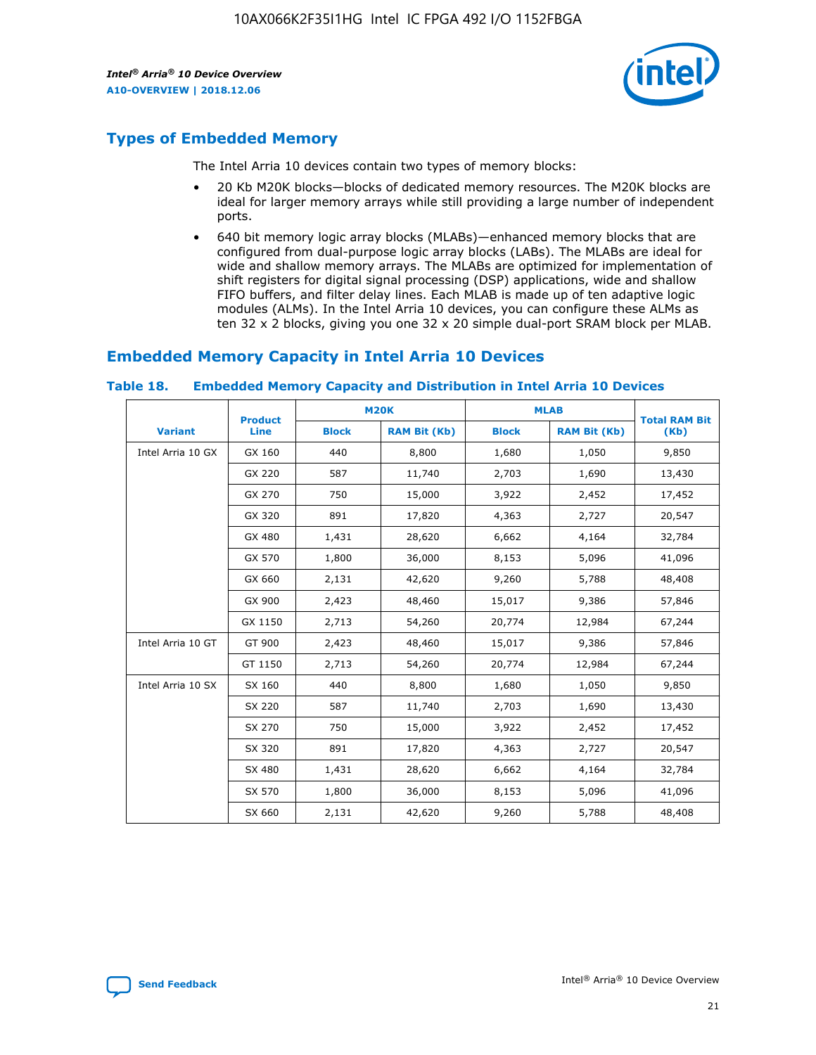## Types of Embedded Memory

The Intel Arria 10 devices contain two types of memory blocks:

- 20 Kb M20K blocks—blocks of dedicated memory resources. The M20K blocks are ideal for larger memory arrays while still providing a large number of independent ports.
- 640 bit memory logic array blocks (MLABs)—enhanced memory blocks that are configured from dual-purpose logic array blocks (LABs). The MLABs are ideal for wide and shallow memory arrays. The MLABs are optimized for implementation of shift registers for digital signal processing (DSP) applications, wide and shallow FIFO buffers, and filter delay lines. Each MLAB is made up of ten adaptive logic modules (ALMs). In the Intel Arria 10 devices, you can configure these ALMs as ten 32 x 2 blocks, giving you one 32 x 20 simple dual-port SRAM block per MLAB.

## Embedded Memory Capacity in Intel Arria 10 Devices

**Table 18. Embedded Memory Capacity and Distribution in Intel Arria 10 Devices**

| Variant | Product Line | M20K | | MLAB | | Total RAM Bit (Kb) |
|---|---|---|---|---|---|---|
| | | Block | RAM Bit (Kb) | Block | RAM Bit (Kb) | |
| Intel Arria 10 GX | GX 160 | 440 | 8,800 | 1,680 | 1,050 | 9,850 |
| | GX 220 | 587 | 11,740 | 2,703 | 1,690 | 13,430 |
| | GX 270 | 750 | 15,000 | 3,922 | 2,452 | 17,452 |
| | GX 320 | 891 | 17,820 | 4,363 | 2,727 | 20,547 |
| | GX 480 | 1,431 | 28,620 | 6,662 | 4,164 | 32,784 |
| | GX 570 | 1,800 | 36,000 | 8,153 | 5,096 | 41,096 |
| | GX 660 | 2,131 | 42,620 | 9,260 | 5,788 | 48,408 |
| | GX 900 | 2,423 | 48,460 | 15,017 | 9,386 | 57,846 |
| | GX 1150 | 2,713 | 54,260 | 20,774 | 12,984 | 67,244 |
| Intel Arria 10 GT | GT 900 | 2,423 | 48,460 | 15,017 | 9,386 | 57,846 |
| | GT 1150 | 2,713 | 54,260 | 20,774 | 12,984 | 67,244 |
| Intel Arria 10 SX | SX 160 | 440 | 8,800 | 1,680 | 1,050 | 9,850 |
| | SX 220 | 587 | 11,740 | 2,703 | 1,690 | 13,430 |
| | SX 270 | 750 | 15,000 | 3,922 | 2,452 | 17,452 |
| | SX 320 | 891 | 17,820 | 4,363 | 2,727 | 20,547 |
| | SX 480 | 1,431 | 28,620 | 6,662 | 4,164 | 32,784 |
| | SX 570 | 1,800 | 36,000 | 8,153 | 5,096 | 41,096 |
| | SX 660 | 2,131 | 42,620 | 9,260 | 5,788 | 48,408 |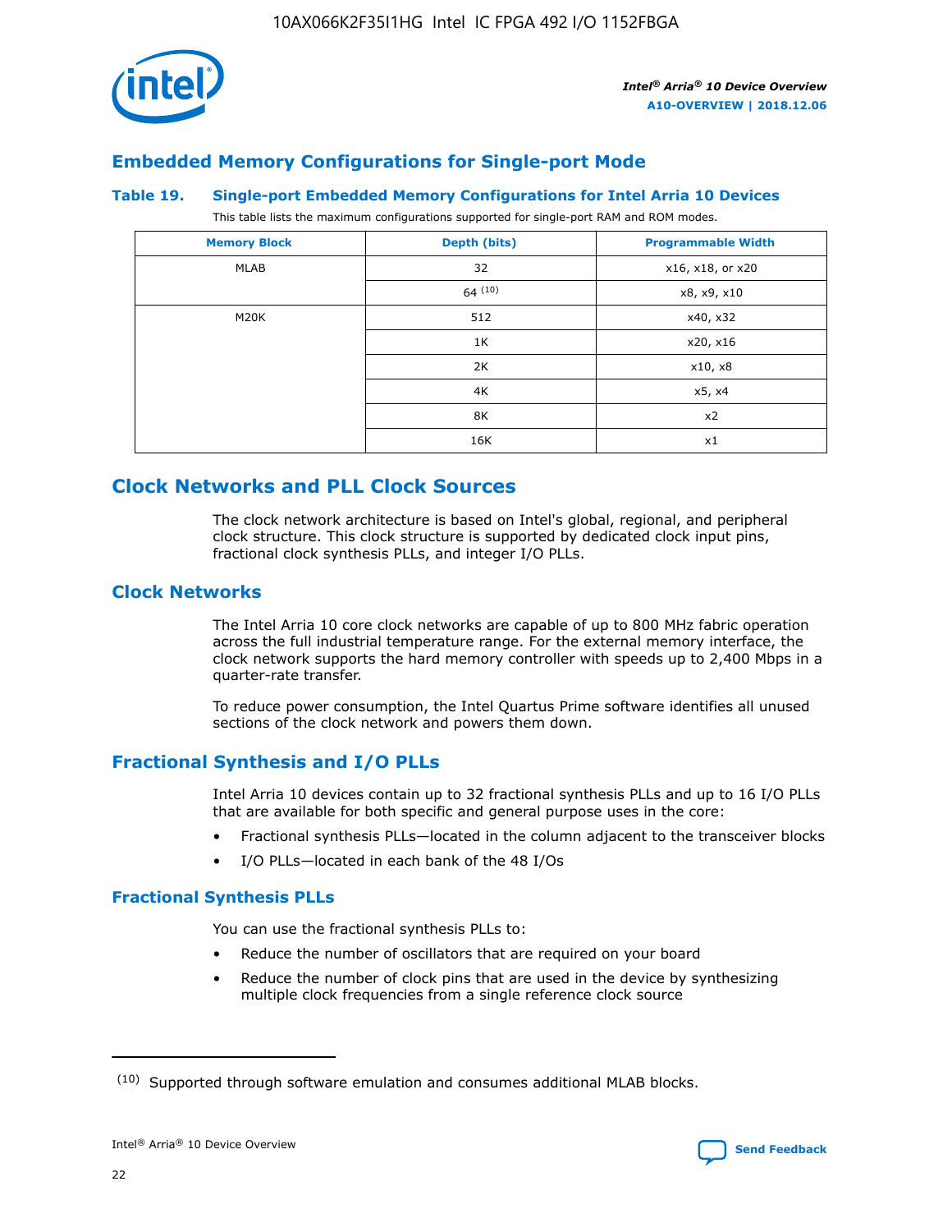## Embedded Memory Configurations for Single-port Mode

### Table 19. Single-port Embedded Memory Configurations for Intel Arria 10 Devices

This table lists the maximum configurations supported for single-port RAM and ROM modes.

| Memory Block | Depth (bits) | Programmable Width |
|---|---|---|
| MLAB | 32 | x16, x18, or x20 |
| | 64 [(10)] | x8, x9, x10 |
| M20K | 512 | x40, x32 |
| | 1K | x20, x16 |
| | 2K | x10, x8 |
| | 4K | x5, x4 |
| | 8K | x2 |
| | 16K | x1 |

## Clock Networks and PLL Clock Sources

The clock network architecture is based on Intel's global, regional, and peripheral clock structure. This clock structure is supported by dedicated clock input pins, fractional clock synthesis PLLs, and integer I/O PLLs.

## Clock Networks

The Intel Arria 10 core clock networks are capable of up to 800 MHz fabric operation across the full industrial temperature range. For the external memory interface, the clock network supports the hard memory controller with speeds up to 2,400 Mbps in a quarter-rate transfer.

To reduce power consumption, the Intel Quartus Prime software identifies all unused sections of the clock network and powers them down.

## Fractional Synthesis and I/O PLLs

Intel Arria 10 devices contain up to 32 fractional synthesis PLLs and up to 16 I/O PLLs that are available for both specific and general purpose uses in the core:

- Fractional synthesis PLLs—located in the column adjacent to the transceiver blocks
- I/O PLLs—located in each bank of the 48 I/Os

### Fractional Synthesis PLLs

You can use the fractional synthesis PLLs to:

- Reduce the number of oscillators that are required on your board
- Reduce the number of clock pins that are used in the device by synthesizing multiple clock frequencies from a single reference clock source

(10) Supported through software emulation and consumes additional MLAB blocks.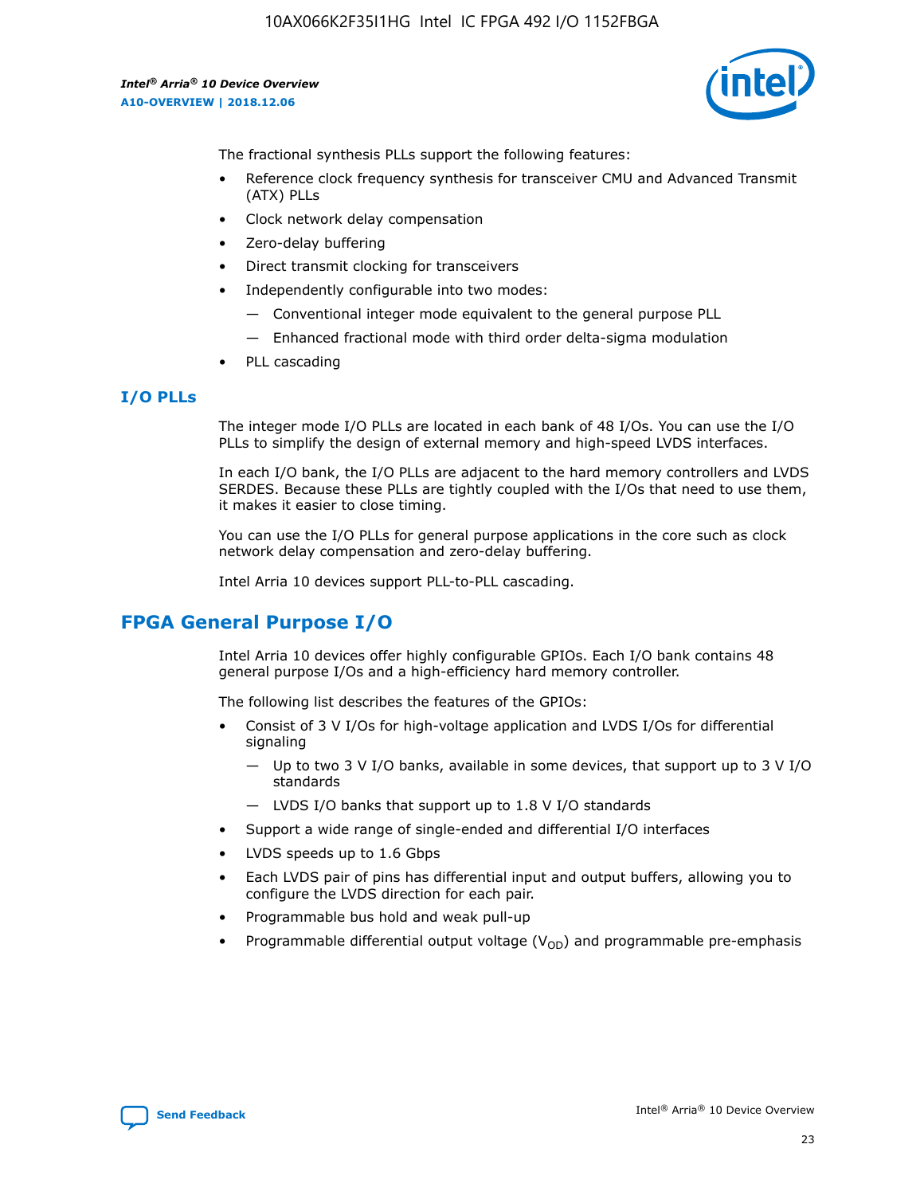The fractional synthesis PLLs support the following features:

- Reference clock frequency synthesis for transceiver CMU and Advanced Transmit (ATX) PLLs
- Clock network delay compensation
- Zero-delay buffering
- Direct transmit clocking for transceivers
- Independently configurable into two modes:
  - Conventional integer mode equivalent to the general purpose PLL
  - Enhanced fractional mode with third order delta-sigma modulation
- PLL cascading

### I/O PLLs

The integer mode I/O PLLs are located in each bank of 48 I/Os. You can use the I/O PLLs to simplify the design of external memory and high-speed LVDS interfaces.

In each I/O bank, the I/O PLLs are adjacent to the hard memory controllers and LVDS SERDES. Because these PLLs are tightly coupled with the I/Os that need to use them, it makes it easier to close timing.

You can use the I/O PLLs for general purpose applications in the core such as clock network delay compensation and zero-delay buffering.

Intel Arria 10 devices support PLL-to-PLL cascading.

## FPGA General Purpose I/O

Intel Arria 10 devices offer highly configurable GPIOs. Each I/O bank contains 48 general purpose I/Os and a high-efficiency hard memory controller.

The following list describes the features of the GPIOs:

- Consist of 3 V I/Os for high-voltage application and LVDS I/Os for differential signaling
  - Up to two 3 V I/O banks, available in some devices, that support up to 3 V I/O standards
  - LVDS I/O banks that support up to 1.8 V I/O standards
- Support a wide range of single-ended and differential I/O interfaces
- LVDS speeds up to 1.6 Gbps
- Each LVDS pair of pins has differential input and output buffers, allowing you to configure the LVDS direction for each pair.
- Programmable bus hold and weak pull-up
- Programmable differential output voltage ($V_{OD}$) and programmable pre-emphasis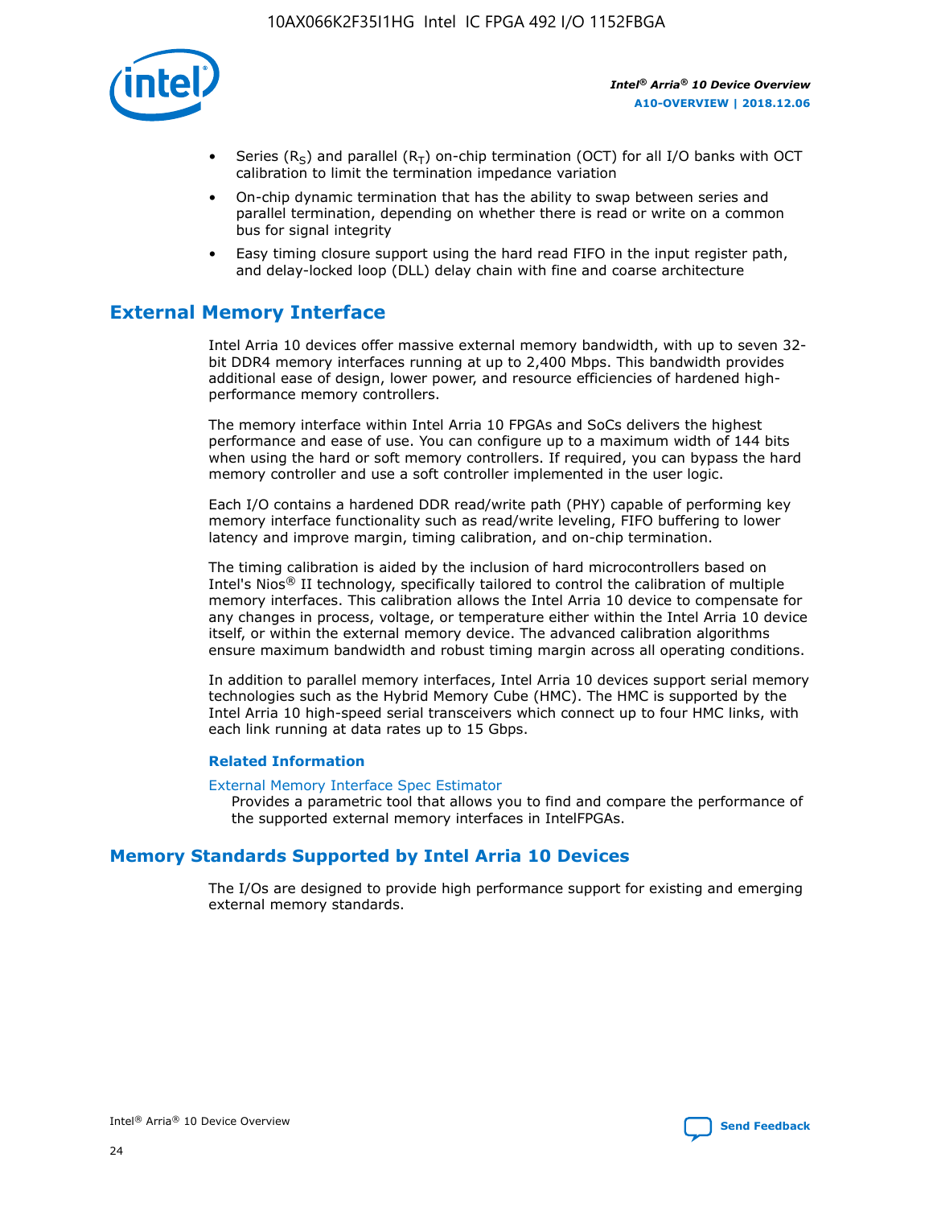- Series ($R_S$) and parallel ($R_T$) on-chip termination (OCT) for all I/O banks with OCT calibration to limit the termination impedance variation
- On-chip dynamic termination that has the ability to swap between series and parallel termination, depending on whether there is read or write on a common bus for signal integrity
- Easy timing closure support using the hard read FIFO in the input register path, and delay-locked loop (DLL) delay chain with fine and coarse architecture

## External Memory Interface

Intel Arria 10 devices offer massive external memory bandwidth, with up to seven 32-bit DDR4 memory interfaces running at up to 2,400 Mbps. This bandwidth provides additional ease of design, lower power, and resource efficiencies of hardened high-performance memory controllers.

The memory interface within Intel Arria 10 FPGAs and SoCs delivers the highest performance and ease of use. You can configure up to a maximum width of 144 bits when using the hard or soft memory controllers. If required, you can bypass the hard memory controller and use a soft controller implemented in the user logic.

Each I/O contains a hardened DDR read/write path (PHY) capable of performing key memory interface functionality such as read/write leveling, FIFO buffering to lower latency and improve margin, timing calibration, and on-chip termination.

The timing calibration is aided by the inclusion of hard microcontrollers based on Intel's Nios® II technology, specifically tailored to control the calibration of multiple memory interfaces. This calibration allows the Intel Arria 10 device to compensate for any changes in process, voltage, or temperature either within the Intel Arria 10 device itself, or within the external memory device. The advanced calibration algorithms ensure maximum bandwidth and robust timing margin across all operating conditions.

In addition to parallel memory interfaces, Intel Arria 10 devices support serial memory technologies such as the Hybrid Memory Cube (HMC). The HMC is supported by the Intel Arria 10 high-speed serial transceivers which connect up to four HMC links, with each link running at data rates up to 15 Gbps.

### Related Information

External Memory Interface Spec Estimator
Provides a parametric tool that allows you to find and compare the performance of the supported external memory interfaces in IntelFPGAs.

## Memory Standards Supported by Intel Arria 10 Devices

The I/Os are designed to provide high performance support for existing and emerging external memory standards.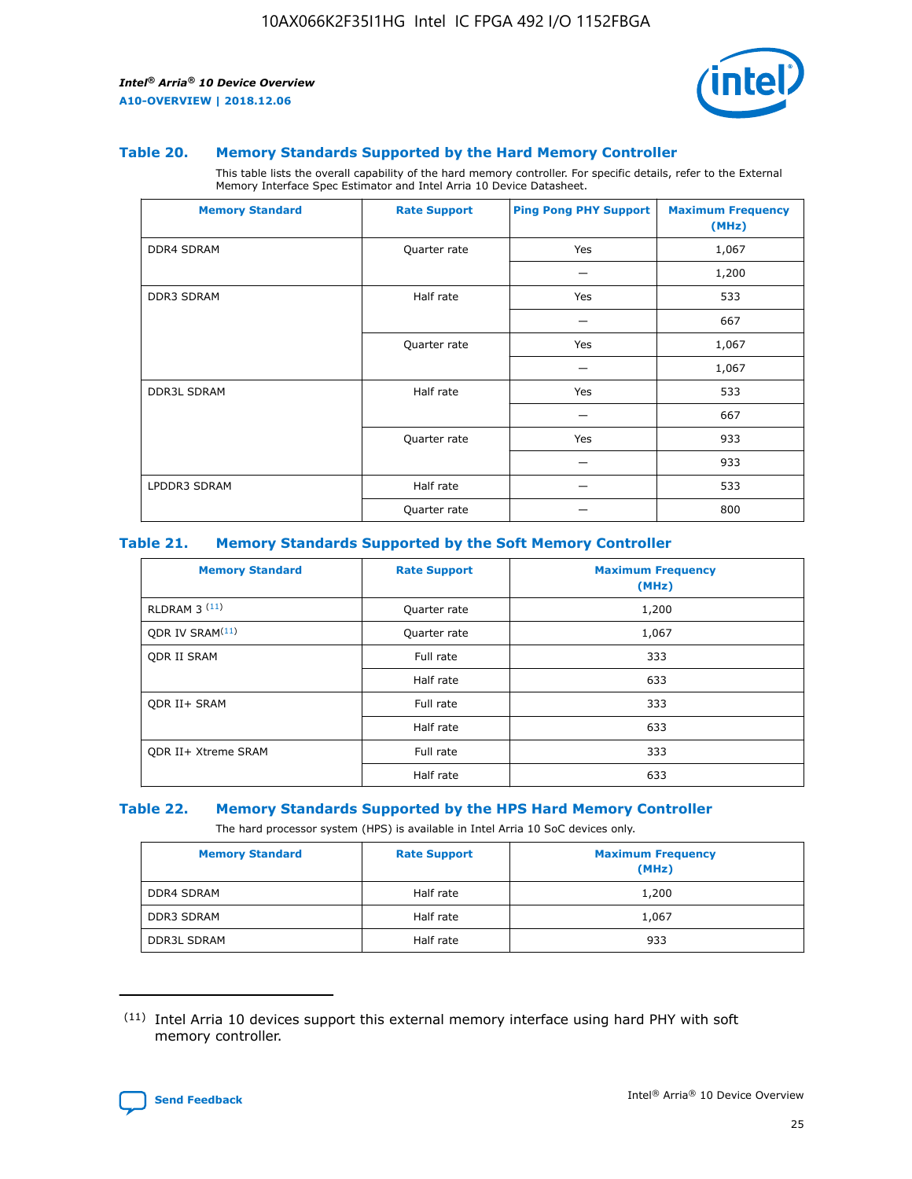## Table 20. Memory Standards Supported by the Hard Memory Controller

This table lists the overall capability of the hard memory controller. For specific details, refer to the External Memory Interface Spec Estimator and Intel Arria 10 Device Datasheet.

| Memory Standard | Rate Support | Ping Pong PHY Support | Maximum Frequency (MHz) |
|---|---|---|---|
| DDR4 SDRAM | Quarter rate | Yes | 1,067 |
| | | — | 1,200 |
| DDR3 SDRAM | Half rate | Yes | 533 |
| | | — | 667 |
| | Quarter rate | Yes | 1,067 |
| | | — | 1,067 |
| DDR3L SDRAM | Half rate | Yes | 533 |
| | | — | 667 |
| | Quarter rate | Yes | 933 |
| | | — | 933 |
| LPDDR3 SDRAM | Half rate | — | 533 |
| | Quarter rate | — | 800 |

## Table 21. Memory Standards Supported by the Soft Memory Controller

| Memory Standard | Rate Support | Maximum Frequency (MHz) |
|---|---|---|
| RLDRAM 3 [11] | Quarter rate | 1,200 |
| QDR IV SRAM[11] | Quarter rate | 1,067 |
| QDR II SRAM | Full rate | 333 |
| | Half rate | 633 |
| QDR II+ SRAM | Full rate | 333 |
| | Half rate | 633 |
| QDR II+ Xtreme SRAM | Full rate | 333 |
| | Half rate | 633 |

## Table 22. Memory Standards Supported by the HPS Hard Memory Controller

The hard processor system (HPS) is available in Intel Arria 10 SoC devices only.

| Memory Standard | Rate Support | Maximum Frequency (MHz) |
|---|---|---|
| DDR4 SDRAM | Half rate | 1,200 |
| DDR3 SDRAM | Half rate | 1,067 |
| DDR3L SDRAM | Half rate | 933 |

[11] Intel Arria 10 devices support this external memory interface using hard PHY with soft memory controller.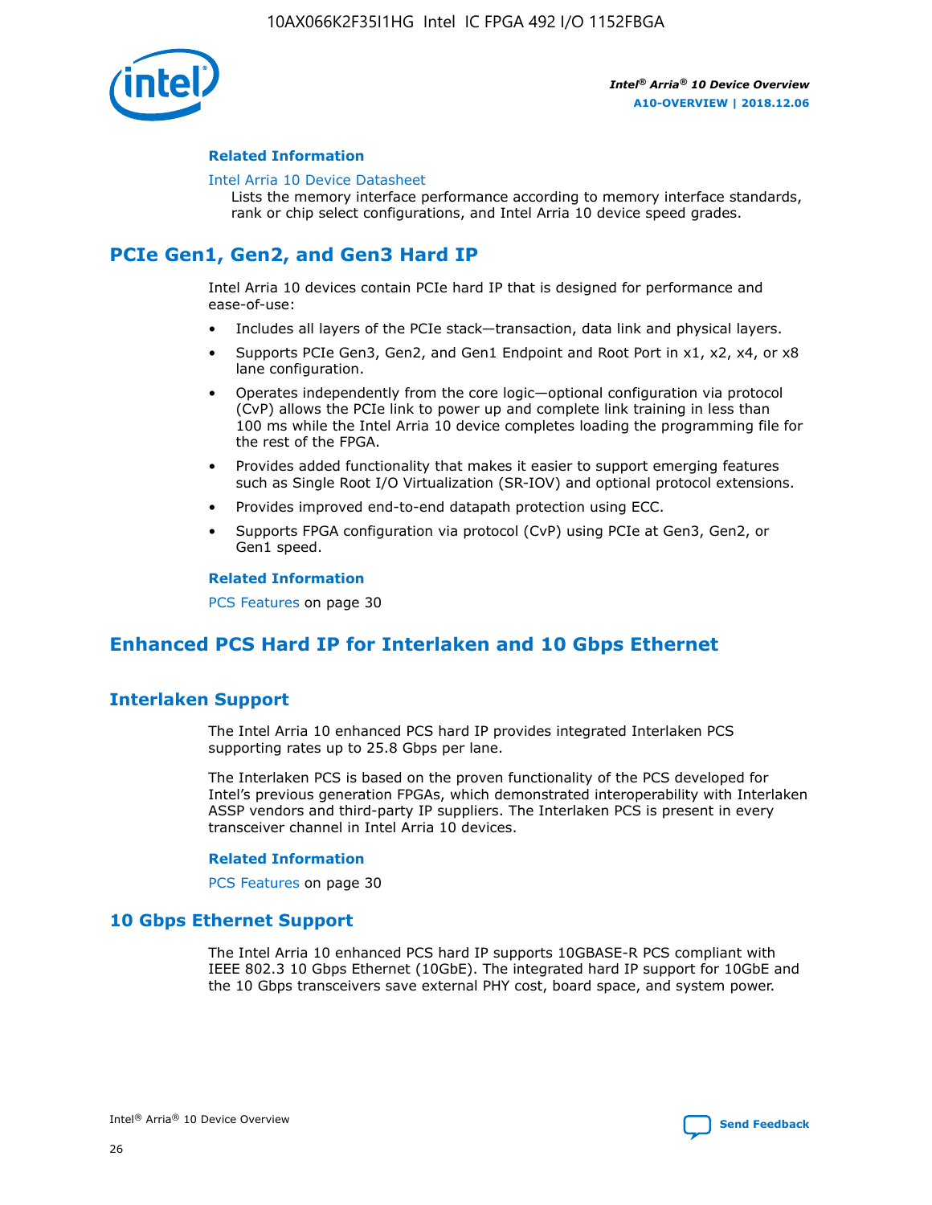#### Related Information

Intel Arria 10 Device Datasheet
Lists the memory interface performance according to memory interface standards, rank or chip select configurations, and Intel Arria 10 device speed grades.

## PCIe Gen1, Gen2, and Gen3 Hard IP

Intel Arria 10 devices contain PCIe hard IP that is designed for performance and ease-of-use:

- Includes all layers of the PCIe stack—transaction, data link and physical layers.
- Supports PCIe Gen3, Gen2, and Gen1 Endpoint and Root Port in x1, x2, x4, or x8 lane configuration.
- Operates independently from the core logic—optional configuration via protocol (CvP) allows the PCIe link to power up and complete link training in less than 100 ms while the Intel Arria 10 device completes loading the programming file for the rest of the FPGA.
- Provides added functionality that makes it easier to support emerging features such as Single Root I/O Virtualization (SR-IOV) and optional protocol extensions.
- Provides improved end-to-end datapath protection using ECC.
- Supports FPGA configuration via protocol (CvP) using PCIe at Gen3, Gen2, or Gen1 speed.

#### Related Information

PCS Features on page 30

## Enhanced PCS Hard IP for Interlaken and 10 Gbps Ethernet

### Interlaken Support

The Intel Arria 10 enhanced PCS hard IP provides integrated Interlaken PCS supporting rates up to 25.8 Gbps per lane.

The Interlaken PCS is based on the proven functionality of the PCS developed for Intel's previous generation FPGAs, which demonstrated interoperability with Interlaken ASSP vendors and third-party IP suppliers. The Interlaken PCS is present in every transceiver channel in Intel Arria 10 devices.

#### Related Information

PCS Features on page 30

### 10 Gbps Ethernet Support

The Intel Arria 10 enhanced PCS hard IP supports 10GBASE-R PCS compliant with IEEE 802.3 10 Gbps Ethernet (10GbE). The integrated hard IP support for 10GbE and the 10 Gbps transceivers save external PHY cost, board space, and system power.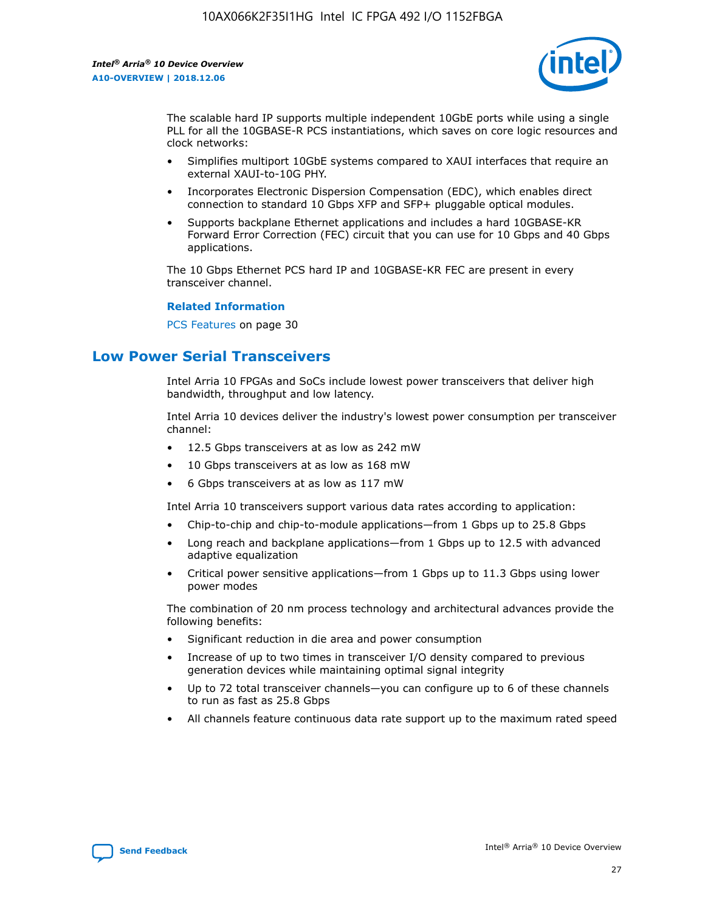The scalable hard IP supports multiple independent 10GbE ports while using a single PLL for all the 10GBASE-R PCS instantiations, which saves on core logic resources and clock networks:

- Simplifies multiport 10GbE systems compared to XAUI interfaces that require an external XAUI-to-10G PHY.
- Incorporates Electronic Dispersion Compensation (EDC), which enables direct connection to standard 10 Gbps XFP and SFP+ pluggable optical modules.
- Supports backplane Ethernet applications and includes a hard 10GBASE-KR Forward Error Correction (FEC) circuit that you can use for 10 Gbps and 40 Gbps applications.

The 10 Gbps Ethernet PCS hard IP and 10GBASE-KR FEC are present in every transceiver channel.

**Related Information**

PCS Features on page 30

## Low Power Serial Transceivers

Intel Arria 10 FPGAs and SoCs include lowest power transceivers that deliver high bandwidth, throughput and low latency.

Intel Arria 10 devices deliver the industry's lowest power consumption per transceiver channel:

- 12.5 Gbps transceivers at as low as 242 mW
- 10 Gbps transceivers at as low as 168 mW
- 6 Gbps transceivers at as low as 117 mW

Intel Arria 10 transceivers support various data rates according to application:

- Chip-to-chip and chip-to-module applications—from 1 Gbps up to 25.8 Gbps
- Long reach and backplane applications—from 1 Gbps up to 12.5 with advanced adaptive equalization
- Critical power sensitive applications—from 1 Gbps up to 11.3 Gbps using lower power modes

The combination of 20 nm process technology and architectural advances provide the following benefits:

- Significant reduction in die area and power consumption
- Increase of up to two times in transceiver I/O density compared to previous generation devices while maintaining optimal signal integrity
- Up to 72 total transceiver channels—you can configure up to 6 of these channels to run as fast as 25.8 Gbps
- All channels feature continuous data rate support up to the maximum rated speed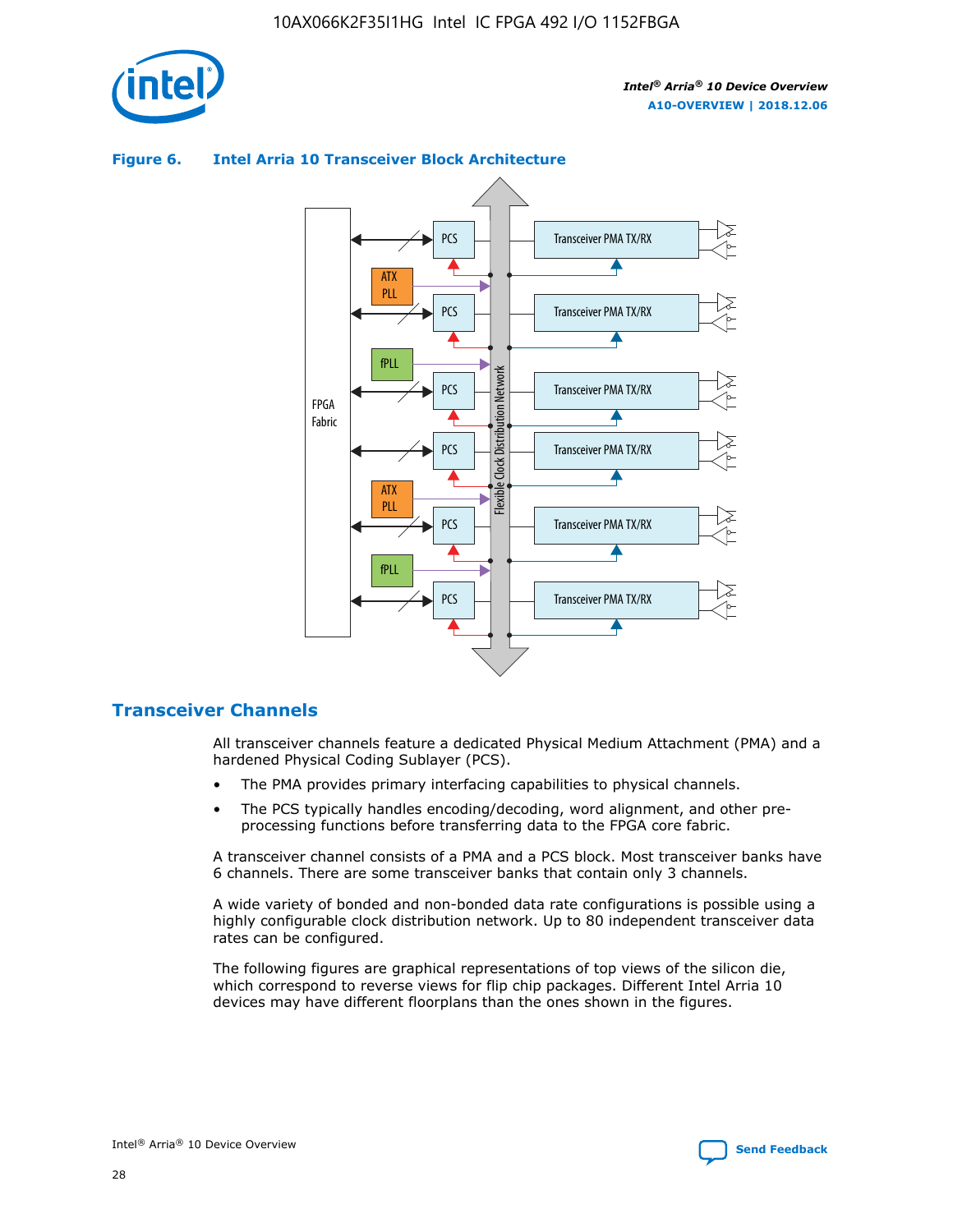**Figure 6. Intel Arria 10 Transceiver Block Architecture**

## Transceiver Channels

All transceiver channels feature a dedicated Physical Medium Attachment (PMA) and a hardened Physical Coding Sublayer (PCS).

- The PMA provides primary interfacing capabilities to physical channels.
- The PCS typically handles encoding/decoding, word alignment, and other pre-processing functions before transferring data to the FPGA core fabric.

A transceiver channel consists of a PMA and a PCS block. Most transceiver banks have 6 channels. There are some transceiver banks that contain only 3 channels.

A wide variety of bonded and non-bonded data rate configurations is possible using a highly configurable clock distribution network. Up to 80 independent transceiver data rates can be configured.

The following figures are graphical representations of top views of the silicon die, which correspond to reverse views for flip chip packages. Different Intel Arria 10 devices may have different floorplans than the ones shown in the figures.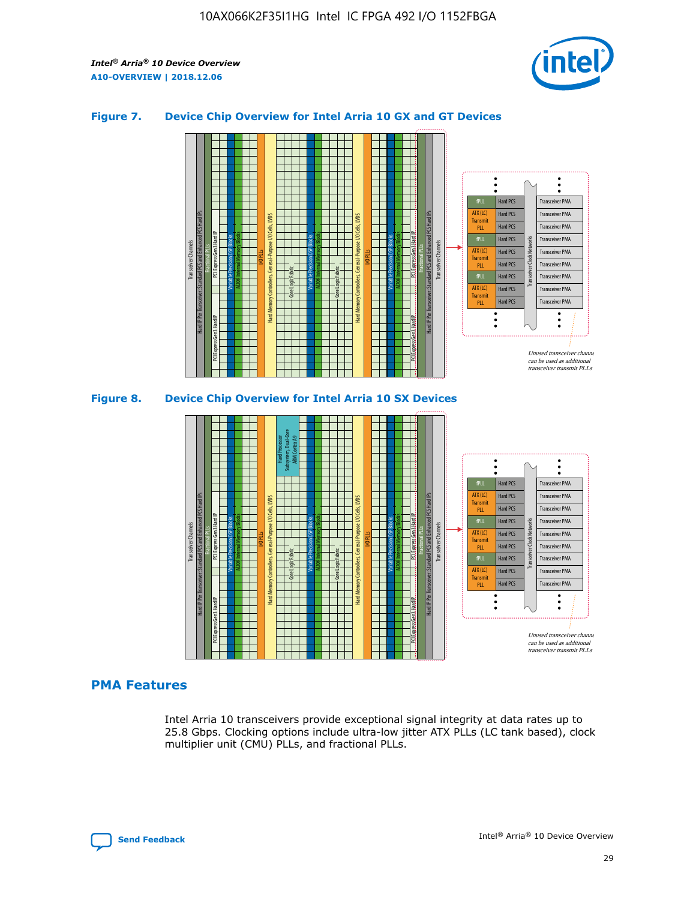## Figure 7. Device Chip Overview for Intel Arria 10 GX and GT Devices

Unused transceiver channels can be used as additional transceiver transmit PLLs

## Figure 8. Device Chip Overview for Intel Arria 10 SX Devices

Unused transceiver channels can be used as additional transceiver transmit PLLs

## PMA Features

Intel Arria 10 transceivers provide exceptional signal integrity at data rates up to 25.8 Gbps. Clocking options include ultra-low jitter ATX PLLs (LC tank based), clock multiplier unit (CMU) PLLs, and fractional PLLs.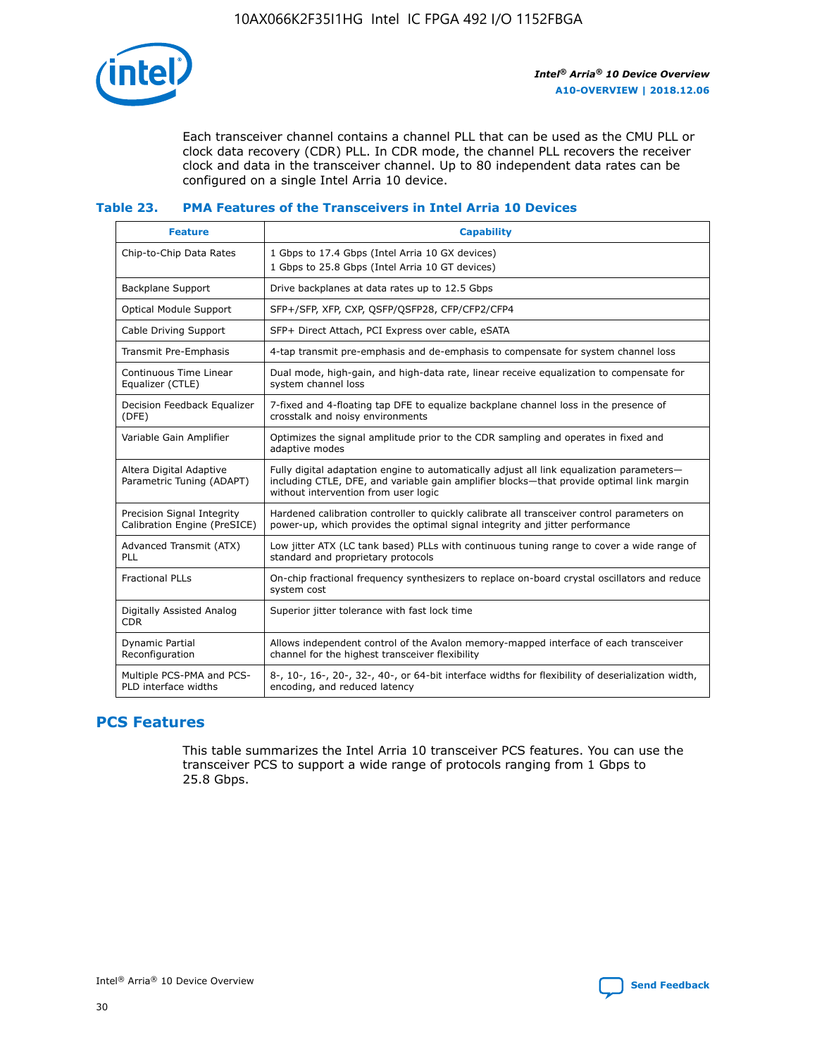Each transceiver channel contains a channel PLL that can be used as the CMU PLL or clock data recovery (CDR) PLL. In CDR mode, the channel PLL recovers the receiver clock and data in the transceiver channel. Up to 80 independent data rates can be configured on a single Intel Arria 10 device.

### Table 23. PMA Features of the Transceivers in Intel Arria 10 Devices

| Feature | Capability |
| --- | --- |
| Chip-to-Chip Data Rates | 1 Gbps to 17.4 Gbps (Intel Arria 10 GX devices)<br>1 Gbps to 25.8 Gbps (Intel Arria 10 GT devices) |
| Backplane Support | Drive backplanes at data rates up to 12.5 Gbps |
| Optical Module Support | SFP+/SFP, XFP, CXP, QSFP/QSFP28, CFP/CFP2/CFP4 |
| Cable Driving Support | SFP+ Direct Attach, PCI Express over cable, eSATA |
| Transmit Pre-Emphasis | 4-tap transmit pre-emphasis and de-emphasis to compensate for system channel loss |
| Continuous Time Linear Equalizer (CTLE) | Dual mode, high-gain, and high-data rate, linear receive equalization to compensate for system channel loss |
| Decision Feedback Equalizer (DFE) | 7-fixed and 4-floating tap DFE to equalize backplane channel loss in the presence of crosstalk and noisy environments |
| Variable Gain Amplifier | Optimizes the signal amplitude prior to the CDR sampling and operates in fixed and adaptive modes |
| Altera Digital Adaptive Parametric Tuning (ADAPT) | Fully digital adaptation engine to automatically adjust all link equalization parameters—including CTLE, DFE, and variable gain amplifier blocks—that provide optimal link margin without intervention from user logic |
| Precision Signal Integrity Calibration Engine (PreSICE) | Hardened calibration controller to quickly calibrate all transceiver control parameters on power-up, which provides the optimal signal integrity and jitter performance |
| Advanced Transmit (ATX) PLL | Low jitter ATX (LC tank based) PLLs with continuous tuning range to cover a wide range of standard and proprietary protocols |
| Fractional PLLs | On-chip fractional frequency synthesizers to replace on-board crystal oscillators and reduce system cost |
| Digitally Assisted Analog CDR | Superior jitter tolerance with fast lock time |
| Dynamic Partial Reconfiguration | Allows independent control of the Avalon memory-mapped interface of each transceiver channel for the highest transceiver flexibility |
| Multiple PCS-PMA and PCS-PLD interface widths | 8-, 10-, 16-, 20-, 32-, 40-, or 64-bit interface widths for flexibility of deserialization width, encoding, and reduced latency |

## PCS Features

This table summarizes the Intel Arria 10 transceiver PCS features. You can use the transceiver PCS to support a wide range of protocols ranging from 1 Gbps to 25.8 Gbps.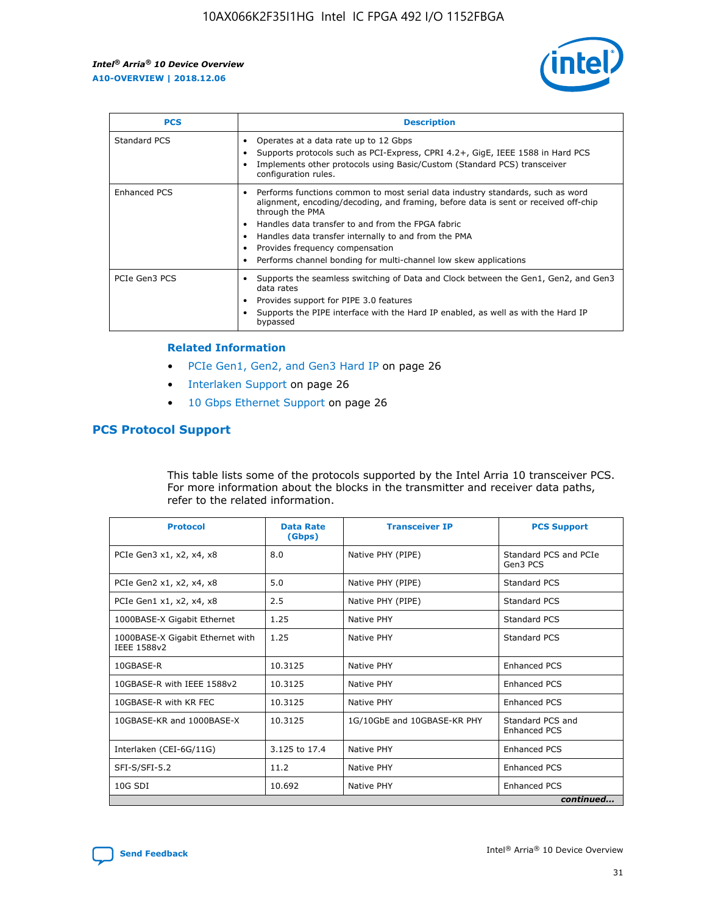| PCS | Description |
| --- | --- |
| Standard PCS | • Operates at a data rate up to 12 Gbps<br>• Supports protocols such as PCI-Express, CPRI 4.2+, GigE, IEEE 1588 in Hard PCS<br>• Implements other protocols using Basic/Custom (Standard PCS) transceiver configuration rules. |
| Enhanced PCS | • Performs functions common to most serial data industry standards, such as word alignment, encoding/decoding, and framing, before data is sent or received off-chip through the PMA<br>• Handles data transfer to and from the FPGA fabric<br>• Handles data transfer internally to and from the PMA<br>• Provides frequency compensation<br>• Performs channel bonding for multi-channel low skew applications |
| PCIe Gen3 PCS | • Supports the seamless switching of Data and Clock between the Gen1, Gen2, and Gen3 data rates<br>• Provides support for PIPE 3.0 features<br>• Supports the PIPE interface with the Hard IP enabled, as well as with the Hard IP bypassed |

### Related Information

- PCIe Gen1, Gen2, and Gen3 Hard IP on page 26
- Interlaken Support on page 26
- 10 Gbps Ethernet Support on page 26

## PCS Protocol Support

This table lists some of the protocols supported by the Intel Arria 10 transceiver PCS. For more information about the blocks in the transmitter and receiver data paths, refer to the related information.

| Protocol | Data Rate (Gbps) | Transceiver IP | PCS Support |
| --- | --- | --- | --- |
| PCIe Gen3 x1, x2, x4, x8 | 8.0 | Native PHY (PIPE) | Standard PCS and PCIe Gen3 PCS |
| PCIe Gen2 x1, x2, x4, x8 | 5.0 | Native PHY (PIPE) | Standard PCS |
| PCIe Gen1 x1, x2, x4, x8 | 2.5 | Native PHY (PIPE) | Standard PCS |
| 1000BASE-X Gigabit Ethernet | 1.25 | Native PHY | Standard PCS |
| 1000BASE-X Gigabit Ethernet with IEEE 1588v2 | 1.25 | Native PHY | Standard PCS |
| 10GBASE-R | 10.3125 | Native PHY | Enhanced PCS |
| 10GBASE-R with IEEE 1588v2 | 10.3125 | Native PHY | Enhanced PCS |
| 10GBASE-R with KR FEC | 10.3125 | Native PHY | Enhanced PCS |
| 10GBASE-KR and 1000BASE-X | 10.3125 | 1G/10GbE and 10GBASE-KR PHY | Standard PCS and Enhanced PCS |
| Interlaken (CEI-6G/11G) | 3.125 to 17.4 | Native PHY | Enhanced PCS |
| SFI-S/SFI-5.2 | 11.2 | Native PHY | Enhanced PCS |
| 10G SDI | 10.692 | Native PHY | Enhanced PCS |

*continued...*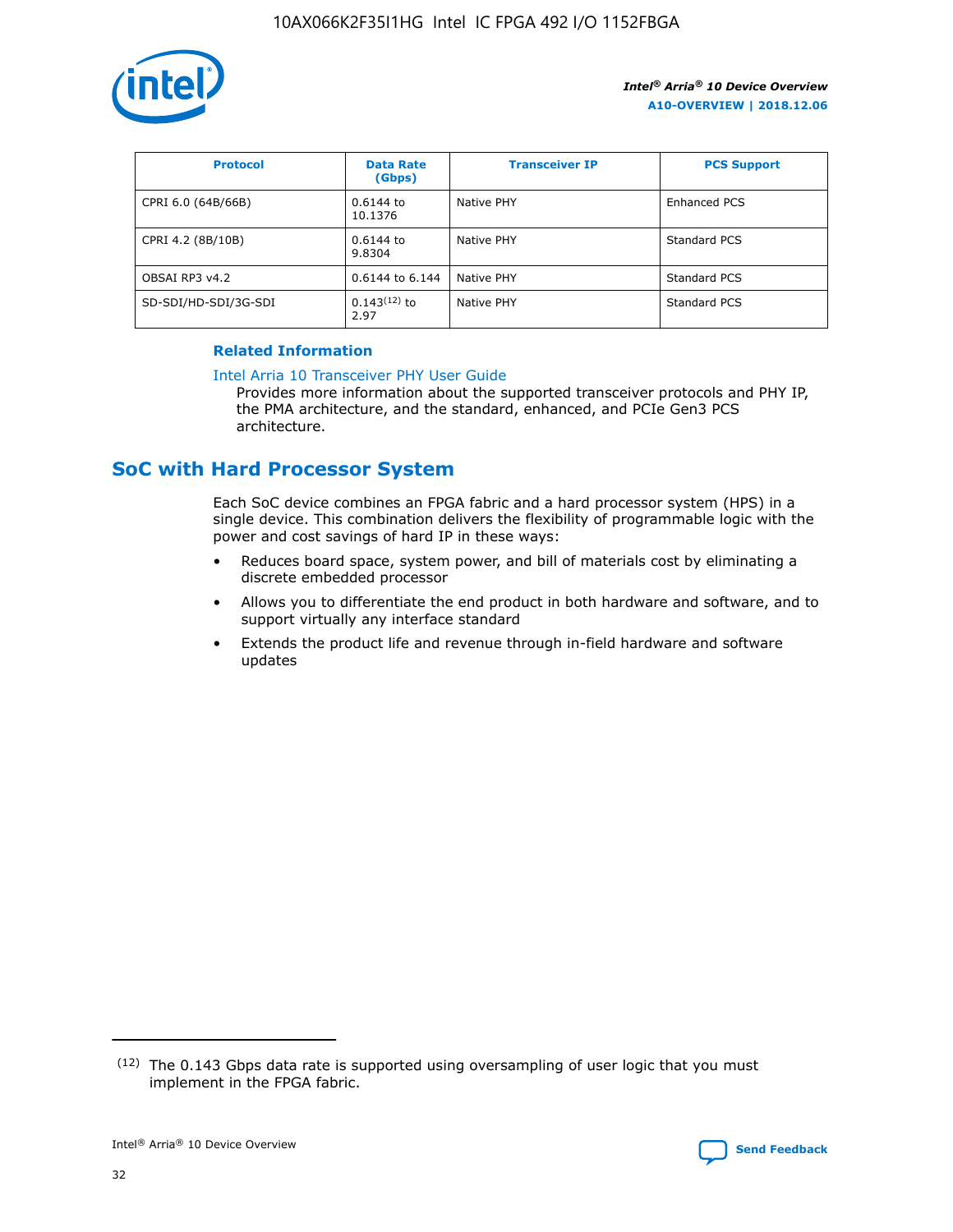| Protocol | Data Rate (Gbps) | Transceiver IP | PCS Support |
| --- | --- | --- | --- |
| CPRI 6.0 (64B/66B) | 0.6144 to 10.1376 | Native PHY | Enhanced PCS |
| CPRI 4.2 (8B/10B) | 0.6144 to 9.8304 | Native PHY | Standard PCS |
| OBSAI RP3 v4.2 | 0.6144 to 6.144 | Native PHY | Standard PCS |
| SD-SDI/HD-SDI/3G-SDI | 0.143[12] to 2.97 | Native PHY | Standard PCS |

### Related Information

Intel Arria 10 Transceiver PHY User Guide
Provides more information about the supported transceiver protocols and PHY IP, the PMA architecture, and the standard, enhanced, and PCIe Gen3 PCS architecture.

## SoC with Hard Processor System

Each SoC device combines an FPGA fabric and a hard processor system (HPS) in a single device. This combination delivers the flexibility of programmable logic with the power and cost savings of hard IP in these ways:

- Reduces board space, system power, and bill of materials cost by eliminating a discrete embedded processor
- Allows you to differentiate the end product in both hardware and software, and to support virtually any interface standard
- Extends the product life and revenue through in-field hardware and software updates

[12] The 0.143 Gbps data rate is supported using oversampling of user logic that you must implement in the FPGA fabric.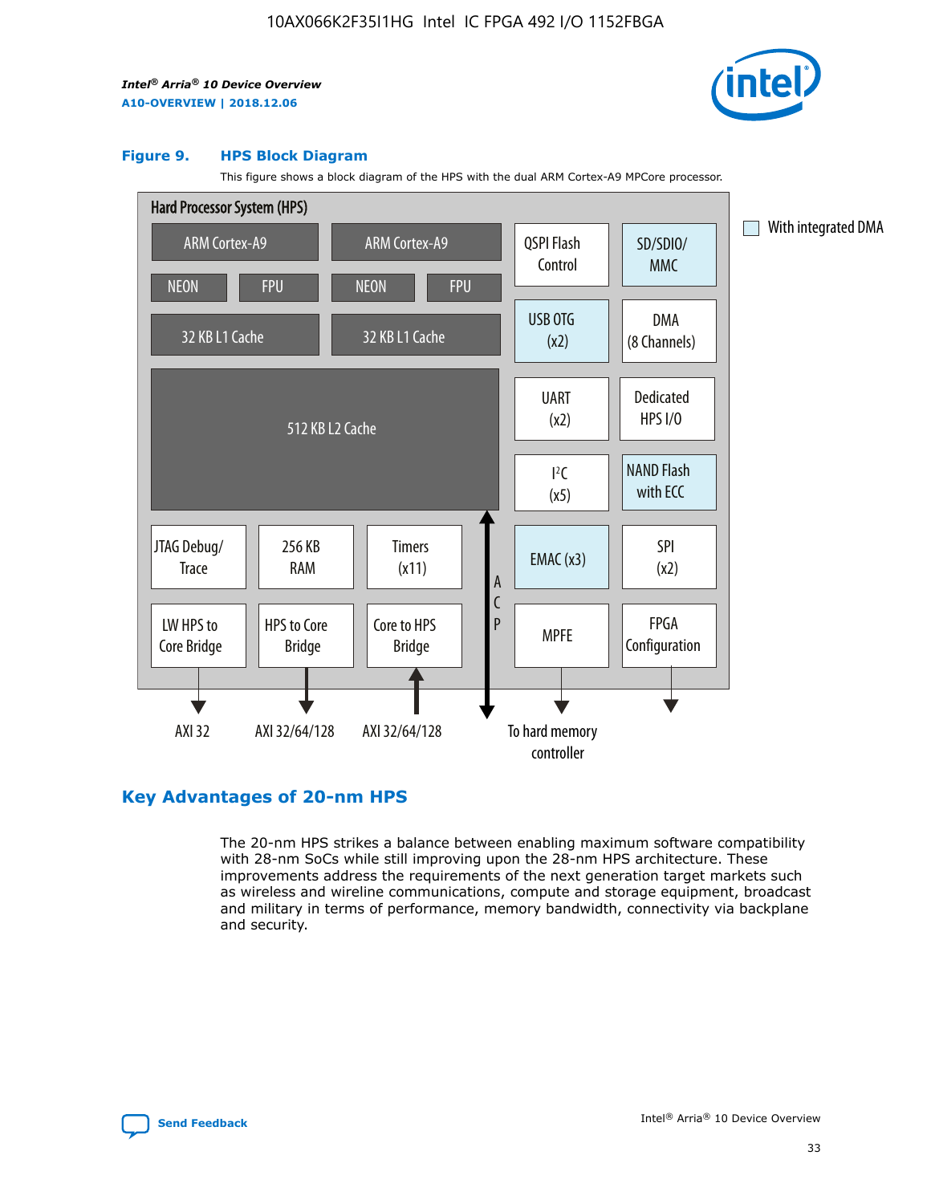**Figure 9. HPS Block Diagram**

This figure shows a block diagram of the HPS with the dual ARM Cortex-A9 MPCore processor.

Hard Processor System (HPS)

- ARM Cortex-A9 (NEON, FPU, 32 KB L1 Cache)
- ARM Cortex-A9 (NEON, FPU, 32 KB L1 Cache)
- 512 KB L2 Cache
- QSPI Flash Control
- SD/SDIO/MMC
- USB OTG (x2)
- DMA (8 Channels)
- UART (x2)
- Dedicated HPS I/O
- I²C (x5)
- NAND Flash with ECC
- JTAG Debug/Trace
- 256 KB RAM
- Timers (x11)
- EMAC (x3)
- SPI (x2)
- LW HPS to Core Bridge → AXI 32
- HPS to Core Bridge → AXI 32/64/128
- Core to HPS Bridge ← AXI 32/64/128
- ACP
- MPFE → To hard memory controller
- FPGA Configuration

With integrated DMA

## Key Advantages of 20-nm HPS

The 20-nm HPS strikes a balance between enabling maximum software compatibility with 28-nm SoCs while still improving upon the 28-nm HPS architecture. These improvements address the requirements of the next generation target markets such as wireless and wireline communications, compute and storage equipment, broadcast and military in terms of performance, memory bandwidth, connectivity via backplane and security.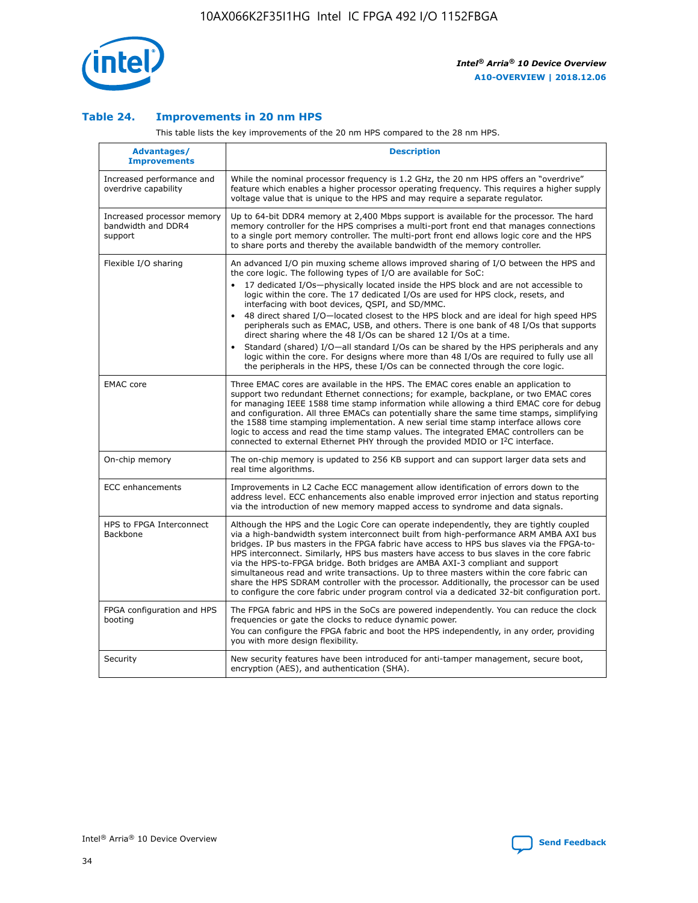## Table 24. Improvements in 20 nm HPS

This table lists the key improvements of the 20 nm HPS compared to the 28 nm HPS.

| Advantages/ Improvements | Description |
|---|---|
| Increased performance and overdrive capability | While the nominal processor frequency is 1.2 GHz, the 20 nm HPS offers an "overdrive" feature which enables a higher processor operating frequency. This requires a higher supply voltage value that is unique to the HPS and may require a separate regulator. |
| Increased processor memory bandwidth and DDR4 support | Up to 64-bit DDR4 memory at 2,400 Mbps support is available for the processor. The hard memory controller for the HPS comprises a multi-port front end that manages connections to a single port memory controller. The multi-port front end allows logic core and the HPS to share ports and thereby the available bandwidth of the memory controller. |
| Flexible I/O sharing | An advanced I/O pin muxing scheme allows improved sharing of I/O between the HPS and the core logic. The following types of I/O are available for SoC:<br>• 17 dedicated I/Os—physically located inside the HPS block and are not accessible to logic within the core. The 17 dedicated I/Os are used for HPS clock, resets, and interfacing with boot devices, QSPI, and SD/MMC.<br>• 48 direct shared I/O—located closest to the HPS block and are ideal for high speed HPS peripherals such as EMAC, USB, and others. There is one bank of 48 I/Os that supports direct sharing where the 48 I/Os can be shared 12 I/Os at a time.<br>• Standard (shared) I/O—all standard I/Os can be shared by the HPS peripherals and any logic within the core. For designs where more than 48 I/Os are required to fully use all the peripherals in the HPS, these I/Os can be connected through the core logic. |
| EMAC core | Three EMAC cores are available in the HPS. The EMAC cores enable an application to support two redundant Ethernet connections; for example, backplane, or two EMAC cores for managing IEEE 1588 time stamp information while allowing a third EMAC core for debug and configuration. All three EMACs can potentially share the same time stamps, simplifying the 1588 time stamping implementation. A new serial time stamp interface allows core logic to access and read the time stamp values. The integrated EMAC controllers can be connected to external Ethernet PHY through the provided MDIO or I²C interface. |
| On-chip memory | The on-chip memory is updated to 256 KB support and can support larger data sets and real time algorithms. |
| ECC enhancements | Improvements in L2 Cache ECC management allow identification of errors down to the address level. ECC enhancements also enable improved error injection and status reporting via the introduction of new memory mapped access to syndrome and data signals. |
| HPS to FPGA Interconnect Backbone | Although the HPS and the Logic Core can operate independently, they are tightly coupled via a high-bandwidth system interconnect built from high-performance ARM AMBA AXI bus bridges. IP bus masters in the FPGA fabric have access to HPS bus slaves via the FPGA-to-HPS interconnect. Similarly, HPS bus masters have access to bus slaves in the core fabric via the HPS-to-FPGA bridge. Both bridges are AMBA AXI-3 compliant and support simultaneous read and write transactions. Up to three masters within the core fabric can share the HPS SDRAM controller with the processor. Additionally, the processor can be used to configure the core fabric under program control via a dedicated 32-bit configuration port. |
| FPGA configuration and HPS booting | The FPGA fabric and HPS in the SoCs are powered independently. You can reduce the clock frequencies or gate the clocks to reduce dynamic power.<br>You can configure the FPGA fabric and boot the HPS independently, in any order, providing you with more design flexibility. |
| Security | New security features have been introduced for anti-tamper management, secure boot, encryption (AES), and authentication (SHA). |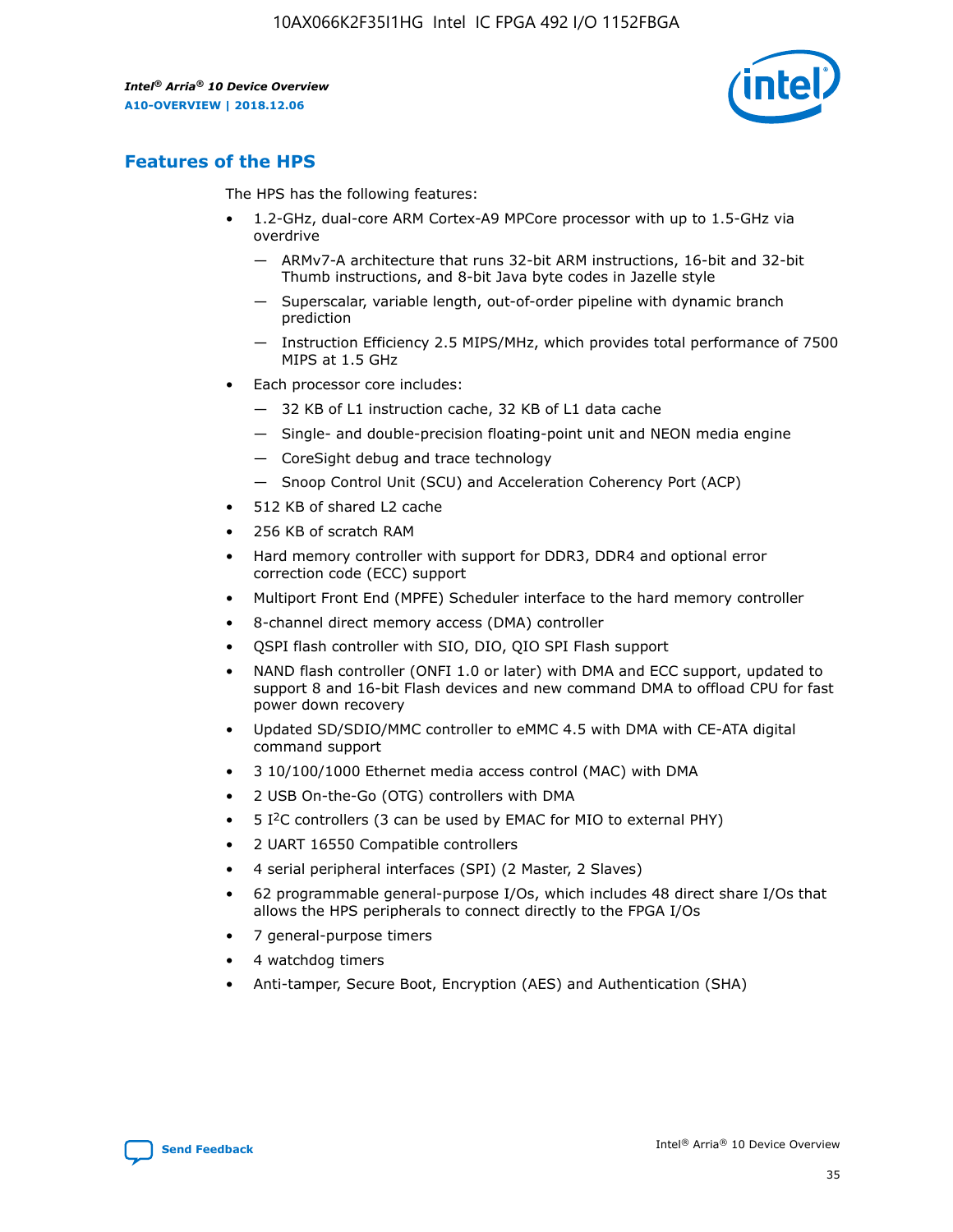## Features of the HPS

The HPS has the following features:

- 1.2-GHz, dual-core ARM Cortex-A9 MPCore processor with up to 1.5-GHz via overdrive
  - — ARMv7-A architecture that runs 32-bit ARM instructions, 16-bit and 32-bit Thumb instructions, and 8-bit Java byte codes in Jazelle style
  - — Superscalar, variable length, out-of-order pipeline with dynamic branch prediction
  - — Instruction Efficiency 2.5 MIPS/MHz, which provides total performance of 7500 MIPS at 1.5 GHz
- Each processor core includes:
  - — 32 KB of L1 instruction cache, 32 KB of L1 data cache
  - — Single- and double-precision floating-point unit and NEON media engine
  - — CoreSight debug and trace technology
  - — Snoop Control Unit (SCU) and Acceleration Coherency Port (ACP)
- 512 KB of shared L2 cache
- 256 KB of scratch RAM
- Hard memory controller with support for DDR3, DDR4 and optional error correction code (ECC) support
- Multiport Front End (MPFE) Scheduler interface to the hard memory controller
- 8-channel direct memory access (DMA) controller
- QSPI flash controller with SIO, DIO, QIO SPI Flash support
- NAND flash controller (ONFI 1.0 or later) with DMA and ECC support, updated to support 8 and 16-bit Flash devices and new command DMA to offload CPU for fast power down recovery
- Updated SD/SDIO/MMC controller to eMMC 4.5 with DMA with CE-ATA digital command support
- 3 10/100/1000 Ethernet media access control (MAC) with DMA
- 2 USB On-the-Go (OTG) controllers with DMA
- 5 I²C controllers (3 can be used by EMAC for MIO to external PHY)
- 2 UART 16550 Compatible controllers
- 4 serial peripheral interfaces (SPI) (2 Master, 2 Slaves)
- 62 programmable general-purpose I/Os, which includes 48 direct share I/Os that allows the HPS peripherals to connect directly to the FPGA I/Os
- 7 general-purpose timers
- 4 watchdog timers
- Anti-tamper, Secure Boot, Encryption (AES) and Authentication (SHA)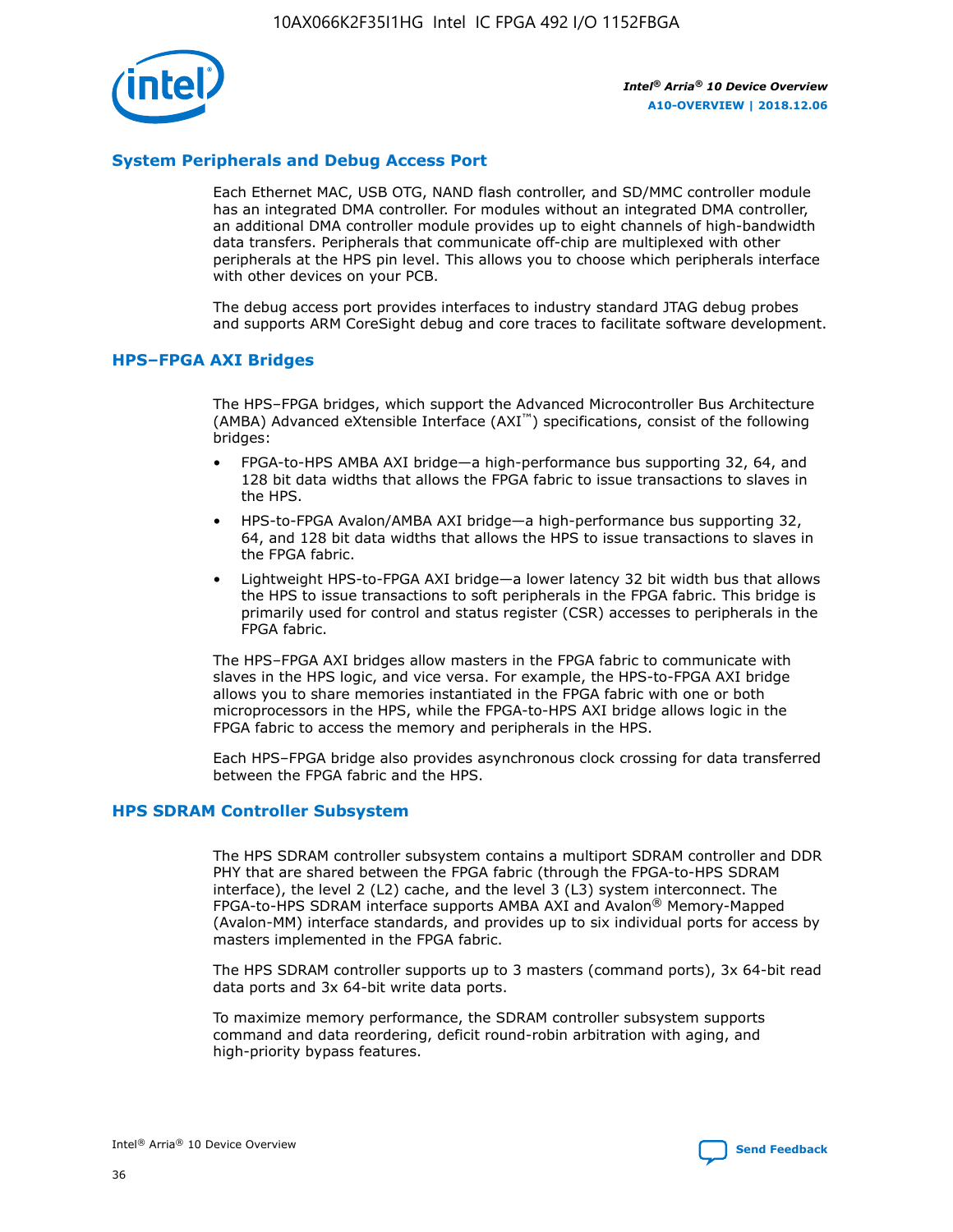## System Peripherals and Debug Access Port

Each Ethernet MAC, USB OTG, NAND flash controller, and SD/MMC controller module has an integrated DMA controller. For modules without an integrated DMA controller, an additional DMA controller module provides up to eight channels of high-bandwidth data transfers. Peripherals that communicate off-chip are multiplexed with other peripherals at the HPS pin level. This allows you to choose which peripherals interface with other devices on your PCB.

The debug access port provides interfaces to industry standard JTAG debug probes and supports ARM CoreSight debug and core traces to facilitate software development.

## HPS–FPGA AXI Bridges

The HPS–FPGA bridges, which support the Advanced Microcontroller Bus Architecture (AMBA) Advanced eXtensible Interface (AXI™) specifications, consist of the following bridges:

- FPGA-to-HPS AMBA AXI bridge—a high-performance bus supporting 32, 64, and 128 bit data widths that allows the FPGA fabric to issue transactions to slaves in the HPS.
- HPS-to-FPGA Avalon/AMBA AXI bridge—a high-performance bus supporting 32, 64, and 128 bit data widths that allows the HPS to issue transactions to slaves in the FPGA fabric.
- Lightweight HPS-to-FPGA AXI bridge—a lower latency 32 bit width bus that allows the HPS to issue transactions to soft peripherals in the FPGA fabric. This bridge is primarily used for control and status register (CSR) accesses to peripherals in the FPGA fabric.

The HPS–FPGA AXI bridges allow masters in the FPGA fabric to communicate with slaves in the HPS logic, and vice versa. For example, the HPS-to-FPGA AXI bridge allows you to share memories instantiated in the FPGA fabric with one or both microprocessors in the HPS, while the FPGA-to-HPS AXI bridge allows logic in the FPGA fabric to access the memory and peripherals in the HPS.

Each HPS–FPGA bridge also provides asynchronous clock crossing for data transferred between the FPGA fabric and the HPS.

## HPS SDRAM Controller Subsystem

The HPS SDRAM controller subsystem contains a multiport SDRAM controller and DDR PHY that are shared between the FPGA fabric (through the FPGA-to-HPS SDRAM interface), the level 2 (L2) cache, and the level 3 (L3) system interconnect. The FPGA-to-HPS SDRAM interface supports AMBA AXI and Avalon® Memory-Mapped (Avalon-MM) interface standards, and provides up to six individual ports for access by masters implemented in the FPGA fabric.

The HPS SDRAM controller supports up to 3 masters (command ports), 3x 64-bit read data ports and 3x 64-bit write data ports.

To maximize memory performance, the SDRAM controller subsystem supports command and data reordering, deficit round-robin arbitration with aging, and high-priority bypass features.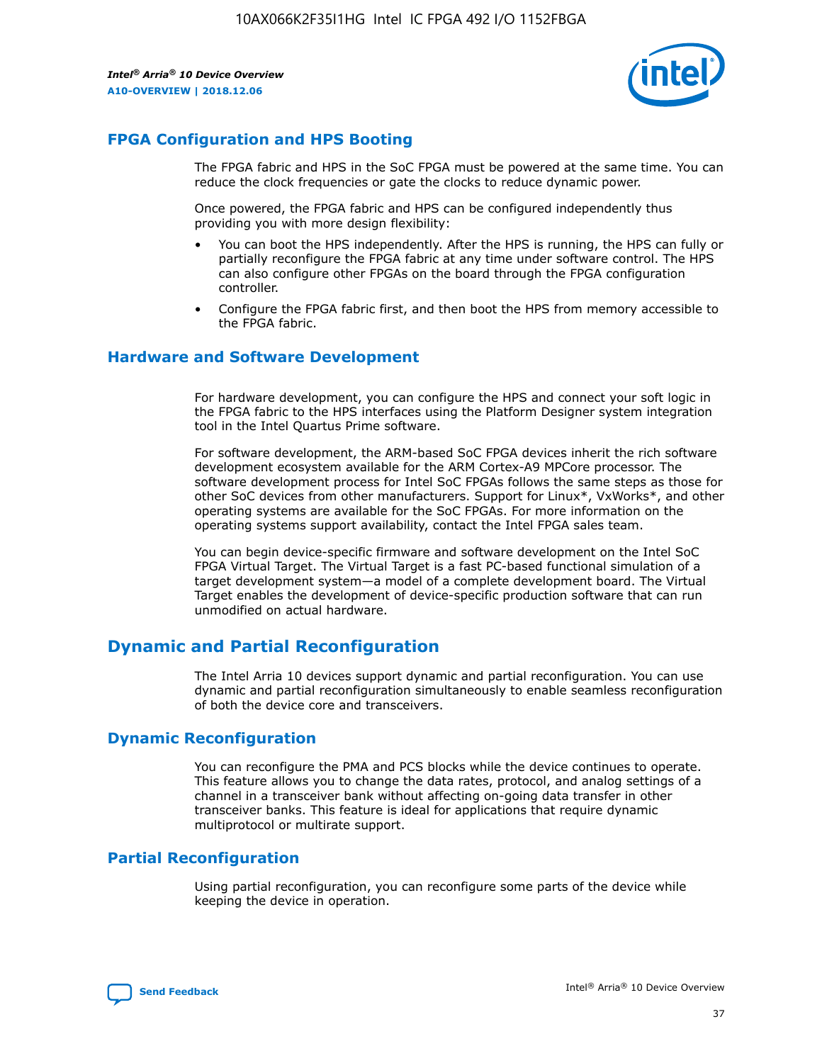## FPGA Configuration and HPS Booting

The FPGA fabric and HPS in the SoC FPGA must be powered at the same time. You can reduce the clock frequencies or gate the clocks to reduce dynamic power.

Once powered, the FPGA fabric and HPS can be configured independently thus providing you with more design flexibility:

- You can boot the HPS independently. After the HPS is running, the HPS can fully or partially reconfigure the FPGA fabric at any time under software control. The HPS can also configure other FPGAs on the board through the FPGA configuration controller.
- Configure the FPGA fabric first, and then boot the HPS from memory accessible to the FPGA fabric.

## Hardware and Software Development

For hardware development, you can configure the HPS and connect your soft logic in the FPGA fabric to the HPS interfaces using the Platform Designer system integration tool in the Intel Quartus Prime software.

For software development, the ARM-based SoC FPGA devices inherit the rich software development ecosystem available for the ARM Cortex-A9 MPCore processor. The software development process for Intel SoC FPGAs follows the same steps as those for other SoC devices from other manufacturers. Support for Linux*, VxWorks*, and other operating systems are available for the SoC FPGAs. For more information on the operating systems support availability, contact the Intel FPGA sales team.

You can begin device-specific firmware and software development on the Intel SoC FPGA Virtual Target. The Virtual Target is a fast PC-based functional simulation of a target development system—a model of a complete development board. The Virtual Target enables the development of device-specific production software that can run unmodified on actual hardware.

# Dynamic and Partial Reconfiguration

The Intel Arria 10 devices support dynamic and partial reconfiguration. You can use dynamic and partial reconfiguration simultaneously to enable seamless reconfiguration of both the device core and transceivers.

## Dynamic Reconfiguration

You can reconfigure the PMA and PCS blocks while the device continues to operate. This feature allows you to change the data rates, protocol, and analog settings of a channel in a transceiver bank without affecting on-going data transfer in other transceiver banks. This feature is ideal for applications that require dynamic multiprotocol or multirate support.

## Partial Reconfiguration

Using partial reconfiguration, you can reconfigure some parts of the device while keeping the device in operation.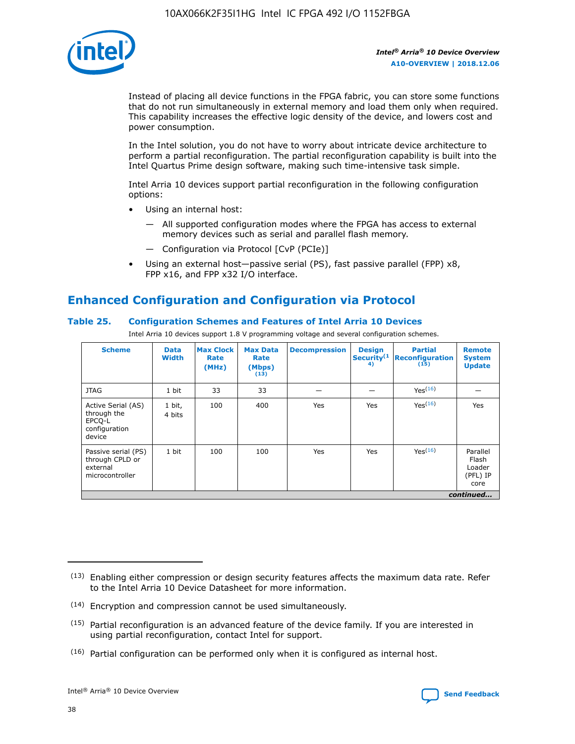Instead of placing all device functions in the FPGA fabric, you can store some functions that do not run simultaneously in external memory and load them only when required. This capability increases the effective logic density of the device, and lowers cost and power consumption.

In the Intel solution, you do not have to worry about intricate device architecture to perform a partial reconfiguration. The partial reconfiguration capability is built into the Intel Quartus Prime design software, making such time-intensive task simple.

Intel Arria 10 devices support partial reconfiguration in the following configuration options:

- Using an internal host:
  - — All supported configuration modes where the FPGA has access to external memory devices such as serial and parallel flash memory.
  - — Configuration via Protocol [CvP (PCIe)]
- Using an external host—passive serial (PS), fast passive parallel (FPP) x8, FPP x16, and FPP x32 I/O interface.

## Enhanced Configuration and Configuration via Protocol

### Table 25. Configuration Schemes and Features of Intel Arria 10 Devices

Intel Arria 10 devices support 1.8 V programming voltage and several configuration schemes.

| Scheme | Data Width | Max Clock Rate (MHz) | Max Data Rate (Mbps) (13) | Decompression | Design Security (14) | Partial Reconfiguration (15) | Remote System Update |
|---|---|---|---|---|---|---|---|
| JTAG | 1 bit | 33 | 33 | — | — | Yes(16) | — |
| Active Serial (AS) through the EPCQ-L configuration device | 1 bit, 4 bits | 100 | 400 | Yes | Yes | Yes(16) | Yes |
| Passive serial (PS) through CPLD or external microcontroller | 1 bit | 100 | 100 | Yes | Yes | Yes(16) | Parallel Flash Loader (PFL) IP core |

*continued...*

(13) Enabling either compression or design security features affects the maximum data rate. Refer to the Intel Arria 10 Device Datasheet for more information.

(14) Encryption and compression cannot be used simultaneously.

(15) Partial reconfiguration is an advanced feature of the device family. If you are interested in using partial reconfiguration, contact Intel for support.

(16) Partial configuration can be performed only when it is configured as internal host.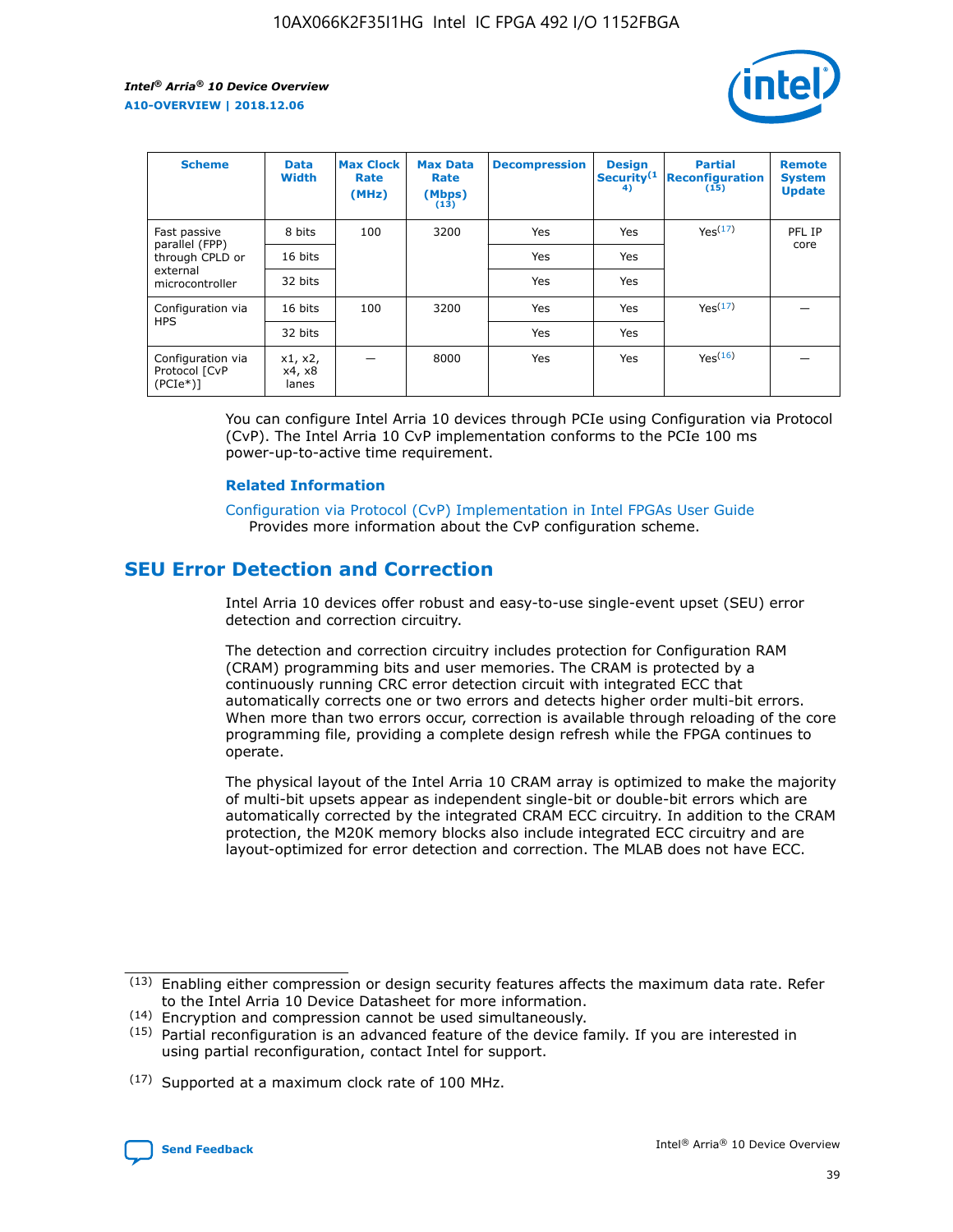| Scheme | Data Width | Max Clock Rate (MHz) | Max Data Rate (Mbps) (13) | Decompression | Design Security(14) | Partial Reconfiguration (15) | Remote System Update |
|---|---|---|---|---|---|---|---|
| Fast passive parallel (FPP) through CPLD or external microcontroller | 8 bits | 100 | 3200 | Yes | Yes | Yes(17) | PFL IP core |
| | 16 bits | | | Yes | Yes | | |
| | 32 bits | | | Yes | Yes | | |
| Configuration via HPS | 16 bits | 100 | 3200 | Yes | Yes | Yes(17) | — |
| | 32 bits | | | Yes | Yes | | |
| Configuration via Protocol [CvP (PCIe*)] | x1, x2, x4, x8 lanes | — | 8000 | Yes | Yes | Yes(16) | — |

You can configure Intel Arria 10 devices through PCIe using Configuration via Protocol (CvP). The Intel Arria 10 CvP implementation conforms to the PCIe 100 ms power-up-to-active time requirement.

### Related Information

Configuration via Protocol (CvP) Implementation in Intel FPGAs User Guide
Provides more information about the CvP configuration scheme.

## SEU Error Detection and Correction

Intel Arria 10 devices offer robust and easy-to-use single-event upset (SEU) error detection and correction circuitry.

The detection and correction circuitry includes protection for Configuration RAM (CRAM) programming bits and user memories. The CRAM is protected by a continuously running CRC error detection circuit with integrated ECC that automatically corrects one or two errors and detects higher order multi-bit errors. When more than two errors occur, correction is available through reloading of the core programming file, providing a complete design refresh while the FPGA continues to operate.

The physical layout of the Intel Arria 10 CRAM array is optimized to make the majority of multi-bit upsets appear as independent single-bit or double-bit errors which are automatically corrected by the integrated CRAM ECC circuitry. In addition to the CRAM protection, the M20K memory blocks also include integrated ECC circuitry and are layout-optimized for error detection and correction. The MLAB does not have ECC.

(13) Enabling either compression or design security features affects the maximum data rate. Refer to the Intel Arria 10 Device Datasheet for more information.

(14) Encryption and compression cannot be used simultaneously.

(15) Partial reconfiguration is an advanced feature of the device family. If you are interested in using partial reconfiguration, contact Intel for support.

(17) Supported at a maximum clock rate of 100 MHz.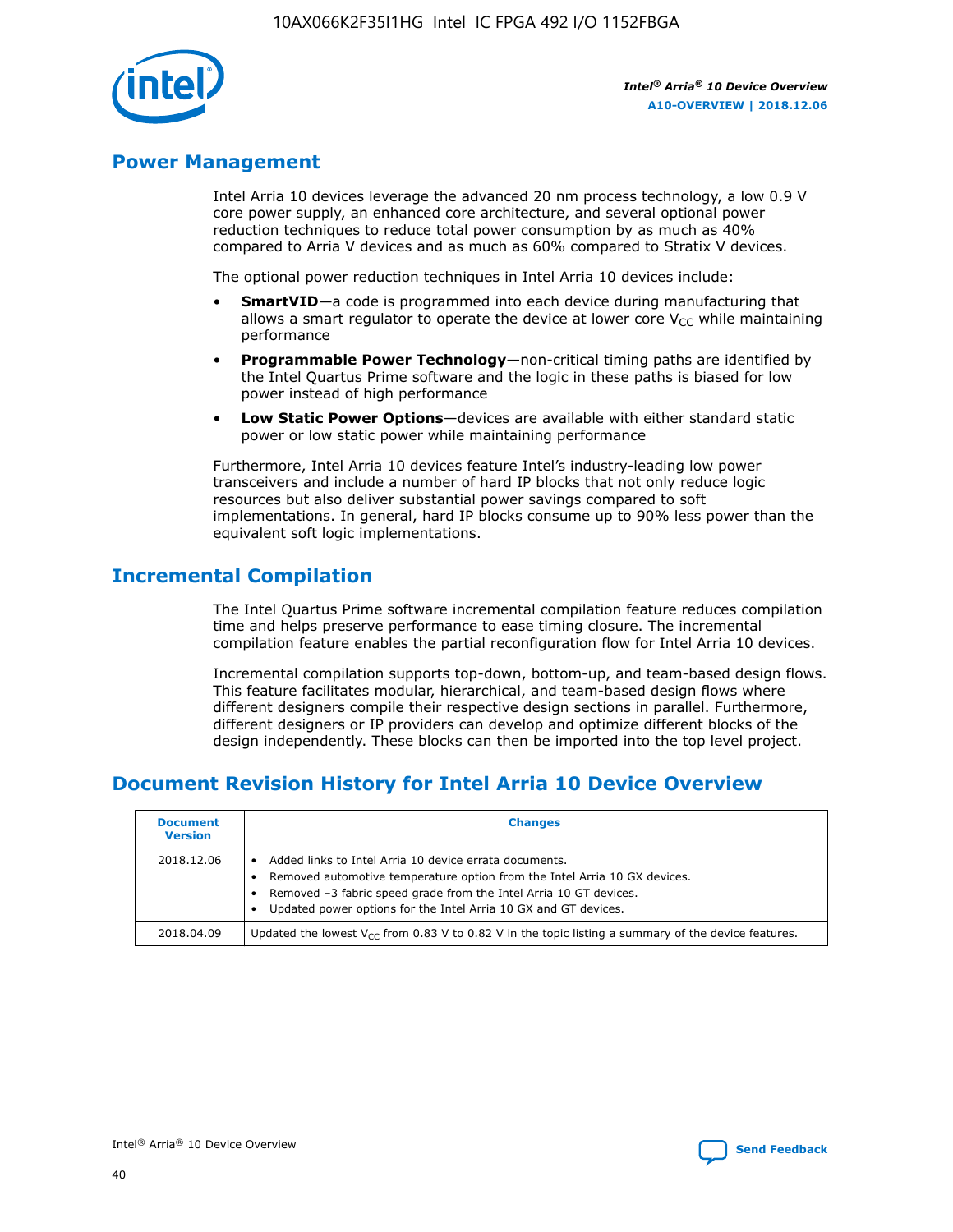## Power Management

Intel Arria 10 devices leverage the advanced 20 nm process technology, a low 0.9 V core power supply, an enhanced core architecture, and several optional power reduction techniques to reduce total power consumption by as much as 40% compared to Arria V devices and as much as 60% compared to Stratix V devices.

The optional power reduction techniques in Intel Arria 10 devices include:

- **SmartVID**—a code is programmed into each device during manufacturing that allows a smart regulator to operate the device at lower core $V_{CC}$ while maintaining performance
- **Programmable Power Technology**—non-critical timing paths are identified by the Intel Quartus Prime software and the logic in these paths is biased for low power instead of high performance
- **Low Static Power Options**—devices are available with either standard static power or low static power while maintaining performance

Furthermore, Intel Arria 10 devices feature Intel's industry-leading low power transceivers and include a number of hard IP blocks that not only reduce logic resources but also deliver substantial power savings compared to soft implementations. In general, hard IP blocks consume up to 90% less power than the equivalent soft logic implementations.

## Incremental Compilation

The Intel Quartus Prime software incremental compilation feature reduces compilation time and helps preserve performance to ease timing closure. The incremental compilation feature enables the partial reconfiguration flow for Intel Arria 10 devices.

Incremental compilation supports top-down, bottom-up, and team-based design flows. This feature facilitates modular, hierarchical, and team-based design flows where different designers compile their respective design sections in parallel. Furthermore, different designers or IP providers can develop and optimize different blocks of the design independently. These blocks can then be imported into the top level project.

## Document Revision History for Intel Arria 10 Device Overview

| Document Version | Changes |
|---|---|
| 2018.12.06 | • Added links to Intel Arria 10 device errata documents.<br>• Removed automotive temperature option from the Intel Arria 10 GX devices.<br>• Removed –3 fabric speed grade from the Intel Arria 10 GT devices.<br>• Updated power options for the Intel Arria 10 GX and GT devices. |
| 2018.04.09 | Updated the lowest $V_{CC}$ from 0.83 V to 0.82 V in the topic listing a summary of the device features. |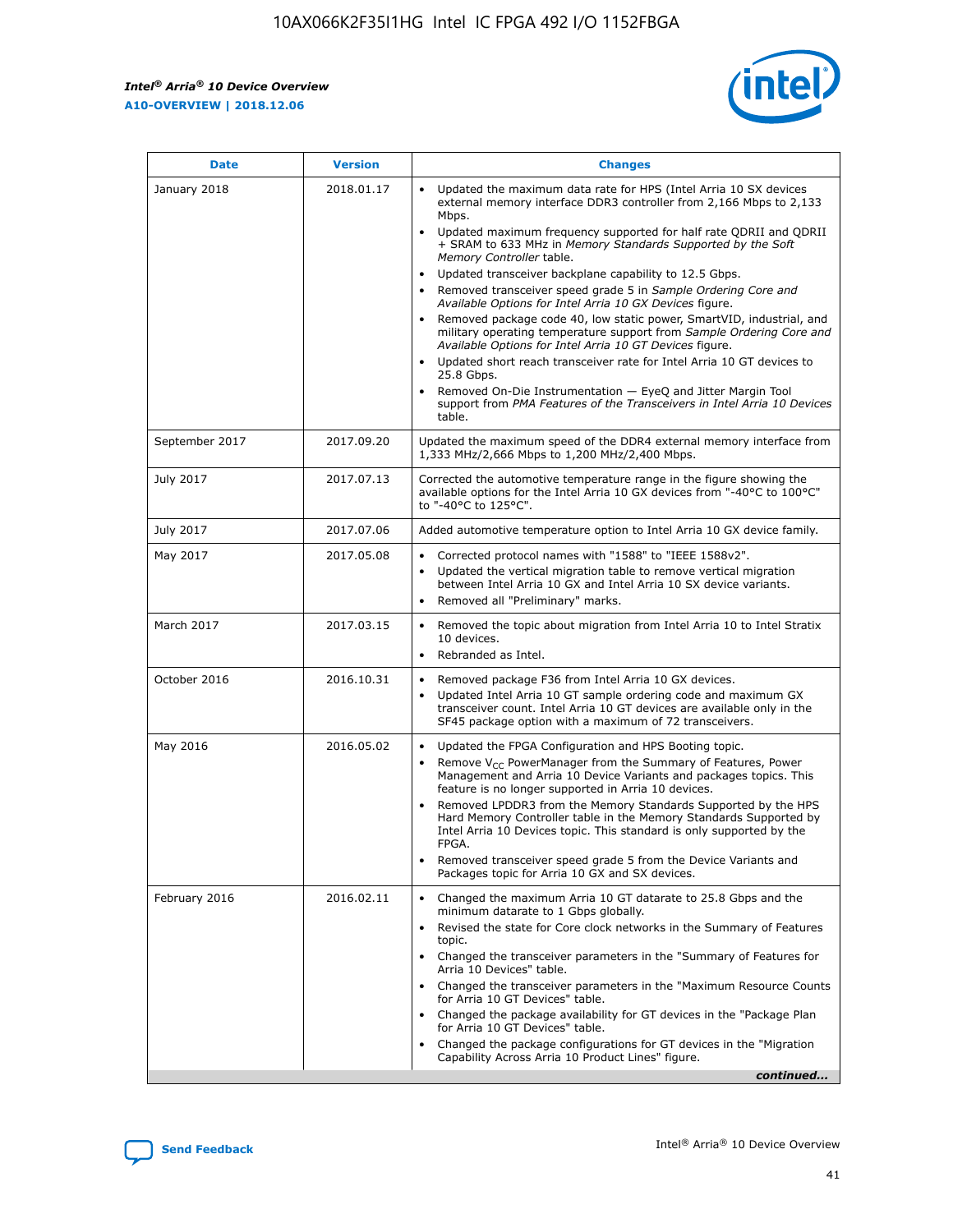| Date | Version | Changes |
| --- | --- | --- |
| January 2018 | 2018.01.17 | • Updated the maximum data rate for HPS (Intel Arria 10 SX devices external memory interface DDR3 controller from 2,166 Mbps to 2,133 Mbps.<br>• Updated maximum frequency supported for half rate QDRII and QDRII + SRAM to 633 MHz in *Memory Standards Supported by the Soft Memory Controller* table.<br>• Updated transceiver backplane capability to 12.5 Gbps.<br>• Removed transceiver speed grade 5 in *Sample Ordering Core and Available Options for Intel Arria 10 GX Devices* figure.<br>• Removed package code 40, low static power, SmartVID, industrial, and military operating temperature support from *Sample Ordering Core and Available Options for Intel Arria 10 GT Devices* figure.<br>• Updated short reach transceiver rate for Intel Arria 10 GT devices to 25.8 Gbps.<br>• Removed On-Die Instrumentation — EyeQ and Jitter Margin Tool support from *PMA Features of the Transceivers in Intel Arria 10 Devices* table. |
| September 2017 | 2017.09.20 | Updated the maximum speed of the DDR4 external memory interface from 1,333 MHz/2,666 Mbps to 1,200 MHz/2,400 Mbps. |
| July 2017 | 2017.07.13 | Corrected the automotive temperature range in the figure showing the available options for the Intel Arria 10 GX devices from "-40°C to 100°C" to "-40°C to 125°C". |
| July 2017 | 2017.07.06 | Added automotive temperature option to Intel Arria 10 GX device family. |
| May 2017 | 2017.05.08 | • Corrected protocol names with "1588" to "IEEE 1588v2".<br>• Updated the vertical migration table to remove vertical migration between Intel Arria 10 GX and Intel Arria 10 SX device variants.<br>• Removed all "Preliminary" marks. |
| March 2017 | 2017.03.15 | • Removed the topic about migration from Intel Arria 10 to Intel Stratix 10 devices.<br>• Rebranded as Intel. |
| October 2016 | 2016.10.31 | • Removed package F36 from Intel Arria 10 GX devices.<br>• Updated Intel Arria 10 GT sample ordering code and maximum GX transceiver count. Intel Arria 10 GT devices are available only in the SF45 package option with a maximum of 72 transceivers. |
| May 2016 | 2016.05.02 | • Updated the FPGA Configuration and HPS Booting topic.<br>• Remove $V_{CC}$ PowerManager from the Summary of Features, Power Management and Arria 10 Device Variants and packages topics. This feature is no longer supported in Arria 10 devices.<br>• Removed LPDDR3 from the Memory Standards Supported by the HPS Hard Memory Controller table in the Memory Standards Supported by Intel Arria 10 Devices topic. This standard is only supported by the FPGA.<br>• Removed transceiver speed grade 5 from the Device Variants and Packages topic for Arria 10 GX and SX devices. |
| February 2016 | 2016.02.11 | • Changed the maximum Arria 10 GT datarate to 25.8 Gbps and the minimum datarate to 1 Gbps globally.<br>• Revised the state for Core clock networks in the Summary of Features topic.<br>• Changed the transceiver parameters in the "Summary of Features for Arria 10 Devices" table.<br>• Changed the transceiver parameters in the "Maximum Resource Counts for Arria 10 GT Devices" table.<br>• Changed the package availability for GT devices in the "Package Plan for Arria 10 GT Devices" table.<br>• Changed the package configurations for GT devices in the "Migration Capability Across Arria 10 Product Lines" figure. |

*continued...*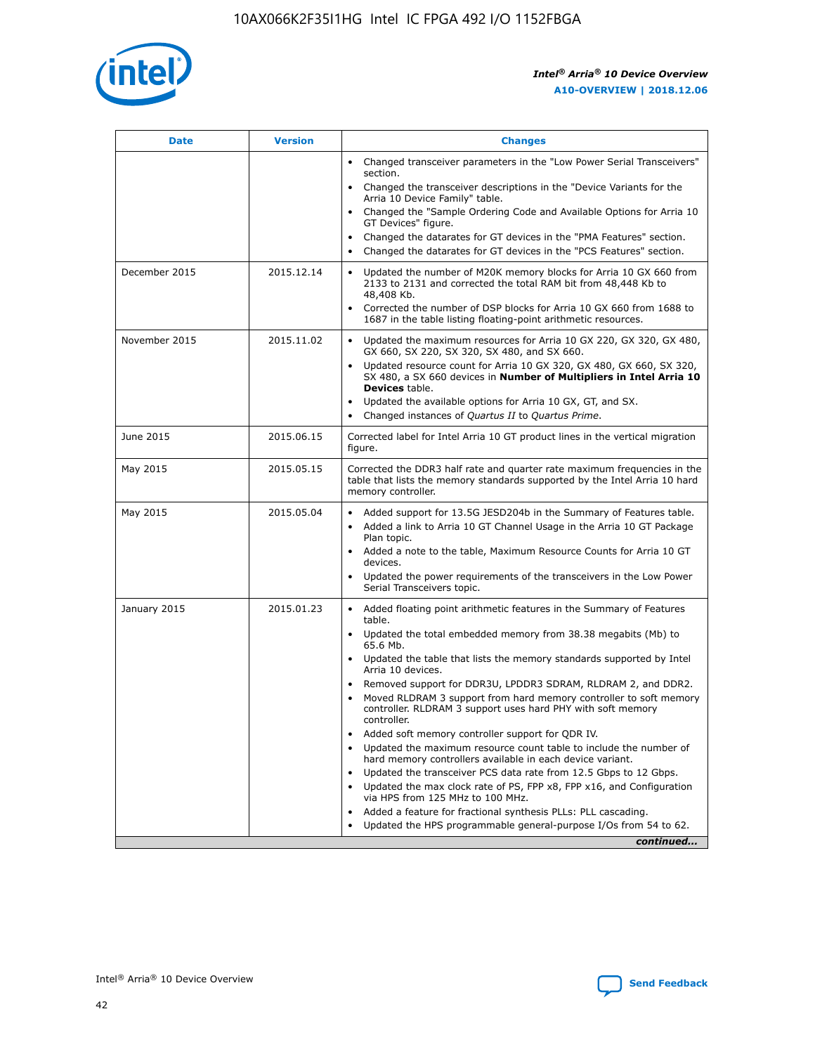| Date | Version | Changes |
| --- | --- | --- |
| | | • Changed transceiver parameters in the "Low Power Serial Transceivers" section.<br>• Changed the transceiver descriptions in the "Device Variants for the Arria 10 Device Family" table.<br>• Changed the "Sample Ordering Code and Available Options for Arria 10 GT Devices" figure.<br>• Changed the datarates for GT devices in the "PMA Features" section.<br>• Changed the datarates for GT devices in the "PCS Features" section. |
| December 2015 | 2015.12.14 | • Updated the number of M20K memory blocks for Arria 10 GX 660 from 2133 to 2131 and corrected the total RAM bit from 48,448 Kb to 48,408 Kb.<br>• Corrected the number of DSP blocks for Arria 10 GX 660 from 1688 to 1687 in the table listing floating-point arithmetic resources. |
| November 2015 | 2015.11.02 | • Updated the maximum resources for Arria 10 GX 220, GX 320, GX 480, GX 660, SX 220, SX 320, SX 480, and SX 660.<br>• Updated resource count for Arria 10 GX 320, GX 480, GX 660, SX 320, SX 480, a SX 660 devices in **Number of Multipliers in Intel Arria 10 Devices** table.<br>• Updated the available options for Arria 10 GX, GT, and SX.<br>• Changed instances of *Quartus II* to *Quartus Prime*. |
| June 2015 | 2015.06.15 | Corrected label for Intel Arria 10 GT product lines in the vertical migration figure. |
| May 2015 | 2015.05.15 | Corrected the DDR3 half rate and quarter rate maximum frequencies in the table that lists the memory standards supported by the Intel Arria 10 hard memory controller. |
| May 2015 | 2015.05.04 | • Added support for 13.5G JESD204b in the Summary of Features table.<br>• Added a link to Arria 10 GT Channel Usage in the Arria 10 GT Package Plan topic.<br>• Added a note to the table, Maximum Resource Counts for Arria 10 GT devices.<br>• Updated the power requirements of the transceivers in the Low Power Serial Transceivers topic. |
| January 2015 | 2015.01.23 | • Added floating point arithmetic features in the Summary of Features table.<br>• Updated the total embedded memory from 38.38 megabits (Mb) to 65.6 Mb.<br>• Updated the table that lists the memory standards supported by Intel Arria 10 devices.<br>• Removed support for DDR3U, LPDDR3 SDRAM, RLDRAM 2, and DDR2.<br>• Moved RLDRAM 3 support from hard memory controller to soft memory controller. RLDRAM 3 support uses hard PHY with soft memory controller.<br>• Added soft memory controller support for QDR IV.<br>• Updated the maximum resource count table to include the number of hard memory controllers available in each device variant.<br>• Updated the transceiver PCS data rate from 12.5 Gbps to 12 Gbps.<br>• Updated the max clock rate of PS, FPP x8, FPP x16, and Configuration via HPS from 125 MHz to 100 MHz.<br>• Added a feature for fractional synthesis PLLs: PLL cascading.<br>• Updated the HPS programmable general-purpose I/Os from 54 to 62. |

*continued...*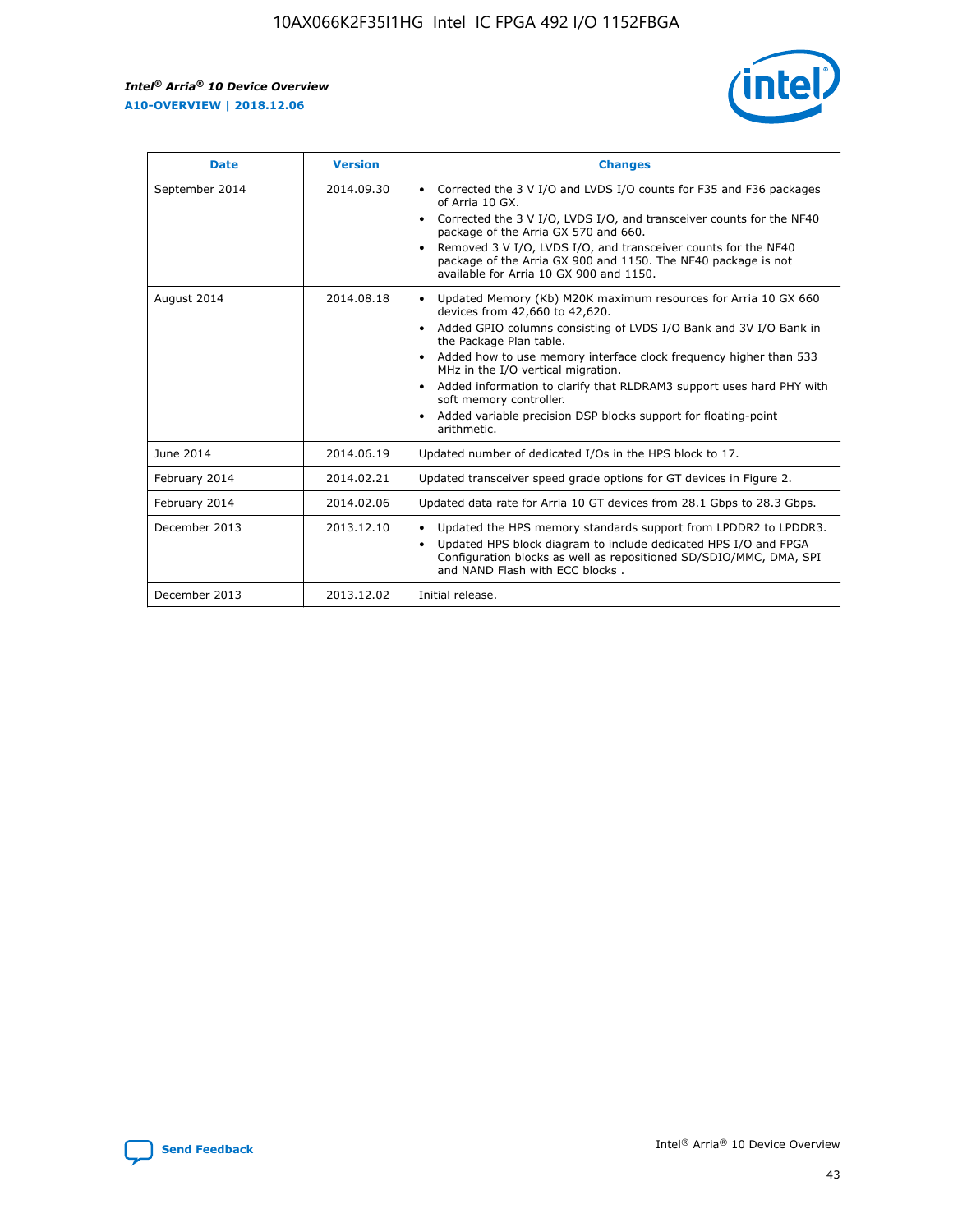| Date | Version | Changes |
| --- | --- | --- |
| September 2014 | 2014.09.30 | • Corrected the 3 V I/O and LVDS I/O counts for F35 and F36 packages of Arria 10 GX.<br>• Corrected the 3 V I/O, LVDS I/O, and transceiver counts for the NF40 package of the Arria GX 570 and 660.<br>• Removed 3 V I/O, LVDS I/O, and transceiver counts for the NF40 package of the Arria GX 900 and 1150. The NF40 package is not available for Arria 10 GX 900 and 1150. |
| August 2014 | 2014.08.18 | • Updated Memory (Kb) M20K maximum resources for Arria 10 GX 660 devices from 42,660 to 42,620.<br>• Added GPIO columns consisting of LVDS I/O Bank and 3V I/O Bank in the Package Plan table.<br>• Added how to use memory interface clock frequency higher than 533 MHz in the I/O vertical migration.<br>• Added information to clarify that RLDRAM3 support uses hard PHY with soft memory controller.<br>• Added variable precision DSP blocks support for floating-point arithmetic. |
| June 2014 | 2014.06.19 | Updated number of dedicated I/Os in the HPS block to 17. |
| February 2014 | 2014.02.21 | Updated transceiver speed grade options for GT devices in Figure 2. |
| February 2014 | 2014.02.06 | Updated data rate for Arria 10 GT devices from 28.1 Gbps to 28.3 Gbps. |
| December 2013 | 2013.12.10 | • Updated the HPS memory standards support from LPDDR2 to LPDDR3.<br>• Updated HPS block diagram to include dedicated HPS I/O and FPGA Configuration blocks as well as repositioned SD/SDIO/MMC, DMA, SPI and NAND Flash with ECC blocks . |
| December 2013 | 2013.12.02 | Initial release. |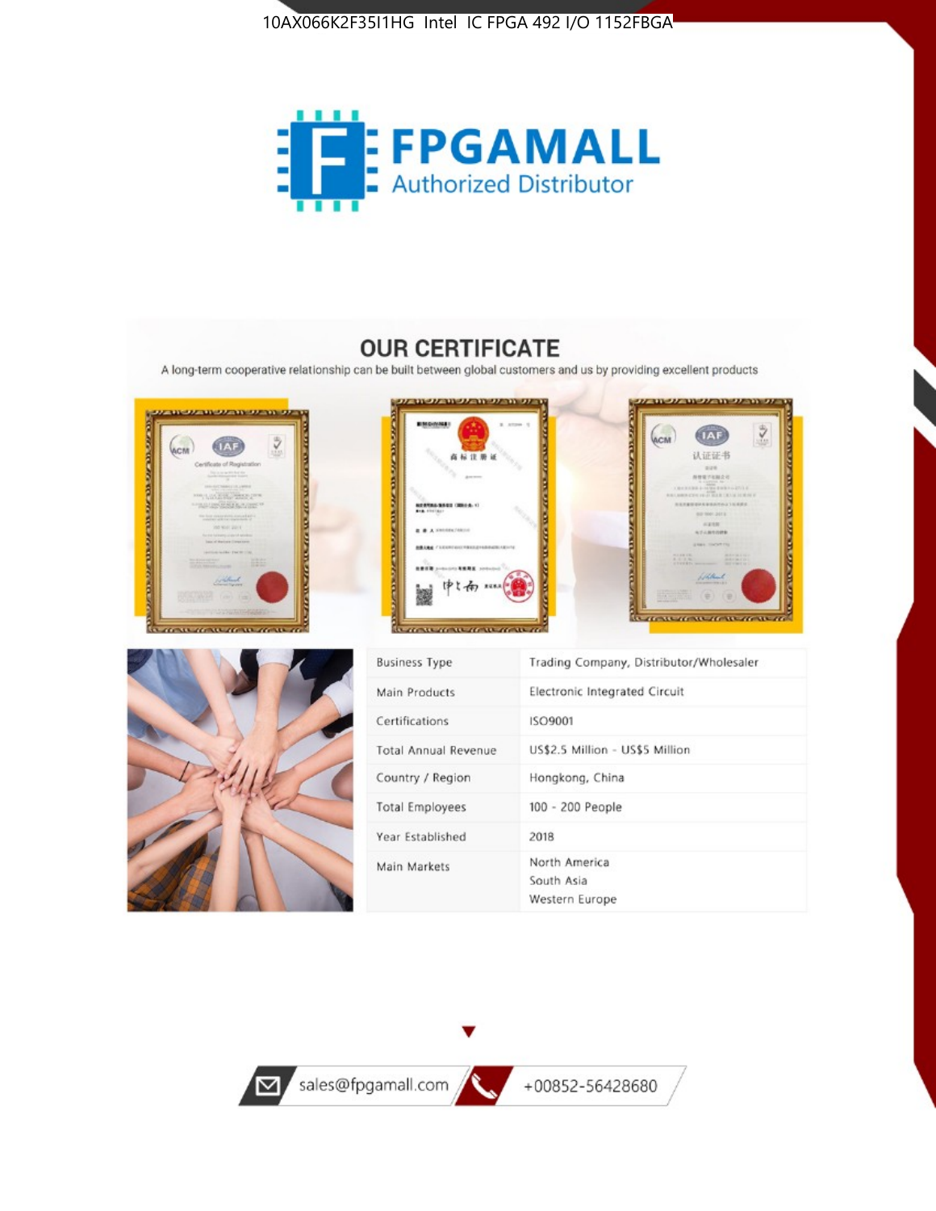FPGAMALL

Authorized Distributor

## OUR CERTIFICATE

A long-term cooperative relationship can be built between global customers and us by providing excellent products

| | |
|---|---|
| Business Type | Trading Company, Distributor/Wholesaler |
| Main Products | Electronic Integrated Circuit |
| Certifications | ISO9001 |
| Total Annual Revenue | US$2.5 Million - US$5 Million |
| Country / Region | Hongkong, China |
| Total Employees | 100 - 200 People |
| Year Established | 2018 |
| Main Markets | North America<br>South Asia<br>Western Europe |

sales@fpgamall.com

+00852-56428680